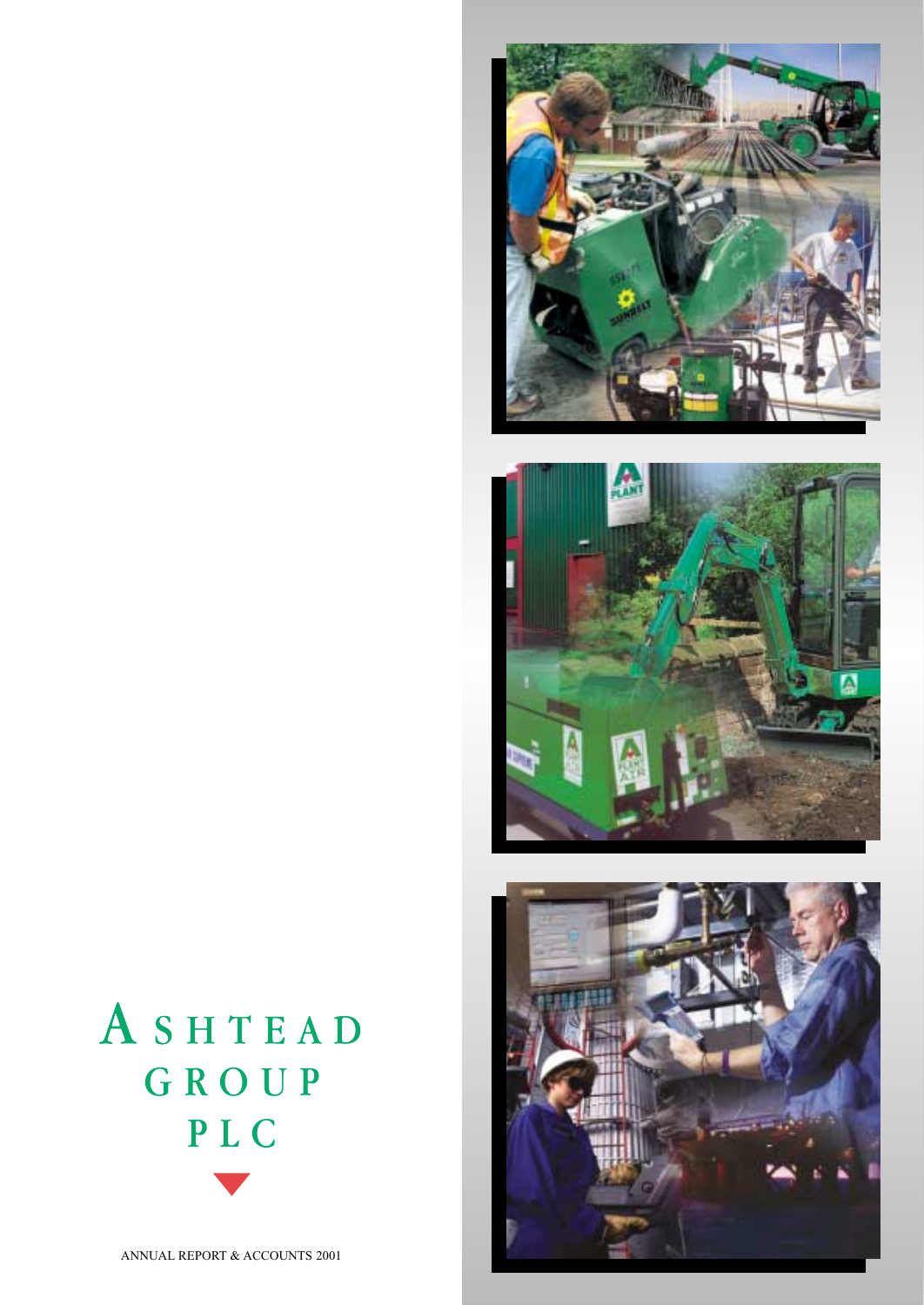# ASHTEAD GROUP PLC

ANNUAL REPORT & ACCOUNTS 2001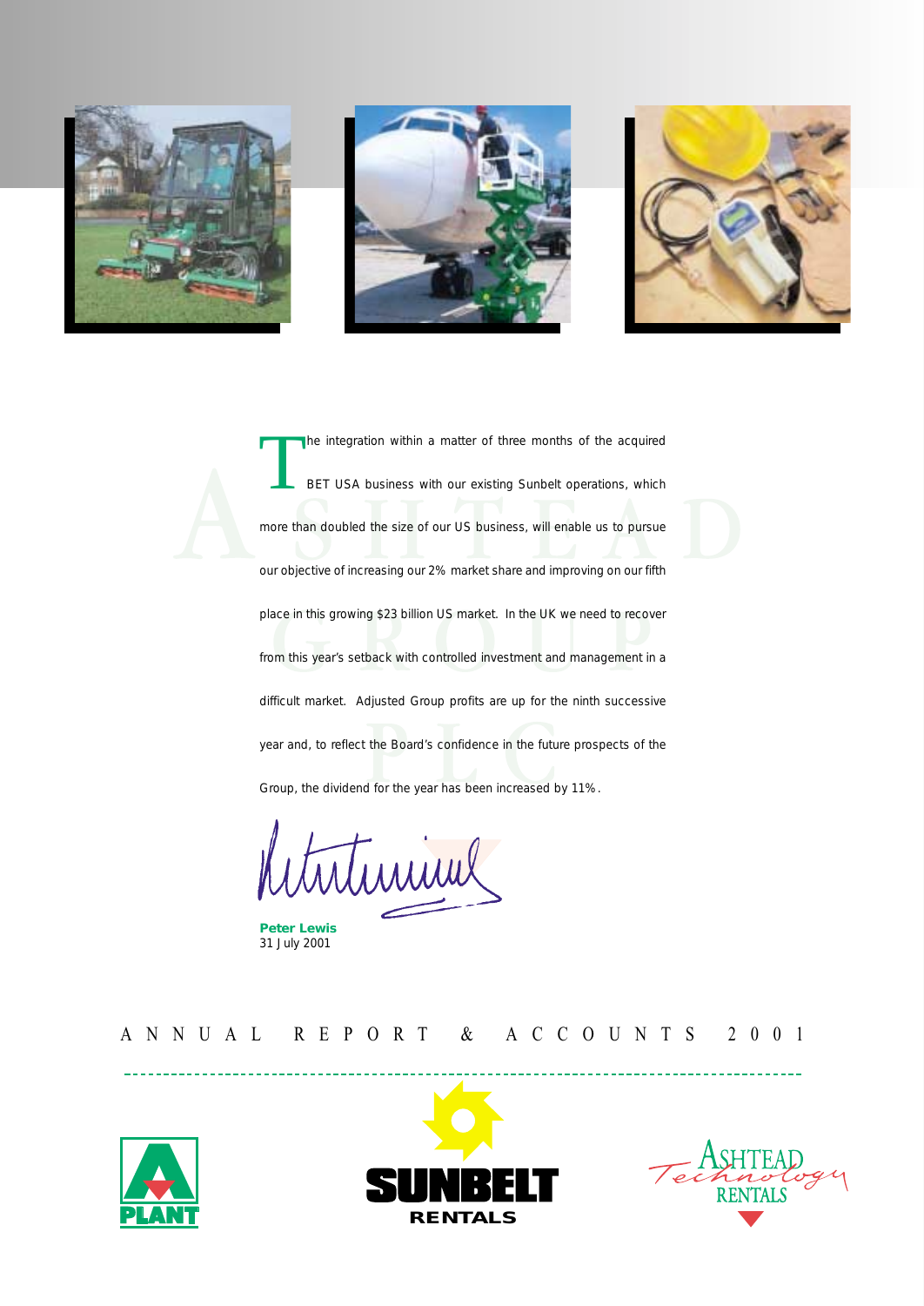The integration within a matter of three months of the acquired BET USA business with our existing Sunbelt operations, which more than doubled the size of our US business, will enable us to pursue our objective of increasing our 2% market share and improving on our fifth place in this growing $23 billion US market. In the UK we need to recover from this year's setback with controlled investment and management in a difficult market. Adjusted Group profits are up for the ninth successive year and, to reflect the Board's confidence in the future prospects of the Group, the dividend for the year has been increased by 11%.

**Peter Lewis**
31 July 2001

ANNUAL REPORT & ACCOUNTS 2001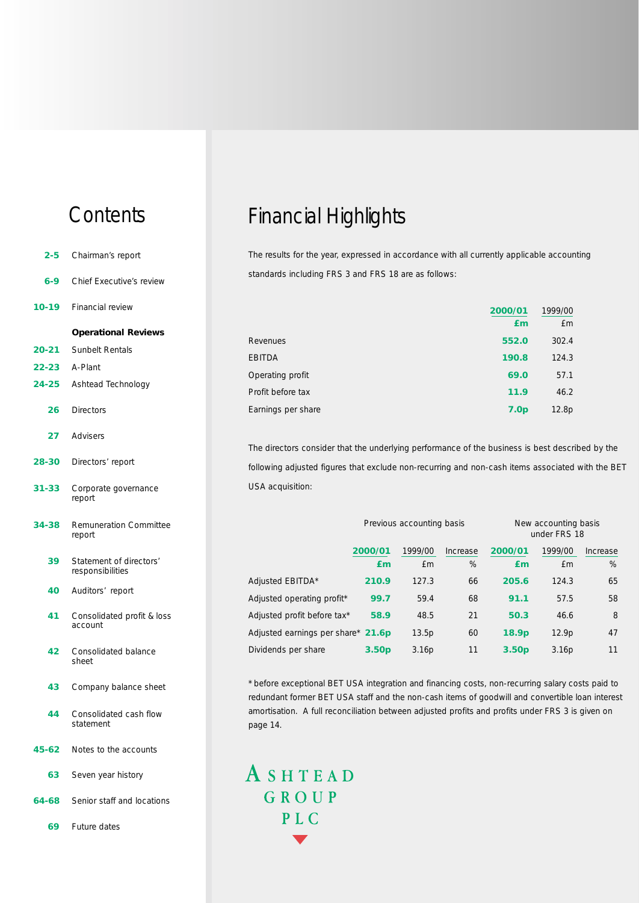# Contents

| | |
|---|---|
| 2-5 | Chairman's report |
| 6-9 | Chief Executive's review |
| 10-19 | Financial review |
| | **Operational Reviews** |
| 20-21 | Sunbelt Rentals |
| 22-23 | A-Plant |
| 24-25 | Ashtead Technology |
| 26 | Directors |
| 27 | Advisers |
| 28-30 | Directors' report |
| 31-33 | Corporate governance report |
| 34-38 | Remuneration Committee report |
| 39 | Statement of directors' responsibilities |
| 40 | Auditors' report |
| 41 | Consolidated profit & loss account |
| 42 | Consolidated balance sheet |
| 43 | Company balance sheet |
| 44 | Consolidated cash flow statement |
| 45-62 | Notes to the accounts |
| 63 | Seven year history |
| 64-68 | Senior staff and locations |
| 69 | Future dates |

# Financial Highlights

The results for the year, expressed in accordance with all currently applicable accounting standards including FRS 3 and FRS 18 are as follows:

| | **2000/01 £m** | 1999/00 £m |
|---|---|---|
| Revenues | **552.0** | 302.4 |
| EBITDA | **190.8** | 124.3 |
| Operating profit | **69.0** | 57.1 |
| Profit before tax | **11.9** | 46.2 |
| Earnings per share | **7.0p** | 12.8p |

The directors consider that the underlying performance of the business is best described by the following adjusted figures that exclude non-recurring and non-cash items associated with the BET USA acquisition:

| | Previous accounting basis | | | New accounting basis under FRS 18 | | |
|---|---|---|---|---|---|---|
| | **2000/01 £m** | 1999/00 £m | Increase % | **2000/01 £m** | 1999/00 £m | Increase % |
| Adjusted EBITDA* | **210.9** | 127.3 | 66 | **205.6** | 124.3 | 65 |
| Adjusted operating profit* | **99.7** | 59.4 | 68 | **91.1** | 57.5 | 58 |
| Adjusted profit before tax* | **58.9** | 48.5 | 21 | **50.3** | 46.6 | 8 |
| Adjusted earnings per share* | **21.6p** | 13.5p | 60 | **18.9p** | 12.9p | 47 |
| Dividends per share | **3.50p** | 3.16p | 11 | **3.50p** | 3.16p | 11 |

* before exceptional BET USA integration and financing costs, non-recurring salary costs paid to redundant former BET USA staff and the non-cash items of goodwill and convertible loan interest amortisation. A full reconciliation between adjusted profits and profits under FRS 3 is given on page 14.

ASHTEAD GROUP PLC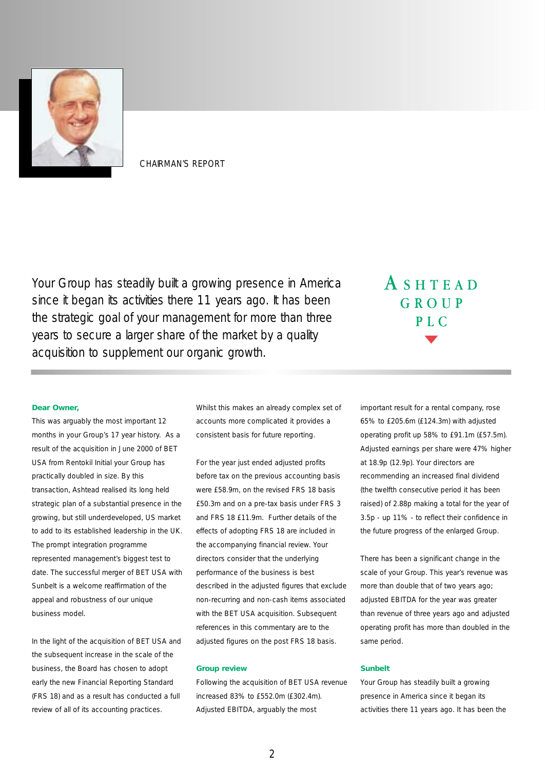# CHAIRMAN'S REPORT

*Your Group has steadily built a growing presence in America since it began its activities there 11 years ago. It has been the strategic goal of your management for more than three years to secure a larger share of the market by a quality acquisition to supplement our organic growth.*

ASHTEAD GROUP PLC

**Dear Owner,**

This was arguably the most important 12 months in your Group's 17 year history. As a result of the acquisition in June 2000 of BET USA from Rentokil Initial your Group has practically doubled in size. By this transaction, Ashtead realised its long held strategic plan of a substantial presence in the growing, but still underdeveloped, US market to add to its established leadership in the UK. The prompt integration programme represented management's biggest test to date. The successful merger of BET USA with Sunbelt is a welcome reaffirmation of the appeal and robustness of our unique business model.

In the light of the acquisition of BET USA and the subsequent increase in the scale of the business, the Board has chosen to adopt early the new Financial Reporting Standard (FRS 18) and as a result has conducted a full review of all of its accounting practices. Whilst this makes an already complex set of accounts more complicated it provides a consistent basis for future reporting.

For the year just ended adjusted profits before tax on the previous accounting basis were £58.9m, on the revised FRS 18 basis £50.3m and on a pre-tax basis under FRS 3 and FRS 18 £11.9m. Further details of the effects of adopting FRS 18 are included in the accompanying financial review. Your directors consider that the underlying performance of the business is best described in the adjusted figures that exclude non-recurring and non-cash items associated with the BET USA acquisition. Subsequent references in this commentary are to the adjusted figures on the post FRS 18 basis.

**Group review**

Following the acquisition of BET USA revenue increased 83% to £552.0m (£302.4m). Adjusted EBITDA, arguably the most important result for a rental company, rose 65% to £205.6m (£124.3m) with adjusted operating profit up 58% to £91.1m (£57.5m). Adjusted earnings per share were 47% higher at 18.9p (12.9p). Your directors are recommending an increased final dividend (the twelfth consecutive period it has been raised) of 2.88p making a total for the year of 3.5p - up 11% - to reflect their confidence in the future progress of the enlarged Group.

There has been a significant change in the scale of your Group. This year's revenue was more than double that of two years ago; adjusted EBITDA for the year was greater than revenue of three years ago and adjusted operating profit has more than doubled in the same period.

**Sunbelt**

Your Group has steadily built a growing presence in America since it began its activities there 11 years ago. It has been the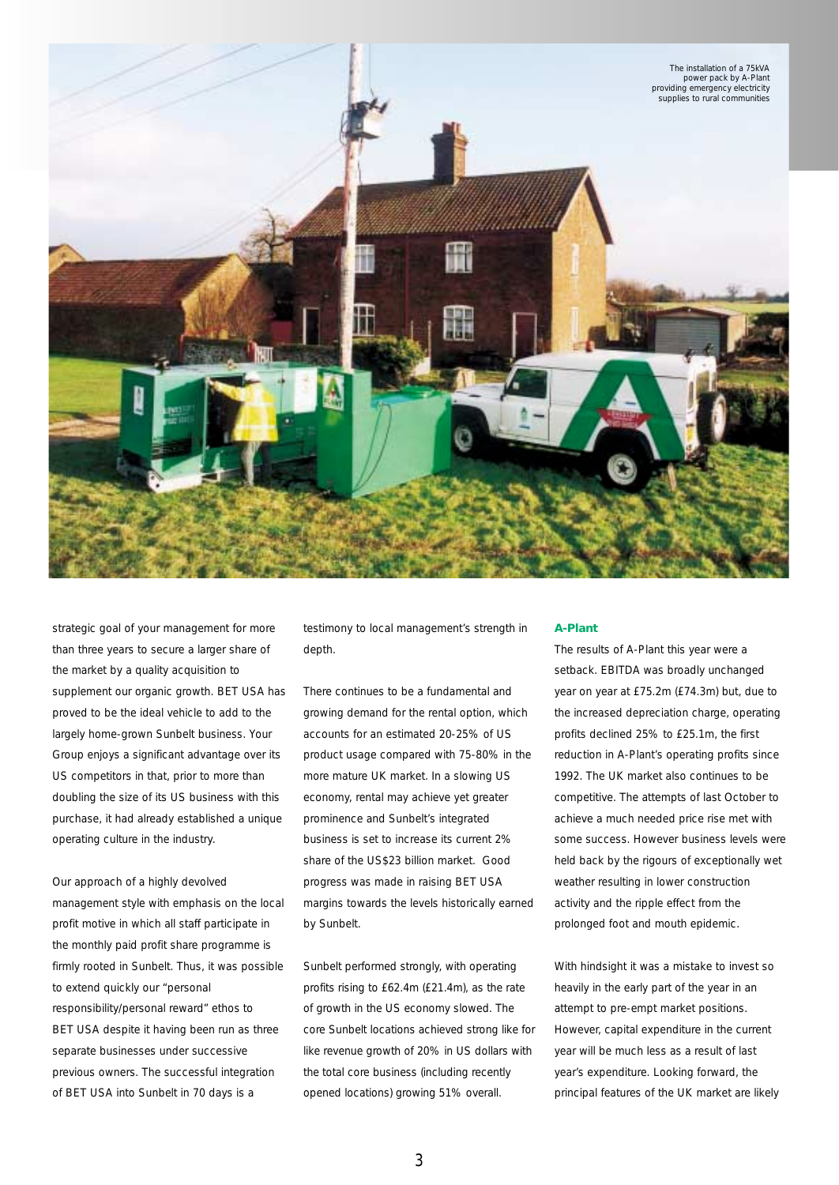The installation of a 75kVA power pack by A-Plant providing emergency electricity supplies to rural communities

strategic goal of your management for more than three years to secure a larger share of the market by a quality acquisition to supplement our organic growth. BET USA has proved to be the ideal vehicle to add to the largely home-grown Sunbelt business. Your Group enjoys a significant advantage over its US competitors in that, prior to more than doubling the size of its US business with this purchase, it had already established a unique operating culture in the industry.

Our approach of a highly devolved management style with emphasis on the local profit motive in which all staff participate in the monthly paid profit share programme is firmly rooted in Sunbelt. Thus, it was possible to extend quickly our "personal responsibility/personal reward" ethos to BET USA despite it having been run as three separate businesses under successive previous owners. The successful integration of BET USA into Sunbelt in 70 days is a testimony to local management's strength in depth.

There continues to be a fundamental and growing demand for the rental option, which accounts for an estimated 20-25% of US product usage compared with 75-80% in the more mature UK market. In a slowing US economy, rental may achieve yet greater prominence and Sunbelt's integrated business is set to increase its current 2% share of the US$23 billion market. Good progress was made in raising BET USA margins towards the levels historically earned by Sunbelt.

Sunbelt performed strongly, with operating profits rising to £62.4m (£21.4m), as the rate of growth in the US economy slowed. The core Sunbelt locations achieved strong like for like revenue growth of 20% in US dollars with the total core business (including recently opened locations) growing 51% overall.

### A-Plant

The results of A-Plant this year were a setback. EBITDA was broadly unchanged year on year at £75.2m (£74.3m) but, due to the increased depreciation charge, operating profits declined 25% to £25.1m, the first reduction in A-Plant's operating profits since 1992. The UK market also continues to be competitive. The attempts of last October to achieve a much needed price rise met with some success. However business levels were held back by the rigours of exceptionally wet weather resulting in lower construction activity and the ripple effect from the prolonged foot and mouth epidemic.

With hindsight it was a mistake to invest so heavily in the early part of the year in an attempt to pre-empt market positions. However, capital expenditure in the current year will be much less as a result of last year's expenditure. Looking forward, the principal features of the UK market are likely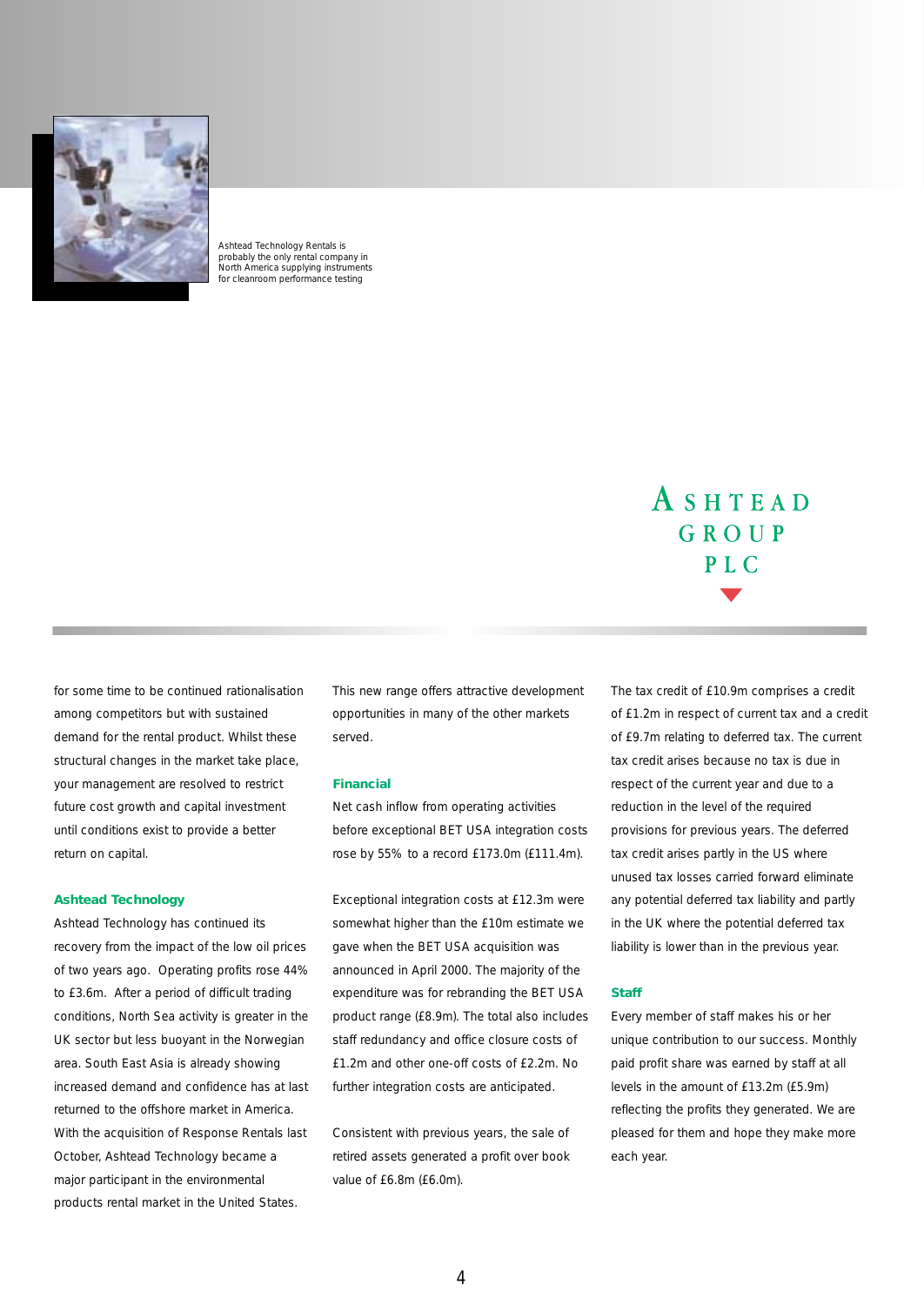Ashtead Technology Rentals is probably the only rental company in North America supplying instruments for cleanroom performance testing

for some time to be continued rationalisation among competitors but with sustained demand for the rental product. Whilst these structural changes in the market take place, your management are resolved to restrict future cost growth and capital investment until conditions exist to provide a better return on capital.

### Ashtead Technology

Ashtead Technology has continued its recovery from the impact of the low oil prices of two years ago. Operating profits rose 44% to £3.6m. After a period of difficult trading conditions, North Sea activity is greater in the UK sector but less buoyant in the Norwegian area. South East Asia is already showing increased demand and confidence has at last returned to the offshore market in America. With the acquisition of Response Rentals last October, Ashtead Technology became a major participant in the environmental products rental market in the United States. This new range offers attractive development opportunities in many of the other markets served.

### Financial

Net cash inflow from operating activities before exceptional BET USA integration costs rose by 55% to a record £173.0m (£111.4m).

Exceptional integration costs at £12.3m were somewhat higher than the £10m estimate we gave when the BET USA acquisition was announced in April 2000. The majority of the expenditure was for rebranding the BET USA product range (£8.9m). The total also includes staff redundancy and office closure costs of £1.2m and other one-off costs of £2.2m. No further integration costs are anticipated.

Consistent with previous years, the sale of retired assets generated a profit over book value of £6.8m (£6.0m).

The tax credit of £10.9m comprises a credit of £1.2m in respect of current tax and a credit of £9.7m relating to deferred tax. The current tax credit arises because no tax is due in respect of the current year and due to a reduction in the level of the required provisions for previous years. The deferred tax credit arises partly in the US where unused tax losses carried forward eliminate any potential deferred tax liability and partly in the UK where the potential deferred tax liability is lower than in the previous year.

### Staff

Every member of staff makes his or her unique contribution to our success. Monthly paid profit share was earned by staff at all levels in the amount of £13.2m (£5.9m) reflecting the profits they generated. We are pleased for them and hope they make more each year.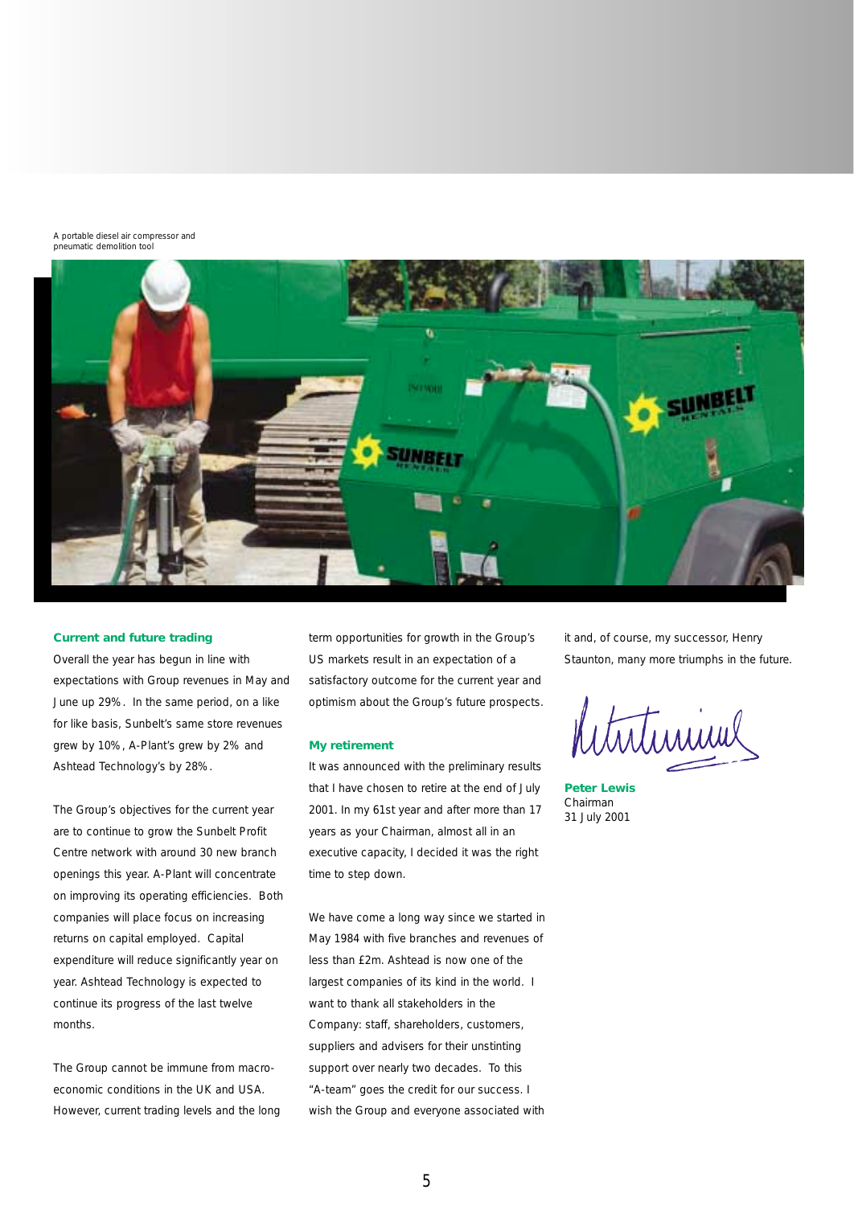A portable diesel air compressor and pneumatic demolition tool

### Current and future trading

Overall the year has begun in line with expectations with Group revenues in May and June up 29%. In the same period, on a like for like basis, Sunbelt's same store revenues grew by 10%, A-Plant's grew by 2% and Ashtead Technology's by 28%.

The Group's objectives for the current year are to continue to grow the Sunbelt Profit Centre network with around 30 new branch openings this year. A-Plant will concentrate on improving its operating efficiencies. Both companies will place focus on increasing returns on capital employed. Capital expenditure will reduce significantly year on year. Ashtead Technology is expected to continue its progress of the last twelve months.

The Group cannot be immune from macro-economic conditions in the UK and USA. However, current trading levels and the long term opportunities for growth in the Group's US markets result in an expectation of a satisfactory outcome for the current year and optimism about the Group's future prospects.

### My retirement

It was announced with the preliminary results that I have chosen to retire at the end of July 2001. In my 61st year and after more than 17 years as your Chairman, almost all in an executive capacity, I decided it was the right time to step down.

We have come a long way since we started in May 1984 with five branches and revenues of less than £2m. Ashtead is now one of the largest companies of its kind in the world. I want to thank all stakeholders in the Company: staff, shareholders, customers, suppliers and advisers for their unstinting support over nearly two decades. To this "A-team" goes the credit for our success. I wish the Group and everyone associated with it and, of course, my successor, Henry Staunton, many more triumphs in the future.

**Peter Lewis**
Chairman
31 July 2001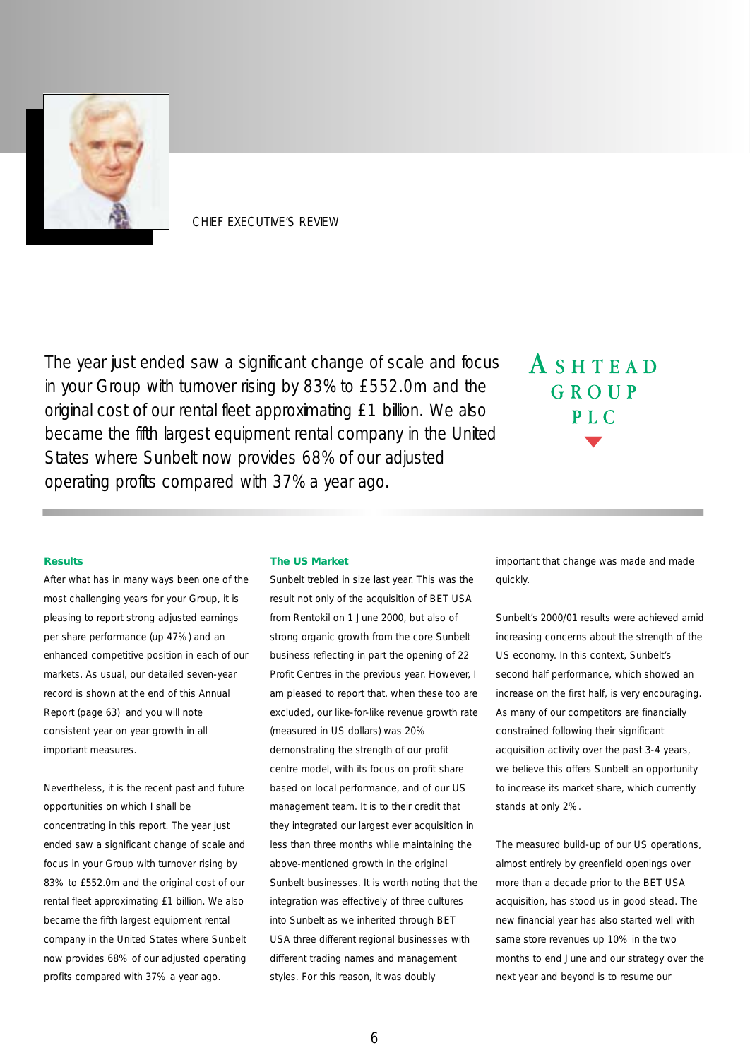CHIEF EXECUTIVE'S REVIEW

The year just ended saw a significant change of scale and focus in your Group with turnover rising by 83% to £552.0m and the original cost of our rental fleet approximating £1 billion. We also became the fifth largest equipment rental company in the United States where Sunbelt now provides 68% of our adjusted operating profits compared with 37% a year ago.

ASHTEAD GROUP PLC

### Results

After what has in many ways been one of the most challenging years for your Group, it is pleasing to report strong adjusted earnings per share performance (up 47%) and an enhanced competitive position in each of our markets. As usual, our detailed seven-year record is shown at the end of this Annual Report (page 63) and you will note consistent year on year growth in all important measures.

Nevertheless, it is the recent past and future opportunities on which I shall be concentrating in this report. The year just ended saw a significant change of scale and focus in your Group with turnover rising by 83% to £552.0m and the original cost of our rental fleet approximating £1 billion. We also became the fifth largest equipment rental company in the United States where Sunbelt now provides 68% of our adjusted operating profits compared with 37% a year ago.

### The US Market

Sunbelt trebled in size last year. This was the result not only of the acquisition of BET USA from Rentokil on 1 June 2000, but also of strong organic growth from the core Sunbelt business reflecting in part the opening of 22 Profit Centres in the previous year. However, I am pleased to report that, when these too are excluded, our like-for-like revenue growth rate (measured in US dollars) was 20% demonstrating the strength of our profit centre model, with its focus on profit share based on local performance, and of our US management team. It is to their credit that they integrated our largest ever acquisition in less than three months while maintaining the above-mentioned growth in the original Sunbelt businesses. It is worth noting that the integration was effectively of three cultures into Sunbelt as we inherited through BET USA three different regional businesses with different trading names and management styles. For this reason, it was doubly important that change was made and made quickly.

Sunbelt's 2000/01 results were achieved amid increasing concerns about the strength of the US economy. In this context, Sunbelt's second half performance, which showed an increase on the first half, is very encouraging. As many of our competitors are financially constrained following their significant acquisition activity over the past 3-4 years, we believe this offers Sunbelt an opportunity to increase its market share, which currently stands at only 2%.

The measured build-up of our US operations, almost entirely by greenfield openings over more than a decade prior to the BET USA acquisition, has stood us in good stead. The new financial year has also started well with same store revenues up 10% in the two months to end June and our strategy over the next year and beyond is to resume our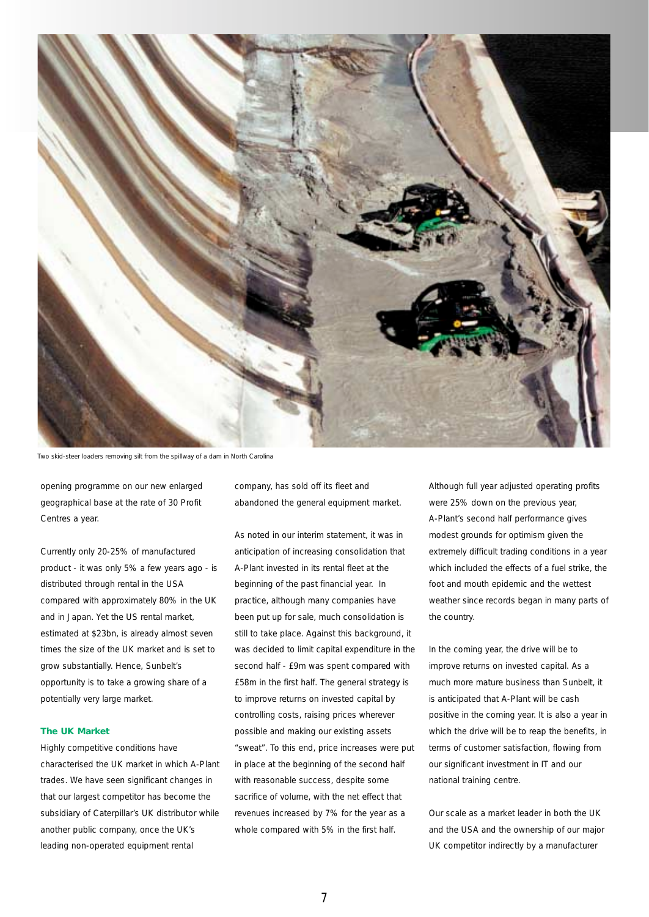Two skid-steer loaders removing silt from the spillway of a dam in North Carolina

opening programme on our new enlarged geographical base at the rate of 30 Profit Centres a year.

Currently only 20-25% of manufactured product - it was only 5% a few years ago - is distributed through rental in the USA compared with approximately 80% in the UK and in Japan. Yet the US rental market, estimated at $23bn, is already almost seven times the size of the UK market and is set to grow substantially. Hence, Sunbelt's opportunity is to take a growing share of a potentially very large market.

### The UK Market

Highly competitive conditions have characterised the UK market in which A-Plant trades. We have seen significant changes in that our largest competitor has become the subsidiary of Caterpillar's UK distributor while another public company, once the UK's leading non-operated equipment rental company, has sold off its fleet and abandoned the general equipment market.

As noted in our interim statement, it was in anticipation of increasing consolidation that A-Plant invested in its rental fleet at the beginning of the past financial year. In practice, although many companies have been put up for sale, much consolidation is still to take place. Against this background, it was decided to limit capital expenditure in the second half - £9m was spent compared with £58m in the first half. The general strategy is to improve returns on invested capital by controlling costs, raising prices wherever possible and making our existing assets "sweat". To this end, price increases were put in place at the beginning of the second half with reasonable success, despite some sacrifice of volume, with the net effect that revenues increased by 7% for the year as a whole compared with 5% in the first half.

Although full year adjusted operating profits were 25% down on the previous year, A-Plant's second half performance gives modest grounds for optimism given the extremely difficult trading conditions in a year which included the effects of a fuel strike, the foot and mouth epidemic and the wettest weather since records began in many parts of the country.

In the coming year, the drive will be to improve returns on invested capital. As a much more mature business than Sunbelt, it is anticipated that A-Plant will be cash positive in the coming year. It is also a year in which the drive will be to reap the benefits, in terms of customer satisfaction, flowing from our significant investment in IT and our national training centre.

Our scale as a market leader in both the UK and the USA and the ownership of our major UK competitor indirectly by a manufacturer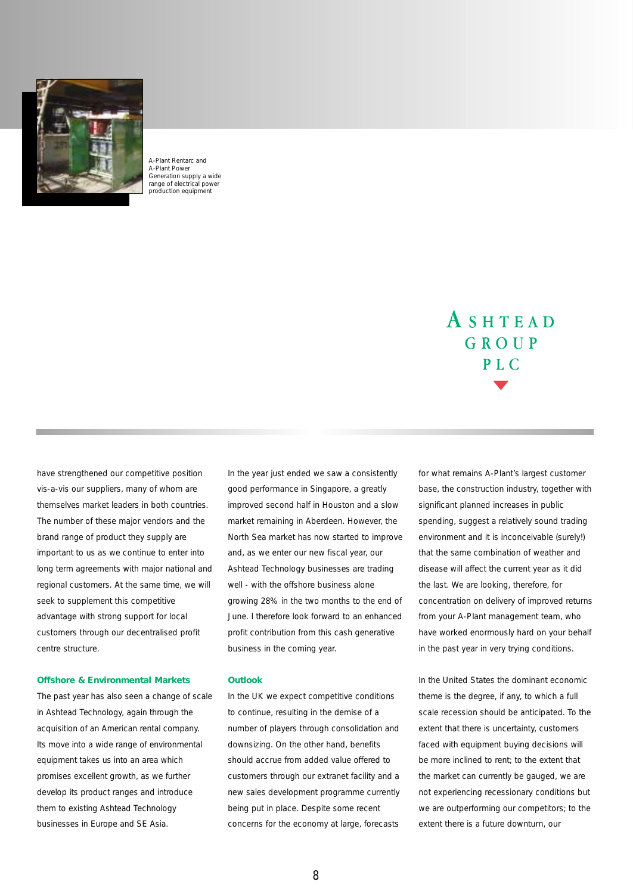A-Plant Rentarc and A-Plant Power Generation supply a wide range of electrical power production equipment

have strengthened our competitive position vis-a-vis our suppliers, many of whom are themselves market leaders in both countries. The number of these major vendors and the brand range of product they supply are important to us as we continue to enter into long term agreements with major national and regional customers. At the same time, we will seek to supplement this competitive advantage with strong support for local customers through our decentralised profit centre structure.

### Offshore & Environmental Markets

The past year has also seen a change of scale in Ashtead Technology, again through the acquisition of an American rental company. Its move into a wide range of environmental equipment takes us into an area which promises excellent growth, as we further develop its product ranges and introduce them to existing Ashtead Technology businesses in Europe and SE Asia.

In the year just ended we saw a consistently good performance in Singapore, a greatly improved second half in Houston and a slow market remaining in Aberdeen. However, the North Sea market has now started to improve and, as we enter our new fiscal year, our Ashtead Technology businesses are trading well - with the offshore business alone growing 28% in the two months to the end of June. I therefore look forward to an enhanced profit contribution from this cash generative business in the coming year.

### Outlook

In the UK we expect competitive conditions to continue, resulting in the demise of a number of players through consolidation and downsizing. On the other hand, benefits should accrue from added value offered to customers through our extranet facility and a new sales development programme currently being put in place. Despite some recent concerns for the economy at large, forecasts for what remains A-Plant's largest customer base, the construction industry, together with significant planned increases in public spending, suggest a relatively sound trading environment and it is inconceivable (surely!) that the same combination of weather and disease will affect the current year as it did the last. We are looking, therefore, for concentration on delivery of improved returns from your A-Plant management team, who have worked enormously hard on your behalf in the past year in very trying conditions.

In the United States the dominant economic theme is the degree, if any, to which a full scale recession should be anticipated. To the extent that there is uncertainty, customers faced with equipment buying decisions will be more inclined to rent; to the extent that the market can currently be gauged, we are not experiencing recessionary conditions but we are outperforming our competitors; to the extent there is a future downturn, our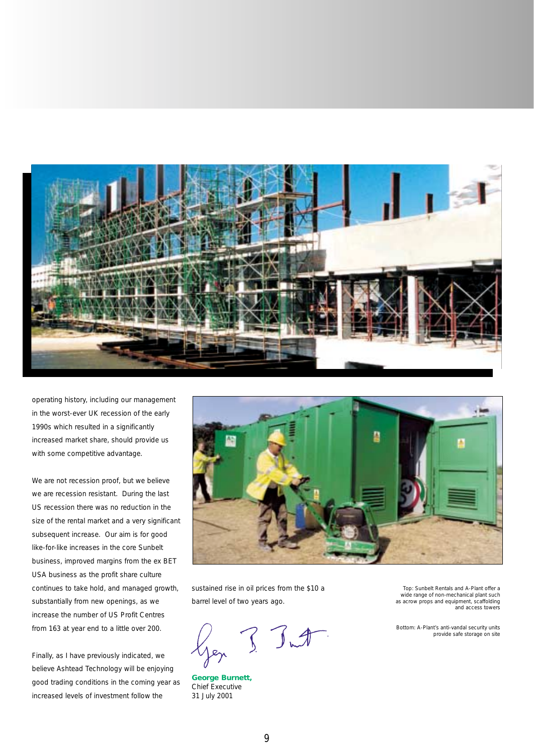operating history, including our management in the worst-ever UK recession of the early 1990s which resulted in a significantly increased market share, should provide us with some competitive advantage.

We are not recession proof, but we believe we are recession resistant. During the last US recession there was no reduction in the size of the rental market and a very significant subsequent increase. Our aim is for good like-for-like increases in the core Sunbelt business, improved margins from the ex BET USA business as the profit share culture continues to take hold, and managed growth, substantially from new openings, as we increase the number of US Profit Centres from 163 at year end to a little over 200.

Finally, as I have previously indicated, we believe Ashtead Technology will be enjoying good trading conditions in the coming year as increased levels of investment follow the sustained rise in oil prices from the $10 a barrel level of two years ago.

**George Burnett,**
Chief Executive
31 July 2001

Top: Sunbelt Rentals and A-Plant offer a wide range of non-mechanical plant such as acrow props and equipment, scaffolding and access towers

Bottom: A-Plant's anti-vandal security units provide safe storage on site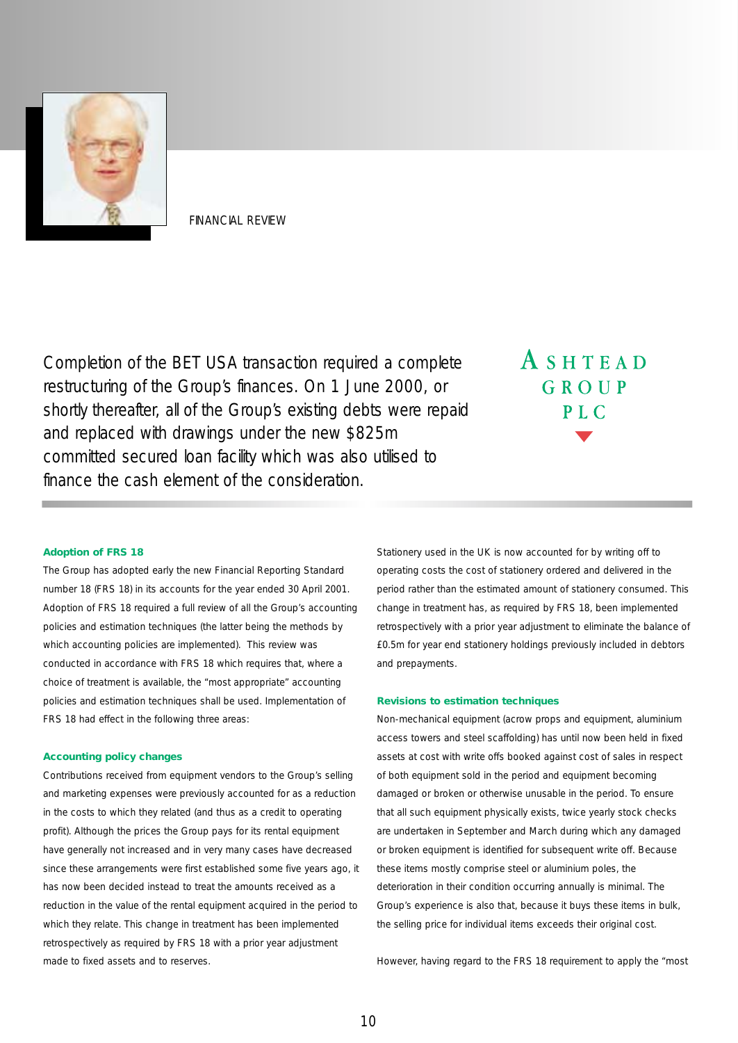FINANCIAL REVIEW

Completion of the BET USA transaction required a complete restructuring of the Group's finances. On 1 June 2000, or shortly thereafter, all of the Group's existing debts were repaid and replaced with drawings under the new $825m committed secured loan facility which was also utilised to finance the cash element of the consideration.

ASHTEAD GROUP PLC

### Adoption of FRS 18

The Group has adopted early the new Financial Reporting Standard number 18 (FRS 18) in its accounts for the year ended 30 April 2001. Adoption of FRS 18 required a full review of all the Group's accounting policies and estimation techniques (the latter being the methods by which accounting policies are implemented). This review was conducted in accordance with FRS 18 which requires that, where a choice of treatment is available, the "most appropriate" accounting policies and estimation techniques shall be used. Implementation of FRS 18 had effect in the following three areas:

### Accounting policy changes

Contributions received from equipment vendors to the Group's selling and marketing expenses were previously accounted for as a reduction in the costs to which they related (and thus as a credit to operating profit). Although the prices the Group pays for its rental equipment have generally not increased and in very many cases have decreased since these arrangements were first established some five years ago, it has now been decided instead to treat the amounts received as a reduction in the value of the rental equipment acquired in the period to which they relate. This change in treatment has been implemented retrospectively as required by FRS 18 with a prior year adjustment made to fixed assets and to reserves.

Stationery used in the UK is now accounted for by writing off to operating costs the cost of stationery ordered and delivered in the period rather than the estimated amount of stationery consumed. This change in treatment has, as required by FRS 18, been implemented retrospectively with a prior year adjustment to eliminate the balance of £0.5m for year end stationery holdings previously included in debtors and prepayments.

### Revisions to estimation techniques

Non-mechanical equipment (acrow props and equipment, aluminium access towers and steel scaffolding) has until now been held in fixed assets at cost with write offs booked against cost of sales in respect of both equipment sold in the period and equipment becoming damaged or broken or otherwise unusable in the period. To ensure that all such equipment physically exists, twice yearly stock checks are undertaken in September and March during which any damaged or broken equipment is identified for subsequent write off. Because these items mostly comprise steel or aluminium poles, the deterioration in their condition occurring annually is minimal. The Group's experience is also that, because it buys these items in bulk, the selling price for individual items exceeds their original cost.

However, having regard to the FRS 18 requirement to apply the "most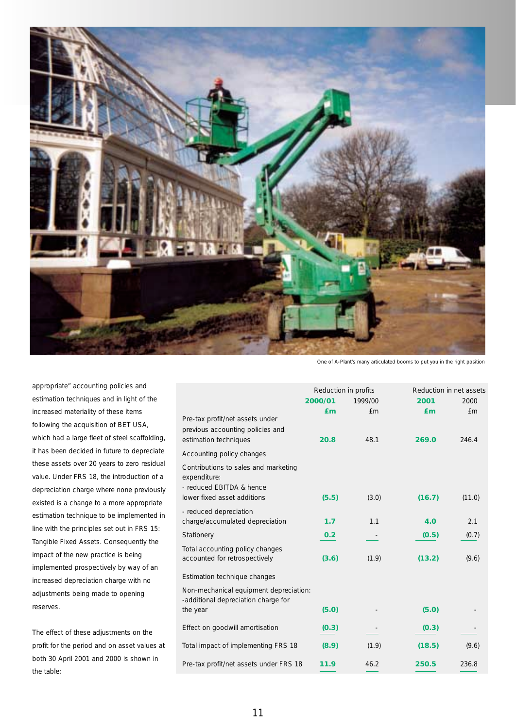One of A-Plant's many articulated booms to put you in the right position

appropriate" accounting policies and estimation techniques and in light of the increased materiality of these items following the acquisition of BET USA, which had a large fleet of steel scaffolding, it has been decided in future to depreciate these assets over 20 years to zero residual value. Under FRS 18, the introduction of a depreciation charge where none previously existed is a change to a more appropriate estimation technique to be implemented in line with the principles set out in FRS 15: Tangible Fixed Assets. Consequently the impact of the new practice is being implemented prospectively by way of an increased depreciation charge with no adjustments being made to opening reserves.

The effect of these adjustments on the profit for the period and on asset values at both 30 April 2001 and 2000 is shown in the table:

| | Reduction in profits | | Reduction in net assets | |
|---|---|---|---|---|
| | **2000/01** | 1999/00 | **2001** | 2000 |
| | **£m** | £m | **£m** | £m |
| Pre-tax profit/net assets under previous accounting policies and estimation techniques | **20.8** | 48.1 | **269.0** | 246.4 |
| Accounting policy changes | | | | |
| Contributions to sales and marketing expenditure: | | | | |
| - reduced EBITDA & hence lower fixed asset additions | **(5.5)** | (3.0) | **(16.7)** | (11.0) |
| - reduced depreciation charge/accumulated depreciation | **1.7** | 1.1 | **4.0** | 2.1 |
| Stationery | **0.2** | - | **(0.5)** | (0.7) |
| Total accounting policy changes accounted for retrospectively | **(3.6)** | (1.9) | **(13.2)** | (9.6) |
| Estimation technique changes | | | | |
| Non-mechanical equipment depreciation: -additional depreciation charge for the year | **(5.0)** | - | **(5.0)** | - |
| Effect on goodwill amortisation | **(0.3)** | - | **(0.3)** | - |
| Total impact of implementing FRS 18 | **(8.9)** | (1.9) | **(18.5)** | (9.6) |
| Pre-tax profit/net assets under FRS 18 | **11.9** | 46.2 | **250.5** | 236.8 |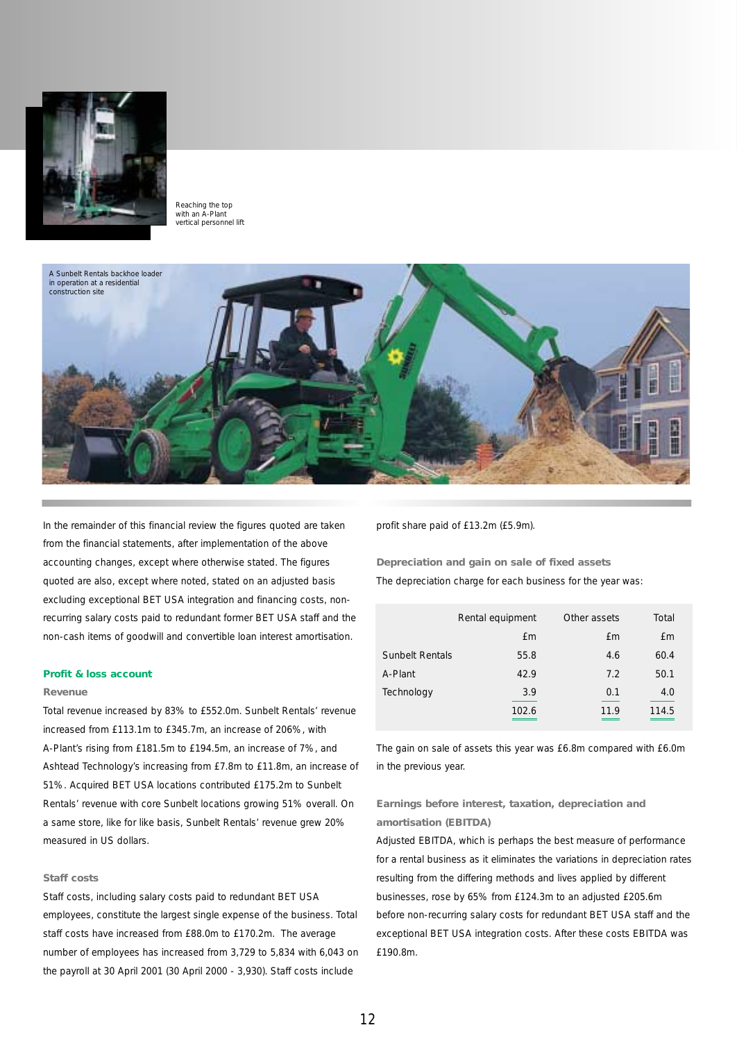Reaching the top with an A-Plant vertical personnel lift

A Sunbelt Rentals backhoe loader in operation at a residential construction site

In the remainder of this financial review the figures quoted are taken from the financial statements, after implementation of the above accounting changes, except where otherwise stated. The figures quoted are also, except where noted, stated on an adjusted basis excluding exceptional BET USA integration and financing costs, non-recurring salary costs paid to redundant former BET USA staff and the non-cash items of goodwill and convertible loan interest amortisation.

## Profit & loss account

### Revenue

Total revenue increased by 83% to £552.0m. Sunbelt Rentals' revenue increased from £113.1m to £345.7m, an increase of 206%, with A-Plant's rising from £181.5m to £194.5m, an increase of 7%, and Ashtead Technology's increasing from £7.8m to £11.8m, an increase of 51%. Acquired BET USA locations contributed £175.2m to Sunbelt Rentals' revenue with core Sunbelt locations growing 51% overall. On a same store, like for like basis, Sunbelt Rentals' revenue grew 20% measured in US dollars.

### Staff costs

Staff costs, including salary costs paid to redundant BET USA employees, constitute the largest single expense of the business. Total staff costs have increased from £88.0m to £170.2m. The average number of employees has increased from 3,729 to 5,834 with 6,043 on the payroll at 30 April 2001 (30 April 2000 - 3,930). Staff costs include profit share paid of £13.2m (£5.9m).

### Depreciation and gain on sale of fixed assets

The depreciation charge for each business for the year was:

| | Rental equipment | Other assets | Total |
|---|---|---|---|
| | £m | £m | £m |
| Sunbelt Rentals | 55.8 | 4.6 | 60.4 |
| A-Plant | 42.9 | 7.2 | 50.1 |
| Technology | 3.9 | 0.1 | 4.0 |
| | 102.6 | 11.9 | 114.5 |

The gain on sale of assets this year was £6.8m compared with £6.0m in the previous year.

### Earnings before interest, taxation, depreciation and amortisation (EBITDA)

Adjusted EBITDA, which is perhaps the best measure of performance for a rental business as it eliminates the variations in depreciation rates resulting from the differing methods and lives applied by different businesses, rose by 65% from £124.3m to an adjusted £205.6m before non-recurring salary costs for redundant BET USA staff and the exceptional BET USA integration costs. After these costs EBITDA was £190.8m.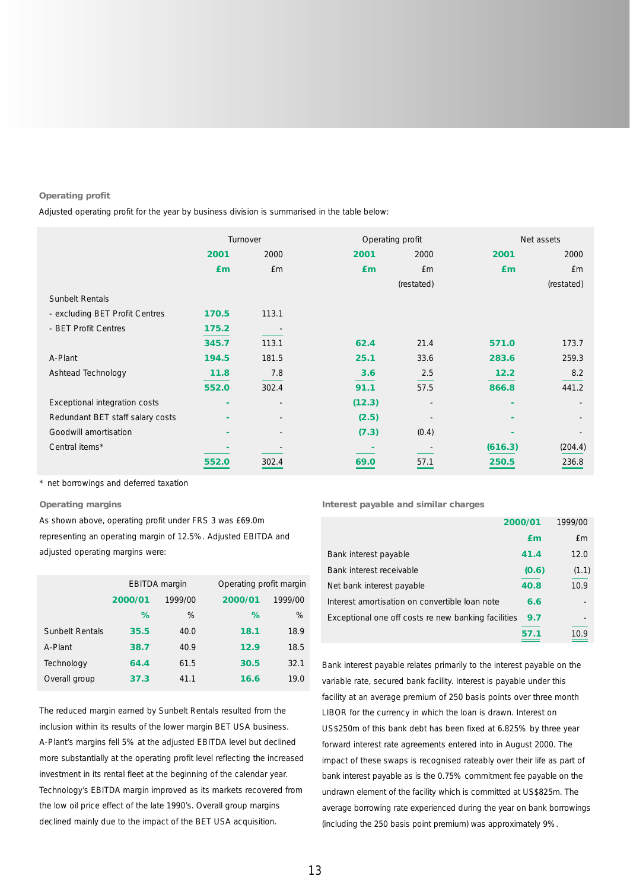### Operating profit

Adjusted operating profit for the year by business division is summarised in the table below:

| | Turnover | | Operating profit | | Net assets | |
|---|---|---|---|---|---|---|
| | **2001** | 2000 | **2001** | 2000 | **2001** | 2000 |
| | **£m** | £m | **£m** | £m | **£m** | £m |
| | | | | (restated) | | (restated) |
| Sunbelt Rentals | | | | | | |
| - excluding BET Profit Centres | **170.5** | 113.1 | | | | |
| - BET Profit Centres | **175.2** | - | | | | |
| | **345.7** | 113.1 | **62.4** | 21.4 | **571.0** | 173.7 |
| A-Plant | **194.5** | 181.5 | **25.1** | 33.6 | **283.6** | 259.3 |
| Ashtead Technology | **11.8** | 7.8 | **3.6** | 2.5 | **12.2** | 8.2 |
| | **552.0** | 302.4 | **91.1** | 57.5 | **866.8** | 441.2 |
| Exceptional integration costs | **-** | - | **(12.3)** | - | **-** | - |
| Redundant BET staff salary costs | **-** | - | **(2.5)** | - | **-** | - |
| Goodwill amortisation | **-** | - | **(7.3)** | (0.4) | **-** | - |
| Central items* | **-** | - | **-** | - | **(616.3)** | (204.4) |
| | **552.0** | 302.4 | **69.0** | 57.1 | **250.5** | 236.8 |

\* net borrowings and deferred taxation

### Operating margins

As shown above, operating profit under FRS 3 was £69.0m representing an operating margin of 12.5%. Adjusted EBITDA and adjusted operating margins were:

| | EBITDA margin | | Operating profit margin | |
|---|---|---|---|---|
| | **2000/01** | 1999/00 | **2000/01** | 1999/00 |
| | **%** | % | **%** | % |
| Sunbelt Rentals | **35.5** | 40.0 | **18.1** | 18.9 |
| A-Plant | **38.7** | 40.9 | **12.9** | 18.5 |
| Technology | **64.4** | 61.5 | **30.5** | 32.1 |
| Overall group | **37.3** | 41.1 | **16.6** | 19.0 |

The reduced margin earned by Sunbelt Rentals resulted from the inclusion within its results of the lower margin BET USA business. A-Plant's margins fell 5% at the adjusted EBITDA level but declined more substantially at the operating profit level reflecting the increased investment in its rental fleet at the beginning of the calendar year. Technology's EBITDA margin improved as its markets recovered from the low oil price effect of the late 1990's. Overall group margins declined mainly due to the impact of the BET USA acquisition.

### Interest payable and similar charges

| | **2000/01** | 1999/00 |
|---|---|---|
| | **£m** | £m |
| Bank interest payable | **41.4** | 12.0 |
| Bank interest receivable | **(0.6)** | (1.1) |
| Net bank interest payable | **40.8** | 10.9 |
| Interest amortisation on convertible loan note | **6.6** | - |
| Exceptional one off costs re new banking facilities | **9.7** | - |
| | **57.1** | 10.9 |

Bank interest payable relates primarily to the interest payable on the variable rate, secured bank facility. Interest is payable under this facility at an average premium of 250 basis points over three month LIBOR for the currency in which the loan is drawn. Interest on US$250m of this bank debt has been fixed at 6.825% by three year forward interest rate agreements entered into in August 2000. The impact of these swaps is recognised rateably over their life as part of bank interest payable as is the 0.75% commitment fee payable on the undrawn element of the facility which is committed at US$825m. The average borrowing rate experienced during the year on bank borrowings (including the 250 basis point premium) was approximately 9%.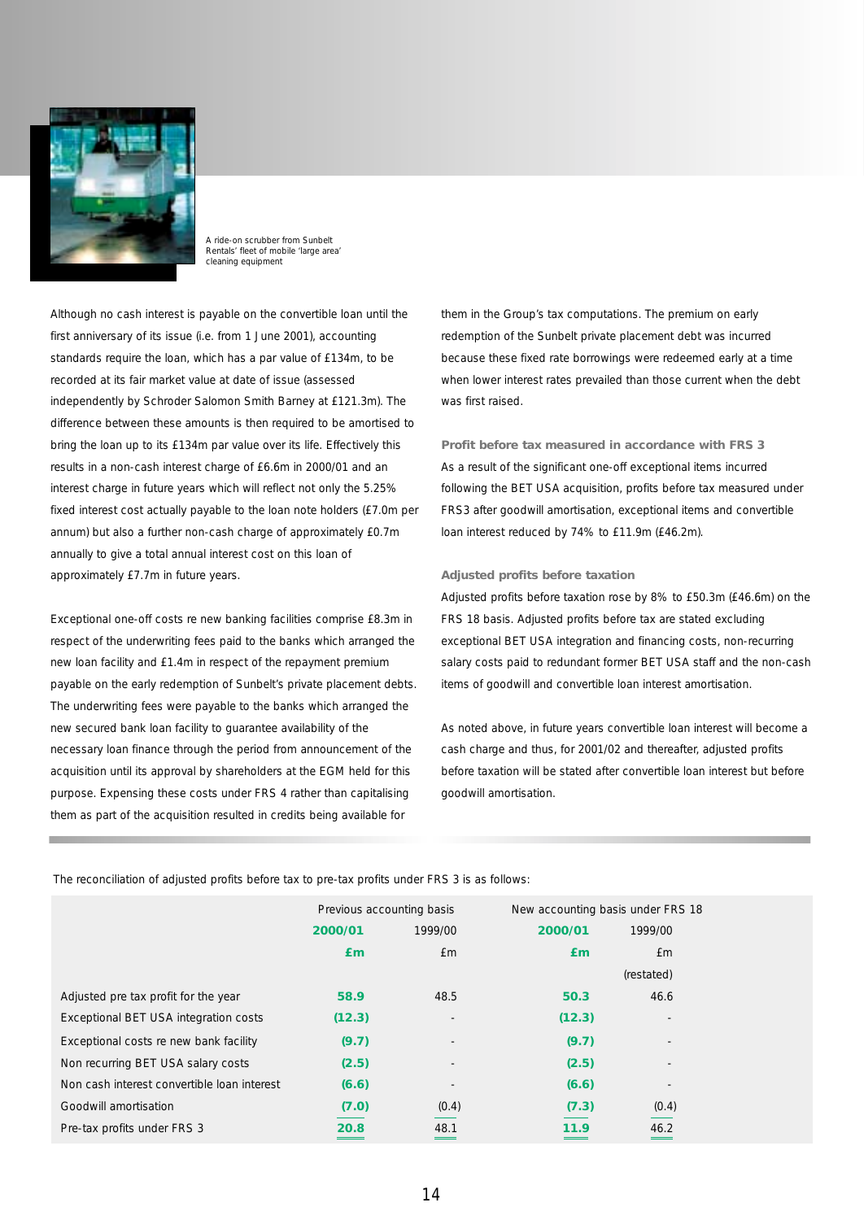A ride-on scrubber from Sunbelt Rentals' fleet of mobile 'large area' cleaning equipment

Although no cash interest is payable on the convertible loan until the first anniversary of its issue (i.e. from 1 June 2001), accounting standards require the loan, which has a par value of £134m, to be recorded at its fair market value at date of issue (assessed independently by Schroder Salomon Smith Barney at £121.3m). The difference between these amounts is then required to be amortised to bring the loan up to its £134m par value over its life. Effectively this results in a non-cash interest charge of £6.6m in 2000/01 and an interest charge in future years which will reflect not only the 5.25% fixed interest cost actually payable to the loan note holders (£7.0m per annum) but also a further non-cash charge of approximately £0.7m annually to give a total annual interest cost on this loan of approximately £7.7m in future years.

Exceptional one-off costs re new banking facilities comprise £8.3m in respect of the underwriting fees paid to the banks which arranged the new loan facility and £1.4m in respect of the repayment premium payable on the early redemption of Sunbelt's private placement debts. The underwriting fees were payable to the banks which arranged the new secured bank loan facility to guarantee availability of the necessary loan finance through the period from announcement of the acquisition until its approval by shareholders at the EGM held for this purpose. Expensing these costs under FRS 4 rather than capitalising them as part of the acquisition resulted in credits being available for them in the Group's tax computations. The premium on early redemption of the Sunbelt private placement debt was incurred because these fixed rate borrowings were redeemed early at a time when lower interest rates prevailed than those current when the debt was first raised.

**Profit before tax measured in accordance with FRS 3**

As a result of the significant one-off exceptional items incurred following the BET USA acquisition, profits before tax measured under FRS3 after goodwill amortisation, exceptional items and convertible loan interest reduced by 74% to £11.9m (£46.2m).

**Adjusted profits before taxation**

Adjusted profits before taxation rose by 8% to £50.3m (£46.6m) on the FRS 18 basis. Adjusted profits before tax are stated excluding exceptional BET USA integration and financing costs, non-recurring salary costs paid to redundant former BET USA staff and the non-cash items of goodwill and convertible loan interest amortisation.

As noted above, in future years convertible loan interest will become a cash charge and thus, for 2001/02 and thereafter, adjusted profits before taxation will be stated after convertible loan interest but before goodwill amortisation.

The reconciliation of adjusted profits before tax to pre-tax profits under FRS 3 is as follows:

| | Previous accounting basis | | New accounting basis under FRS 18 | |
|---|---|---|---|---|
| | **2000/01** | 1999/00 | **2000/01** | 1999/00 |
| | **£m** | £m | **£m** | £m |
| | | | | (restated) |
| Adjusted pre tax profit for the year | **58.9** | 48.5 | **50.3** | 46.6 |
| Exceptional BET USA integration costs | **(12.3)** | - | **(12.3)** | - |
| Exceptional costs re new bank facility | **(9.7)** | - | **(9.7)** | - |
| Non recurring BET USA salary costs | **(2.5)** | - | **(2.5)** | - |
| Non cash interest convertible loan interest | **(6.6)** | - | **(6.6)** | - |
| Goodwill amortisation | **(7.0)** | (0.4) | **(7.3)** | (0.4) |
| Pre-tax profits under FRS 3 | **20.8** | 48.1 | **11.9** | 46.2 |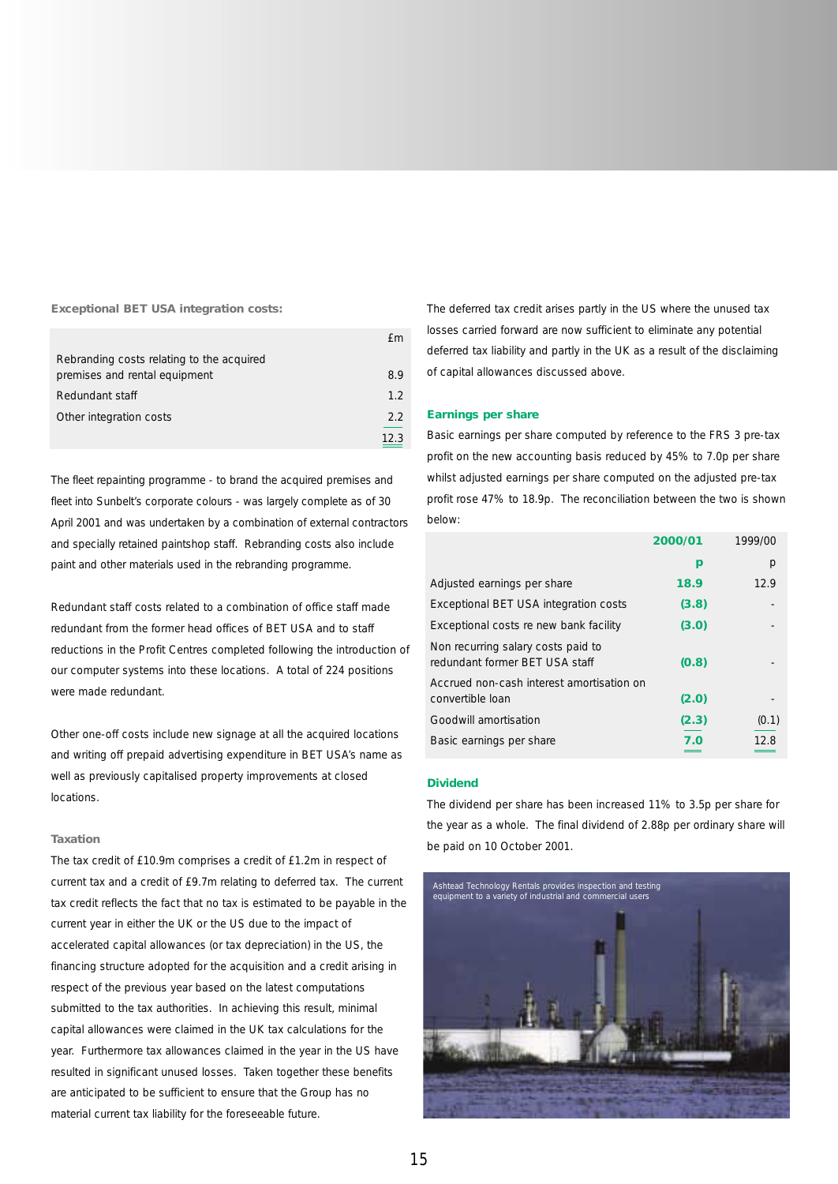### Exceptional BET USA integration costs:

| | £m |
|---|---|
| Rebranding costs relating to the acquired premises and rental equipment | 8.9 |
| Redundant staff | 1.2 |
| Other integration costs | 2.2 |
| | 12.3 |

The fleet repainting programme - to brand the acquired premises and fleet into Sunbelt's corporate colours - was largely complete as of 30 April 2001 and was undertaken by a combination of external contractors and specially retained paintshop staff. Rebranding costs also include paint and other materials used in the rebranding programme.

Redundant staff costs related to a combination of office staff made redundant from the former head offices of BET USA and to staff reductions in the Profit Centres completed following the introduction of our computer systems into these locations. A total of 224 positions were made redundant.

Other one-off costs include new signage at all the acquired locations and writing off prepaid advertising expenditure in BET USA's name as well as previously capitalised property improvements at closed locations.

### Taxation

The tax credit of £10.9m comprises a credit of £1.2m in respect of current tax and a credit of £9.7m relating to deferred tax. The current tax credit reflects the fact that no tax is estimated to be payable in the current year in either the UK or the US due to the impact of accelerated capital allowances (or tax depreciation) in the US, the financing structure adopted for the acquisition and a credit arising in respect of the previous year based on the latest computations submitted to the tax authorities. In achieving this result, minimal capital allowances were claimed in the UK tax calculations for the year. Furthermore tax allowances claimed in the year in the US have resulted in significant unused losses. Taken together these benefits are anticipated to be sufficient to ensure that the Group has no material current tax liability for the foreseeable future.

The deferred tax credit arises partly in the US where the unused tax losses carried forward are now sufficient to eliminate any potential deferred tax liability and partly in the UK as a result of the disclaiming of capital allowances discussed above.

### Earnings per share

Basic earnings per share computed by reference to the FRS 3 pre-tax profit on the new accounting basis reduced by 45% to 7.0p per share whilst adjusted earnings per share computed on the adjusted pre-tax profit rose 47% to 18.9p. The reconciliation between the two is shown below:

| | 2000/01 | 1999/00 |
|---|---|---|
| | p | p |
| Adjusted earnings per share | 18.9 | 12.9 |
| Exceptional BET USA integration costs | (3.8) | - |
| Exceptional costs re new bank facility | (3.0) | - |
| Non recurring salary costs paid to redundant former BET USA staff | (0.8) | - |
| Accrued non-cash interest amortisation on convertible loan | (2.0) | - |
| Goodwill amortisation | (2.3) | (0.1) |
| Basic earnings per share | 7.0 | 12.8 |

### Dividend

The dividend per share has been increased 11% to 3.5p per share for the year as a whole. The final dividend of 2.88p per ordinary share will be paid on 10 October 2001.

Ashtead Technology Rentals provides inspection and testing equipment to a variety of industrial and commercial users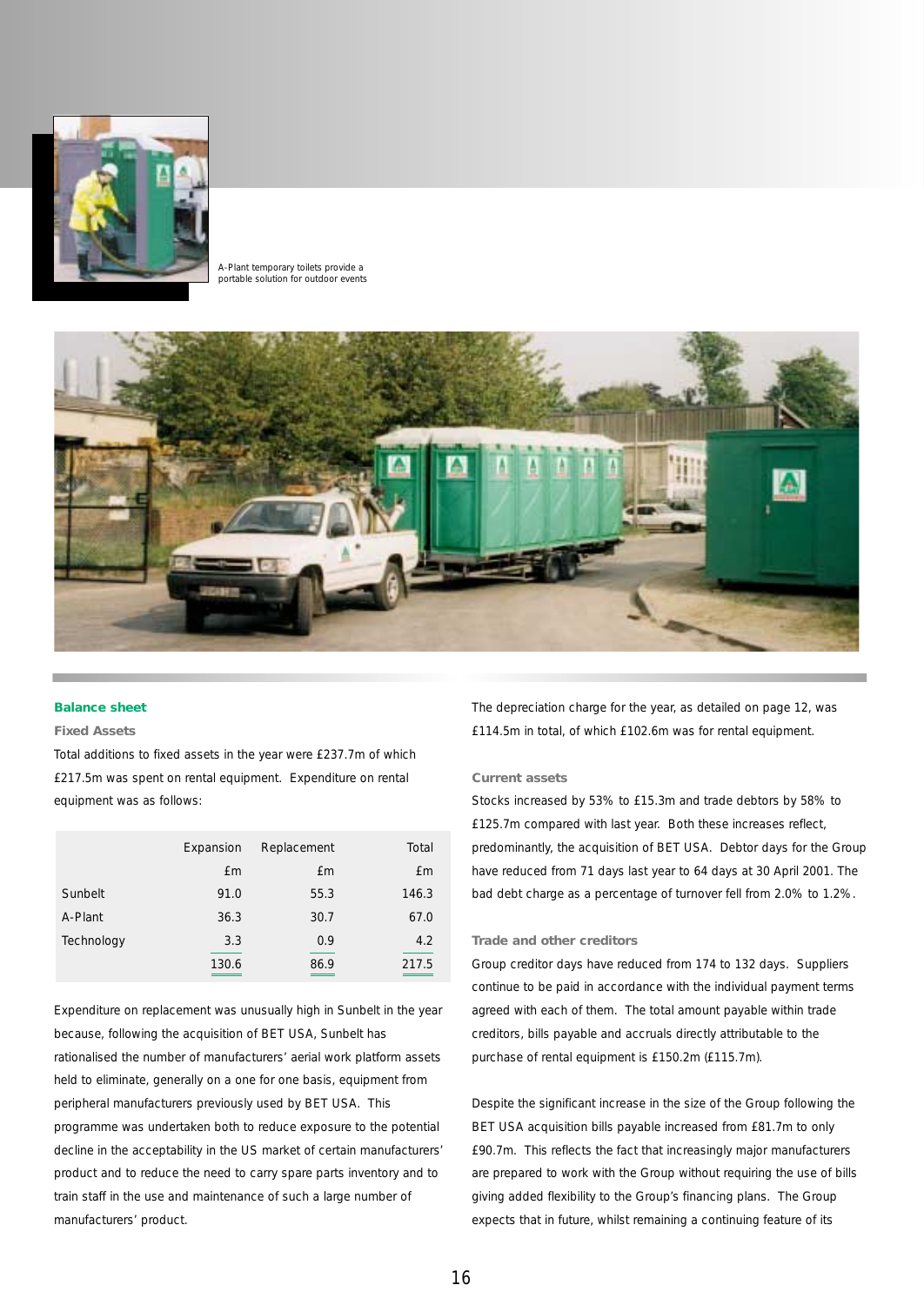A-Plant temporary toilets provide a portable solution for outdoor events

## Balance sheet

### Fixed Assets

Total additions to fixed assets in the year were £237.7m of which £217.5m was spent on rental equipment. Expenditure on rental equipment was as follows:

| | Expansion | Replacement | Total |
|---|---|---|---|
| | £m | £m | £m |
| Sunbelt | 91.0 | 55.3 | 146.3 |
| A-Plant | 36.3 | 30.7 | 67.0 |
| Technology | 3.3 | 0.9 | 4.2 |
| | 130.6 | 86.9 | 217.5 |

Expenditure on replacement was unusually high in Sunbelt in the year because, following the acquisition of BET USA, Sunbelt has rationalised the number of manufacturers' aerial work platform assets held to eliminate, generally on a one for one basis, equipment from peripheral manufacturers previously used by BET USA. This programme was undertaken both to reduce exposure to the potential decline in the acceptability in the US market of certain manufacturers' product and to reduce the need to carry spare parts inventory and to train staff in the use and maintenance of such a large number of manufacturers' product.

The depreciation charge for the year, as detailed on page 12, was £114.5m in total, of which £102.6m was for rental equipment.

### Current assets

Stocks increased by 53% to £15.3m and trade debtors by 58% to £125.7m compared with last year. Both these increases reflect, predominantly, the acquisition of BET USA. Debtor days for the Group have reduced from 71 days last year to 64 days at 30 April 2001. The bad debt charge as a percentage of turnover fell from 2.0% to 1.2%.

### Trade and other creditors

Group creditor days have reduced from 174 to 132 days. Suppliers continue to be paid in accordance with the individual payment terms agreed with each of them. The total amount payable within trade creditors, bills payable and accruals directly attributable to the purchase of rental equipment is £150.2m (£115.7m).

Despite the significant increase in the size of the Group following the BET USA acquisition bills payable increased from £81.7m to only £90.7m. This reflects the fact that increasingly major manufacturers are prepared to work with the Group without requiring the use of bills giving added flexibility to the Group's financing plans. The Group expects that in future, whilst remaining a continuing feature of its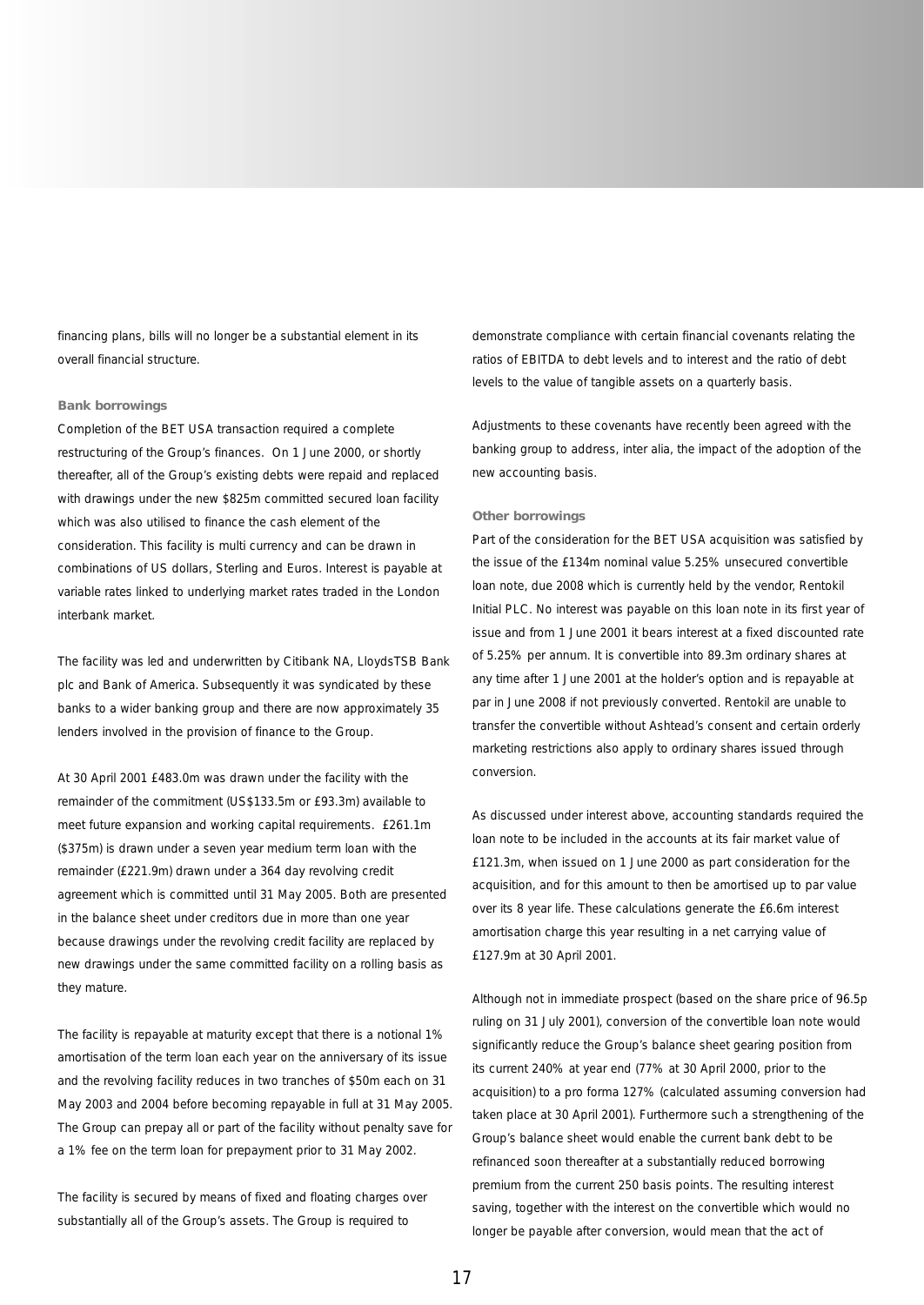financing plans, bills will no longer be a substantial element in its overall financial structure.

### Bank borrowings

Completion of the BET USA transaction required a complete restructuring of the Group's finances. On 1 June 2000, or shortly thereafter, all of the Group's existing debts were repaid and replaced with drawings under the new $825m committed secured loan facility which was also utilised to finance the cash element of the consideration. This facility is multi currency and can be drawn in combinations of US dollars, Sterling and Euros. Interest is payable at variable rates linked to underlying market rates traded in the London interbank market.

The facility was led and underwritten by Citibank NA, LloydsTSB Bank plc and Bank of America. Subsequently it was syndicated by these banks to a wider banking group and there are now approximately 35 lenders involved in the provision of finance to the Group.

At 30 April 2001 £483.0m was drawn under the facility with the remainder of the commitment (US$133.5m or £93.3m) available to meet future expansion and working capital requirements. £261.1m ($375m) is drawn under a seven year medium term loan with the remainder (£221.9m) drawn under a 364 day revolving credit agreement which is committed until 31 May 2005. Both are presented in the balance sheet under creditors due in more than one year because drawings under the revolving credit facility are replaced by new drawings under the same committed facility on a rolling basis as they mature.

The facility is repayable at maturity except that there is a notional 1% amortisation of the term loan each year on the anniversary of its issue and the revolving facility reduces in two tranches of $50m each on 31 May 2003 and 2004 before becoming repayable in full at 31 May 2005. The Group can prepay all or part of the facility without penalty save for a 1% fee on the term loan for prepayment prior to 31 May 2002.

The facility is secured by means of fixed and floating charges over substantially all of the Group's assets. The Group is required to demonstrate compliance with certain financial covenants relating the ratios of EBITDA to debt levels and to interest and the ratio of debt levels to the value of tangible assets on a quarterly basis.

Adjustments to these covenants have recently been agreed with the banking group to address, inter alia, the impact of the adoption of the new accounting basis.

### Other borrowings

Part of the consideration for the BET USA acquisition was satisfied by the issue of the £134m nominal value 5.25% unsecured convertible loan note, due 2008 which is currently held by the vendor, Rentokil Initial PLC. No interest was payable on this loan note in its first year of issue and from 1 June 2001 it bears interest at a fixed discounted rate of 5.25% per annum. It is convertible into 89.3m ordinary shares at any time after 1 June 2001 at the holder's option and is repayable at par in June 2008 if not previously converted. Rentokil are unable to transfer the convertible without Ashtead's consent and certain orderly marketing restrictions also apply to ordinary shares issued through conversion.

As discussed under interest above, accounting standards required the loan note to be included in the accounts at its fair market value of £121.3m, when issued on 1 June 2000 as part consideration for the acquisition, and for this amount to then be amortised up to par value over its 8 year life. These calculations generate the £6.6m interest amortisation charge this year resulting in a net carrying value of £127.9m at 30 April 2001.

Although not in immediate prospect (based on the share price of 96.5p ruling on 31 July 2001), conversion of the convertible loan note would significantly reduce the Group's balance sheet gearing position from its current 240% at year end (77% at 30 April 2000, prior to the acquisition) to a pro forma 127% (calculated assuming conversion had taken place at 30 April 2001). Furthermore such a strengthening of the Group's balance sheet would enable the current bank debt to be refinanced soon thereafter at a substantially reduced borrowing premium from the current 250 basis points. The resulting interest saving, together with the interest on the convertible which would no longer be payable after conversion, would mean that the act of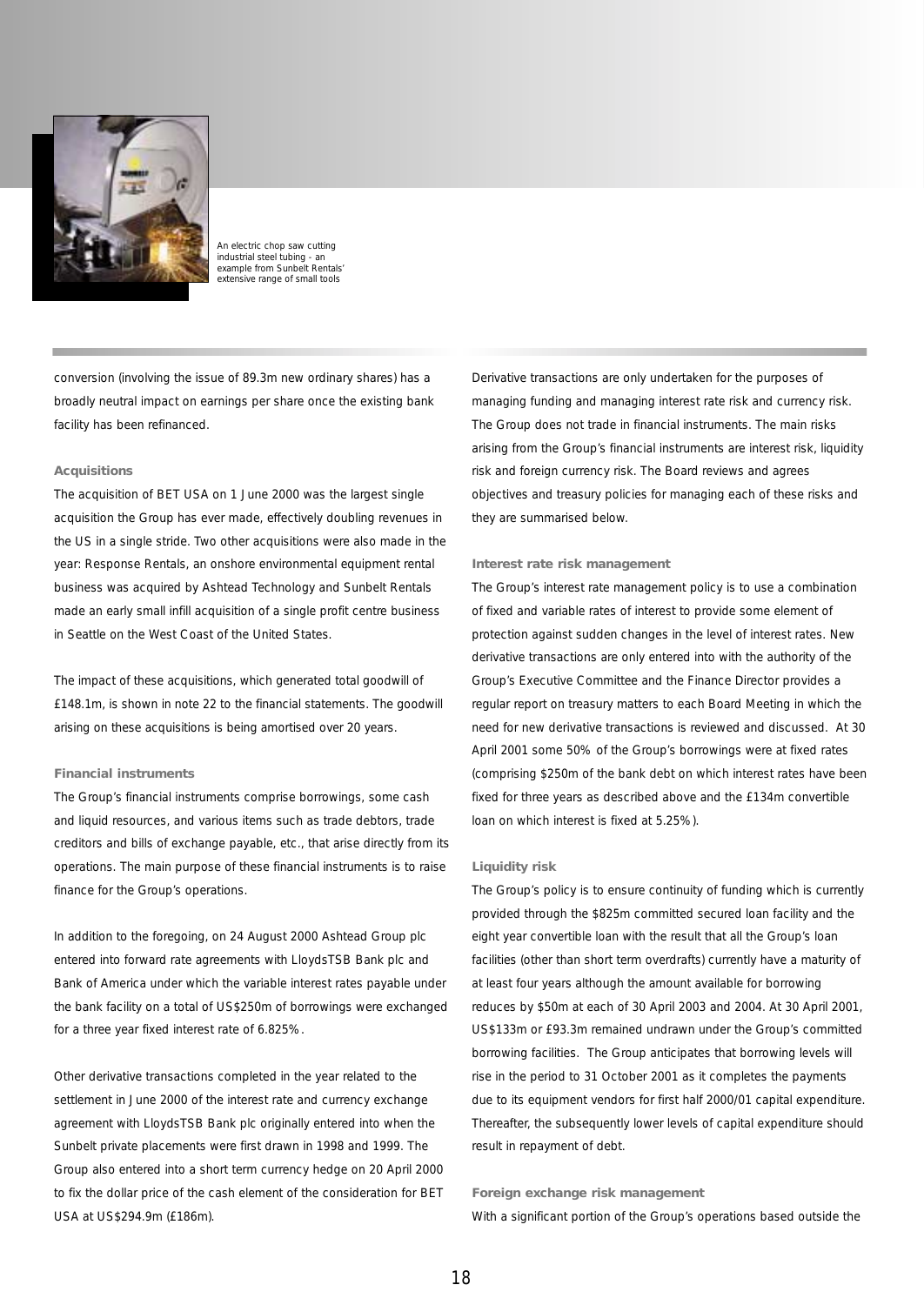An electric chop saw cutting industrial steel tubing - an example from Sunbelt Rentals' extensive range of small tools

conversion (involving the issue of 89.3m new ordinary shares) has a broadly neutral impact on earnings per share once the existing bank facility has been refinanced.

**Acquisitions**

The acquisition of BET USA on 1 June 2000 was the largest single acquisition the Group has ever made, effectively doubling revenues in the US in a single stride. Two other acquisitions were also made in the year: Response Rentals, an onshore environmental equipment rental business was acquired by Ashtead Technology and Sunbelt Rentals made an early small infill acquisition of a single profit centre business in Seattle on the West Coast of the United States.

The impact of these acquisitions, which generated total goodwill of £148.1m, is shown in note 22 to the financial statements. The goodwill arising on these acquisitions is being amortised over 20 years.

**Financial instruments**

The Group's financial instruments comprise borrowings, some cash and liquid resources, and various items such as trade debtors, trade creditors and bills of exchange payable, etc., that arise directly from its operations. The main purpose of these financial instruments is to raise finance for the Group's operations.

In addition to the foregoing, on 24 August 2000 Ashtead Group plc entered into forward rate agreements with LloydsTSB Bank plc and Bank of America under which the variable interest rates payable under the bank facility on a total of US$250m of borrowings were exchanged for a three year fixed interest rate of 6.825%.

Other derivative transactions completed in the year related to the settlement in June 2000 of the interest rate and currency exchange agreement with LloydsTSB Bank plc originally entered into when the Sunbelt private placements were first drawn in 1998 and 1999. The Group also entered into a short term currency hedge on 20 April 2000 to fix the dollar price of the cash element of the consideration for BET USA at US$294.9m (£186m).

Derivative transactions are only undertaken for the purposes of managing funding and managing interest rate risk and currency risk. The Group does not trade in financial instruments. The main risks arising from the Group's financial instruments are interest risk, liquidity risk and foreign currency risk. The Board reviews and agrees objectives and treasury policies for managing each of these risks and they are summarised below.

**Interest rate risk management**

The Group's interest rate management policy is to use a combination of fixed and variable rates of interest to provide some element of protection against sudden changes in the level of interest rates. New derivative transactions are only entered into with the authority of the Group's Executive Committee and the Finance Director provides a regular report on treasury matters to each Board Meeting in which the need for new derivative transactions is reviewed and discussed. At 30 April 2001 some 50% of the Group's borrowings were at fixed rates (comprising $250m of the bank debt on which interest rates have been fixed for three years as described above and the £134m convertible loan on which interest is fixed at 5.25%).

**Liquidity risk**

The Group's policy is to ensure continuity of funding which is currently provided through the $825m committed secured loan facility and the eight year convertible loan with the result that all the Group's loan facilities (other than short term overdrafts) currently have a maturity of at least four years although the amount available for borrowing reduces by $50m at each of 30 April 2003 and 2004. At 30 April 2001, US$133m or £93.3m remained undrawn under the Group's committed borrowing facilities. The Group anticipates that borrowing levels will rise in the period to 31 October 2001 as it completes the payments due to its equipment vendors for first half 2000/01 capital expenditure. Thereafter, the subsequently lower levels of capital expenditure should result in repayment of debt.

**Foreign exchange risk management**

With a significant portion of the Group's operations based outside the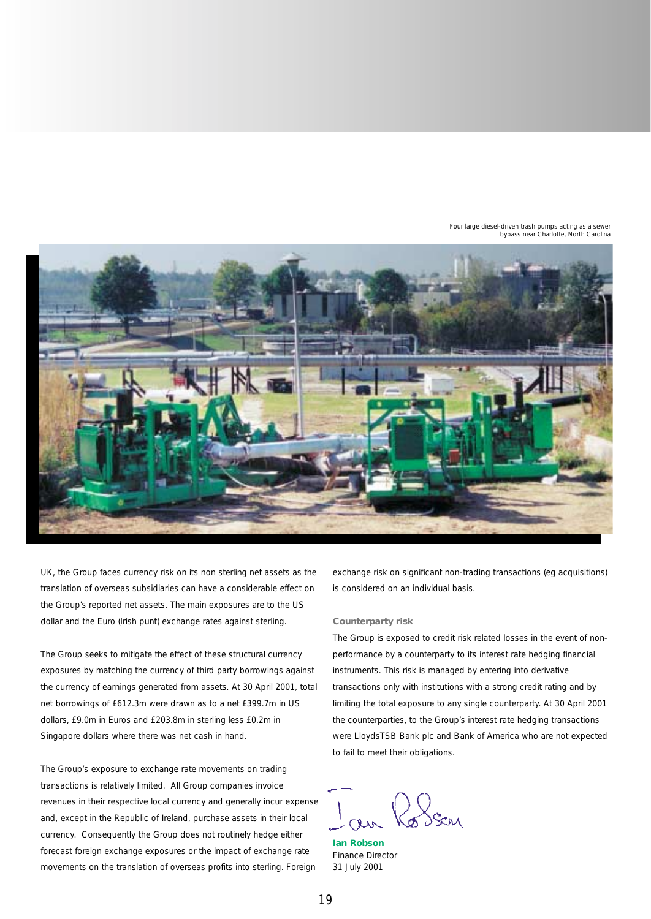Four large diesel-driven trash pumps acting as a sewer bypass near Charlotte, North Carolina

UK, the Group faces currency risk on its non sterling net assets as the translation of overseas subsidiaries can have a considerable effect on the Group's reported net assets. The main exposures are to the US dollar and the Euro (Irish punt) exchange rates against sterling.

The Group seeks to mitigate the effect of these structural currency exposures by matching the currency of third party borrowings against the currency of earnings generated from assets. At 30 April 2001, total net borrowings of £612.3m were drawn as to a net £399.7m in US dollars, £9.0m in Euros and £203.8m in sterling less £0.2m in Singapore dollars where there was net cash in hand.

The Group's exposure to exchange rate movements on trading transactions is relatively limited. All Group companies invoice revenues in their respective local currency and generally incur expense and, except in the Republic of Ireland, purchase assets in their local currency. Consequently the Group does not routinely hedge either forecast foreign exchange exposures or the impact of exchange rate movements on the translation of overseas profits into sterling. Foreign exchange risk on significant non-trading transactions (eg acquisitions) is considered on an individual basis.

**Counterparty risk**

The Group is exposed to credit risk related losses in the event of non-performance by a counterparty to its interest rate hedging financial instruments. This risk is managed by entering into derivative transactions only with institutions with a strong credit rating and by limiting the total exposure to any single counterparty. At 30 April 2001 the counterparties, to the Group's interest rate hedging transactions were LloydsTSB Bank plc and Bank of America who are not expected to fail to meet their obligations.

**Ian Robson**
Finance Director
31 July 2001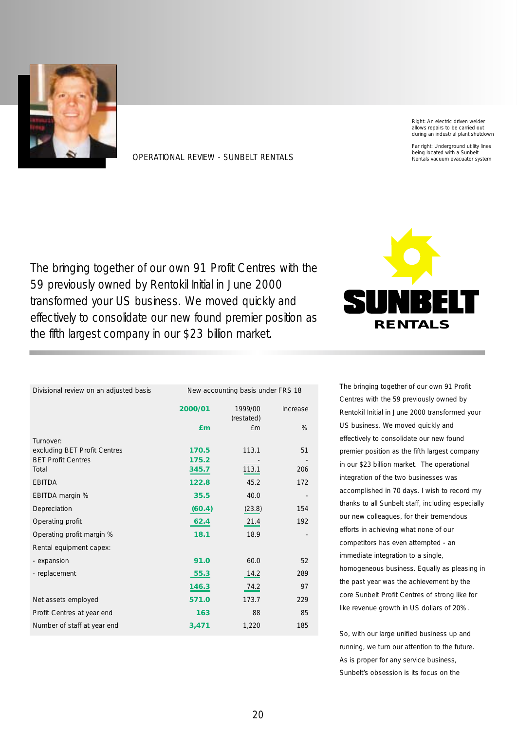OPERATIONAL REVIEW - SUNBELT RENTALS

Right: An electric driven welder allows repairs to be carried out during an industrial plant shutdown

Far right: Underground utility lines being located with a Sunbelt Rentals vacuum evacuator system

*The bringing together of our own 91 Profit Centres with the 59 previously owned by Rentokil Initial in June 2000 transformed your US business. We moved quickly and effectively to consolidate our new found premier position as the fifth largest company in our $23 billion market.*

SUNBELT RENTALS

| Divisional review on an adjusted basis | New accounting basis under FRS 18 | | |
|---|---|---|---|
| | **2000/01** | 1999/00 (restated) | Increase |
| | **£m** | £m | % |
| Turnover: | | | |
| excluding BET Profit Centres | **170.5** | 113.1 | 51 |
| BET Profit Centres | **175.2** | - | - |
| Total | **345.7** | 113.1 | 206 |
| EBITDA | **122.8** | 45.2 | 172 |
| EBITDA margin % | **35.5** | 40.0 | - |
| Depreciation | **(60.4)** | (23.8) | 154 |
| Operating profit | **62.4** | 21.4 | 192 |
| Operating profit margin % | **18.1** | 18.9 | - |
| Rental equipment capex: | | | |
| - expansion | **91.0** | 60.0 | 52 |
| - replacement | **55.3** | 14.2 | 289 |
| | **146.3** | 74.2 | 97 |
| Net assets employed | **571.0** | 173.7 | 229 |
| Profit Centres at year end | **163** | 88 | 85 |
| Number of staff at year end | **3,471** | 1,220 | 185 |

The bringing together of our own 91 Profit Centres with the 59 previously owned by Rentokil Initial in June 2000 transformed your US business. We moved quickly and effectively to consolidate our new found premier position as the fifth largest company in our $23 billion market. The operational integration of the two businesses was accomplished in 70 days. I wish to record my thanks to all Sunbelt staff, including especially our new colleagues, for their tremendous efforts in achieving what none of our competitors has even attempted - an immediate integration to a single, homogeneous business. Equally as pleasing in the past year was the achievement by the core Sunbelt Profit Centres of strong like for like revenue growth in US dollars of 20%.

So, with our large unified business up and running, we turn our attention to the future. As is proper for any service business, Sunbelt's obsession is its focus on the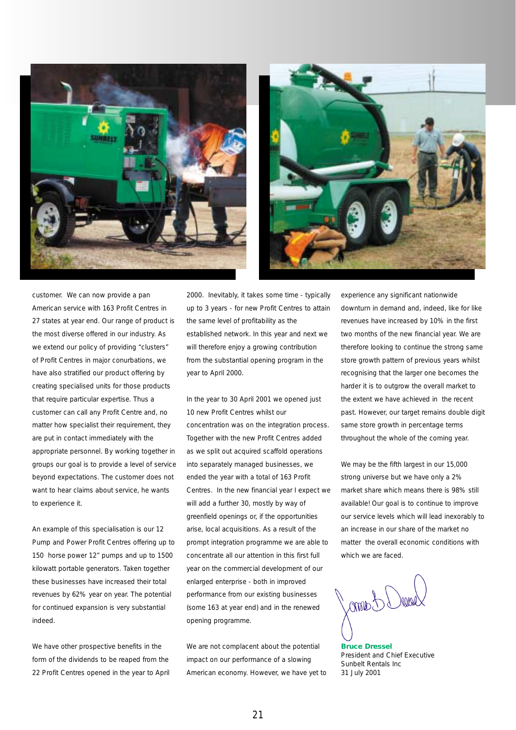customer. We can now provide a pan American service with 163 Profit Centres in 27 states at year end. Our range of product is the most diverse offered in our industry. As we extend our policy of providing "clusters" of Profit Centres in major conurbations, we have also stratified our product offering by creating specialised units for those products that require particular expertise. Thus a customer can call any Profit Centre and, no matter how specialist their requirement, they are put in contact immediately with the appropriate personnel. By working together in groups our goal is to provide a level of service beyond expectations. The customer does not want to hear claims about service, he wants to experience it.

An example of this specialisation is our 12 Pump and Power Profit Centres offering up to 150 horse power 12" pumps and up to 1500 kilowatt portable generators. Taken together these businesses have increased their total revenues by 62% year on year. The potential for continued expansion is very substantial indeed.

We have other prospective benefits in the form of the dividends to be reaped from the 22 Profit Centres opened in the year to April 2000. Inevitably, it takes some time - typically up to 3 years - for new Profit Centres to attain the same level of profitability as the established network. In this year and next we will therefore enjoy a growing contribution from the substantial opening program in the year to April 2000.

In the year to 30 April 2001 we opened just 10 new Profit Centres whilst our concentration was on the integration process. Together with the new Profit Centres added as we split out acquired scaffold operations into separately managed businesses, we ended the year with a total of 163 Profit Centres. In the new financial year I expect we will add a further 30, mostly by way of greenfield openings or, if the opportunities arise, local acquisitions. As a result of the prompt integration programme we are able to concentrate all our attention in this first full year on the commercial development of our enlarged enterprise - both in improved performance from our existing businesses (some 163 at year end) and in the renewed opening programme.

We are not complacent about the potential impact on our performance of a slowing American economy. However, we have yet to experience any significant nationwide downturn in demand and, indeed, like for like revenues have increased by 10% in the first two months of the new financial year. We are therefore looking to continue the strong same store growth pattern of previous years whilst recognising that the larger one becomes the harder it is to outgrow the overall market to the extent we have achieved in the recent past. However, our target remains double digit same store growth in percentage terms throughout the whole of the coming year.

We may be the fifth largest in our 15,000 strong universe but we have only a 2% market share which means there is 98% still available! Our goal is to continue to improve our service levels which will lead inexorably to an increase in our share of the market no matter the overall economic conditions with which we are faced.

**Bruce Dressel**
President and Chief Executive
Sunbelt Rentals Inc
31 July 2001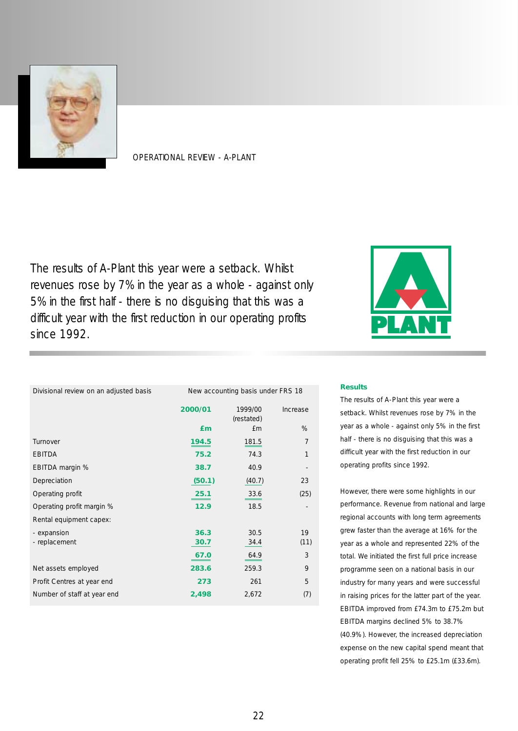OPERATIONAL REVIEW - A-PLANT

The results of A-Plant this year were a setback. Whilst revenues rose by 7% in the year as a whole - against only 5% in the first half - there is no disguising that this was a difficult year with the first reduction in our operating profits since 1992.

| Divisional review on an adjusted basis | New accounting basis under FRS 18 | | |
|---|---|---|---|
| | **2000/01** | 1999/00 (restated) | Increase |
| | **£m** | £m | % |
| Turnover | **194.5** | 181.5 | 7 |
| EBITDA | **75.2** | 74.3 | 1 |
| EBITDA margin % | **38.7** | 40.9 | - |
| Depreciation | **(50.1)** | (40.7) | 23 |
| Operating profit | **25.1** | 33.6 | (25) |
| Operating profit margin % | **12.9** | 18.5 | - |
| Rental equipment capex: | | | |
| - expansion | **36.3** | 30.5 | 19 |
| - replacement | **30.7** | 34.4 | (11) |
| | **67.0** | 64.9 | 3 |
| Net assets employed | **283.6** | 259.3 | 9 |
| Profit Centres at year end | **273** | 261 | 5 |
| Number of staff at year end | **2,498** | 2,672 | (7) |

### Results

The results of A-Plant this year were a setback. Whilst revenues rose by 7% in the year as a whole - against only 5% in the first half - there is no disguising that this was a difficult year with the first reduction in our operating profits since 1992.

However, there were some highlights in our performance. Revenue from national and large regional accounts with long term agreements grew faster than the average at 16% for the year as a whole and represented 22% of the total. We initiated the first full price increase programme seen on a national basis in our industry for many years and were successful in raising prices for the latter part of the year. EBITDA improved from £74.3m to £75.2m but EBITDA margins declined 5% to 38.7% (40.9%). However, the increased depreciation expense on the new capital spend meant that operating profit fell 25% to £25.1m (£33.6m).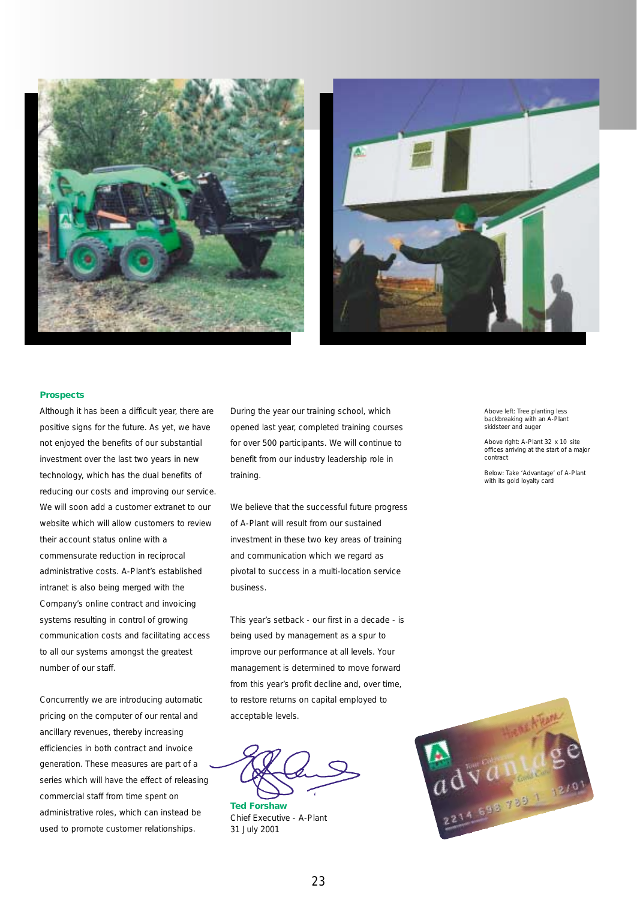## Prospects

Although it has been a difficult year, there are positive signs for the future. As yet, we have not enjoyed the benefits of our substantial investment over the last two years in new technology, which has the dual benefits of reducing our costs and improving our service. We will soon add a customer extranet to our website which will allow customers to review their account status online with a commensurate reduction in reciprocal administrative costs. A-Plant's established intranet is also being merged with the Company's online contract and invoicing systems resulting in control of growing communication costs and facilitating access to all our systems amongst the greatest number of our staff.

Concurrently we are introducing automatic pricing on the computer of our rental and ancillary revenues, thereby increasing efficiencies in both contract and invoice generation. These measures are part of a series which will have the effect of releasing commercial staff from time spent on administrative roles, which can instead be used to promote customer relationships.

During the year our training school, which opened last year, completed training courses for over 500 participants. We will continue to benefit from our industry leadership role in training.

We believe that the successful future progress of A-Plant will result from our sustained investment in these two key areas of training and communication which we regard as pivotal to success in a multi-location service business.

This year's setback - our first in a decade - is being used by management as a spur to improve our performance at all levels. Your management is determined to move forward from this year's profit decline and, over time, to restore returns on capital employed to acceptable levels.

**Ted Forshaw**
Chief Executive - A-Plant
31 July 2001

Above left: Tree planting less backbreaking with an A-Plant skidsteer and auger

Above right: A-Plant 32 x 10 site offices arriving at the start of a major contract

Below: Take 'Advantage' of A-Plant with its gold loyalty card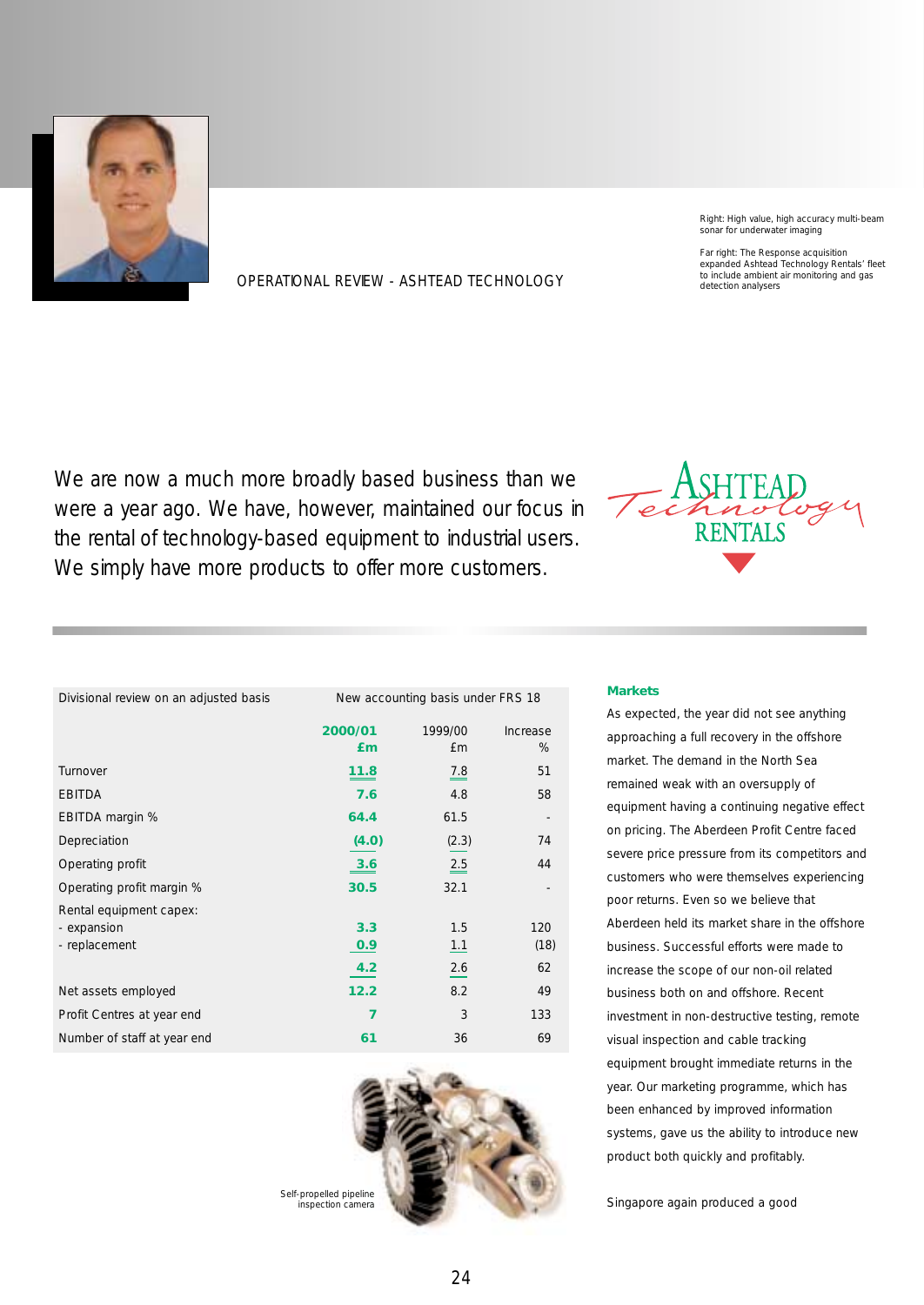## OPERATIONAL REVIEW - ASHTEAD TECHNOLOGY

Right: High value, high accuracy multi-beam sonar for underwater imaging

Far right: The Response acquisition expanded Ashtead Technology Rentals' fleet to include ambient air monitoring and gas detection analysers

We are now a much more broadly based business than we were a year ago. We have, however, maintained our focus in the rental of technology-based equipment to industrial users. We simply have more products to offer more customers.

| Divisional review on an adjusted basis | New accounting basis under FRS 18 | | |
|---|---|---|---|
| | **2000/01 £m** | 1999/00 £m | Increase % |
| Turnover | **11.8** | 7.8 | 51 |
| EBITDA | **7.6** | 4.8 | 58 |
| EBITDA margin % | **64.4** | 61.5 | - |
| Depreciation | **(4.0)** | (2.3) | 74 |
| Operating profit | **3.6** | 2.5 | 44 |
| Operating profit margin % | **30.5** | 32.1 | - |
| Rental equipment capex: | | | |
| - expansion | **3.3** | 1.5 | 120 |
| - replacement | **0.9** | 1.1 | (18) |
| | **4.2** | 2.6 | 62 |
| Net assets employed | **12.2** | 8.2 | 49 |
| Profit Centres at year end | **7** | 3 | 133 |
| Number of staff at year end | **61** | 36 | 69 |

Self-propelled pipeline inspection camera

### Markets

As expected, the year did not see anything approaching a full recovery in the offshore market. The demand in the North Sea remained weak with an oversupply of equipment having a continuing negative effect on pricing. The Aberdeen Profit Centre faced severe price pressure from its competitors and customers who were themselves experiencing poor returns. Even so we believe that Aberdeen held its market share in the offshore business. Successful efforts were made to increase the scope of our non-oil related business both on and offshore. Recent investment in non-destructive testing, remote visual inspection and cable tracking equipment brought immediate returns in the year. Our marketing programme, which has been enhanced by improved information systems, gave us the ability to introduce new product both quickly and profitably.

Singapore again produced a good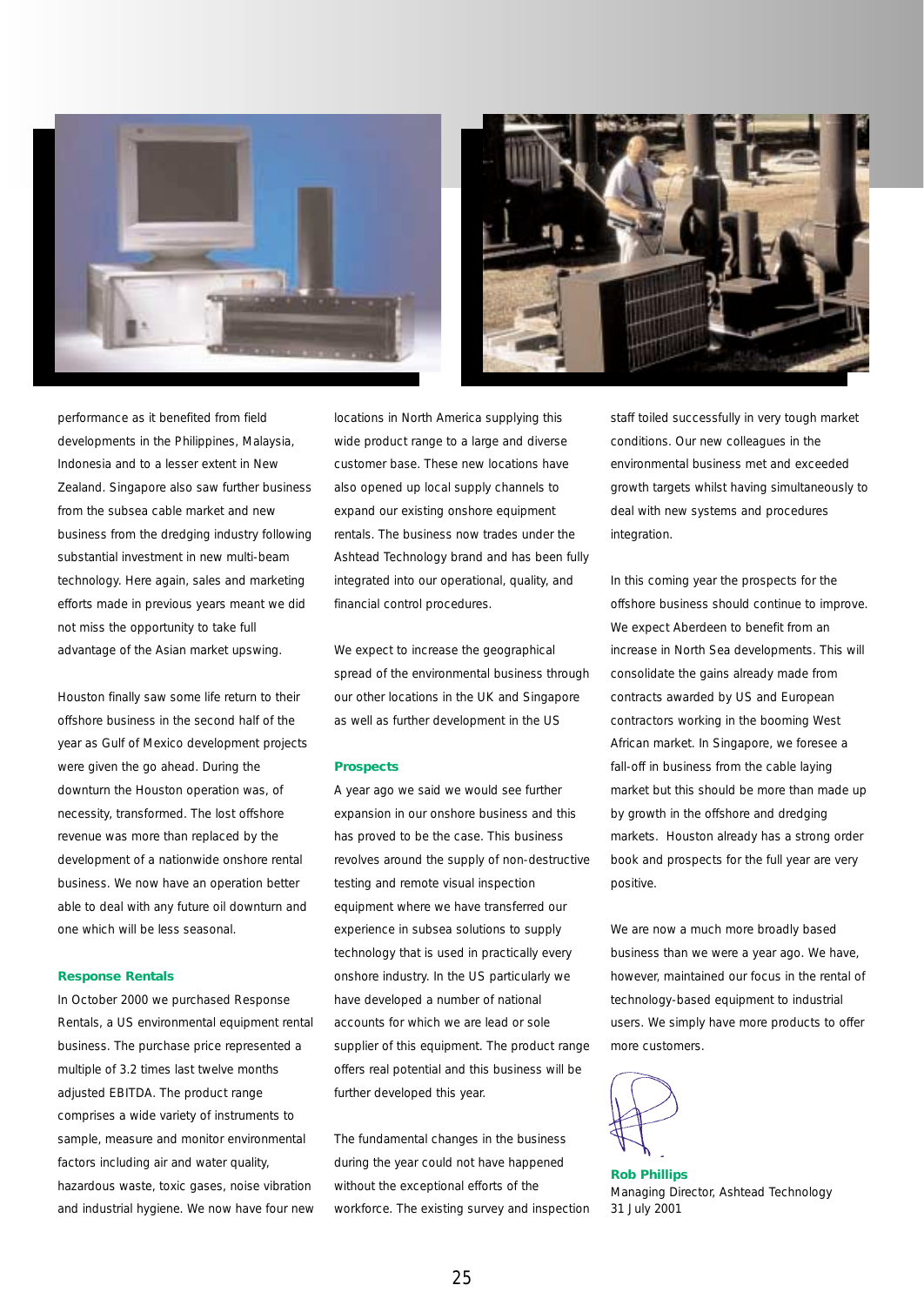performance as it benefited from field developments in the Philippines, Malaysia, Indonesia and to a lesser extent in New Zealand. Singapore also saw further business from the subsea cable market and new business from the dredging industry following substantial investment in new multi-beam technology. Here again, sales and marketing efforts made in previous years meant we did not miss the opportunity to take full advantage of the Asian market upswing.

Houston finally saw some life return to their offshore business in the second half of the year as Gulf of Mexico development projects were given the go ahead. During the downturn the Houston operation was, of necessity, transformed. The lost offshore revenue was more than replaced by the development of a nationwide onshore rental business. We now have an operation better able to deal with any future oil downturn and one which will be less seasonal.

**Response Rentals**

In October 2000 we purchased Response Rentals, a US environmental equipment rental business. The purchase price represented a multiple of 3.2 times last twelve months adjusted EBITDA. The product range comprises a wide variety of instruments to sample, measure and monitor environmental factors including air and water quality, hazardous waste, toxic gases, noise vibration and industrial hygiene. We now have four new locations in North America supplying this wide product range to a large and diverse customer base. These new locations have also opened up local supply channels to expand our existing onshore equipment rentals. The business now trades under the Ashtead Technology brand and has been fully integrated into our operational, quality, and financial control procedures.

We expect to increase the geographical spread of the environmental business through our other locations in the UK and Singapore as well as further development in the US

**Prospects**

A year ago we said we would see further expansion in our onshore business and this has proved to be the case. This business revolves around the supply of non-destructive testing and remote visual inspection equipment where we have transferred our experience in subsea solutions to supply technology that is used in practically every onshore industry. In the US particularly we have developed a number of national accounts for which we are lead or sole supplier of this equipment. The product range offers real potential and this business will be further developed this year.

The fundamental changes in the business during the year could not have happened without the exceptional efforts of the workforce. The existing survey and inspection staff toiled successfully in very tough market conditions. Our new colleagues in the environmental business met and exceeded growth targets whilst having simultaneously to deal with new systems and procedures integration.

In this coming year the prospects for the offshore business should continue to improve. We expect Aberdeen to benefit from an increase in North Sea developments. This will consolidate the gains already made from contracts awarded by US and European contractors working in the booming West African market. In Singapore, we foresee a fall-off in business from the cable laying market but this should be more than made up by growth in the offshore and dredging markets. Houston already has a strong order book and prospects for the full year are very positive.

We are now a much more broadly based business than we were a year ago. We have, however, maintained our focus in the rental of technology-based equipment to industrial users. We simply have more products to offer more customers.

**Rob Phillips**
Managing Director, Ashtead Technology
31 July 2001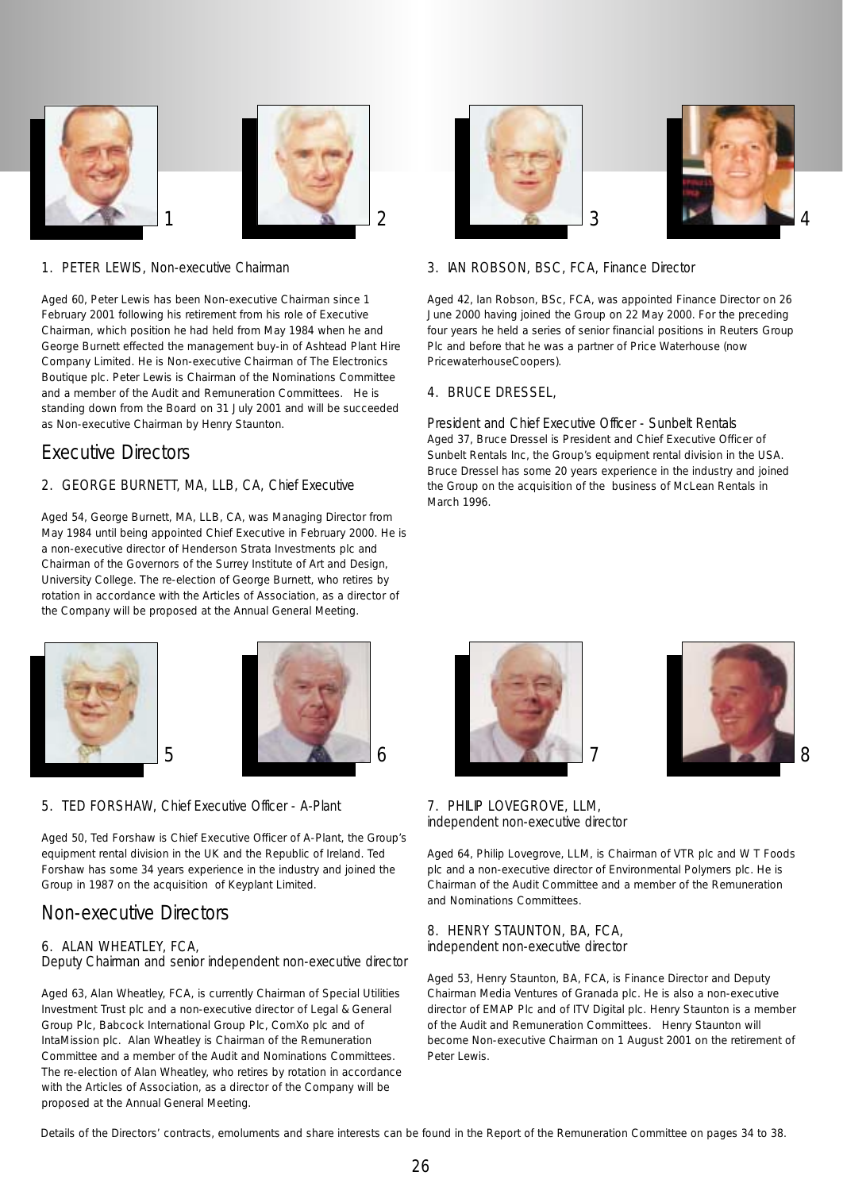### 1. PETER LEWIS, Non-executive Chairman

Aged 60, Peter Lewis has been Non-executive Chairman since 1 February 2001 following his retirement from his role of Executive Chairman, which position he had held from May 1984 when he and George Burnett effected the management buy-in of Ashtead Plant Hire Company Limited. He is Non-executive Chairman of The Electronics Boutique plc. Peter Lewis is Chairman of the Nominations Committee and a member of the Audit and Remuneration Committees. He is standing down from the Board on 31 July 2001 and will be succeeded as Non-executive Chairman by Henry Staunton.

## Executive Directors

### 2. GEORGE BURNETT, MA, LLB, CA, Chief Executive

Aged 54, George Burnett, MA, LLB, CA, was Managing Director from May 1984 until being appointed Chief Executive in February 2000. He is a non-executive director of Henderson Strata Investments plc and Chairman of the Governors of the Surrey Institute of Art and Design, University College. The re-election of George Burnett, who retires by rotation in accordance with the Articles of Association, as a director of the Company will be proposed at the Annual General Meeting.

### 3. IAN ROBSON, BSC, FCA, Finance Director

Aged 42, Ian Robson, BSc, FCA, was appointed Finance Director on 26 June 2000 having joined the Group on 22 May 2000. For the preceding four years he held a series of senior financial positions in Reuters Group Plc and before that he was a partner of Price Waterhouse (now PricewaterhouseCoopers).

### 4. BRUCE DRESSEL, President and Chief Executive Officer - Sunbelt Rentals

Aged 37, Bruce Dressel is President and Chief Executive Officer of Sunbelt Rentals Inc, the Group's equipment rental division in the USA. Bruce Dressel has some 20 years experience in the industry and joined the Group on the acquisition of the business of McLean Rentals in March 1996.

### 5. TED FORSHAW, Chief Executive Officer - A-Plant

Aged 50, Ted Forshaw is Chief Executive Officer of A-Plant, the Group's equipment rental division in the UK and the Republic of Ireland. Ted Forshaw has some 34 years experience in the industry and joined the Group in 1987 on the acquisition of Keyplant Limited.

## Non-executive Directors

### 6. ALAN WHEATLEY, FCA, Deputy Chairman and senior independent non-executive director

Aged 63, Alan Wheatley, FCA, is currently Chairman of Special Utilities Investment Trust plc and a non-executive director of Legal & General Group Plc, Babcock International Group Plc, ComXo plc and of IntaMission plc. Alan Wheatley is Chairman of the Remuneration Committee and a member of the Audit and Nominations Committees. The re-election of Alan Wheatley, who retires by rotation in accordance with the Articles of Association, as a director of the Company will be proposed at the Annual General Meeting.

### 7. PHILIP LOVEGROVE, LLM, independent non-executive director

Aged 64, Philip Lovegrove, LLM, is Chairman of VTR plc and W T Foods plc and a non-executive director of Environmental Polymers plc. He is Chairman of the Audit Committee and a member of the Remuneration and Nominations Committees.

### 8. HENRY STAUNTON, BA, FCA, independent non-executive director

Aged 53, Henry Staunton, BA, FCA, is Finance Director and Deputy Chairman Media Ventures of Granada plc. He is also a non-executive director of EMAP Plc and of ITV Digital plc. Henry Staunton is a member of the Audit and Remuneration Committees. Henry Staunton will become Non-executive Chairman on 1 August 2001 on the retirement of Peter Lewis.

Details of the Directors' contracts, emoluments and share interests can be found in the Report of the Remuneration Committee on pages 34 to 38.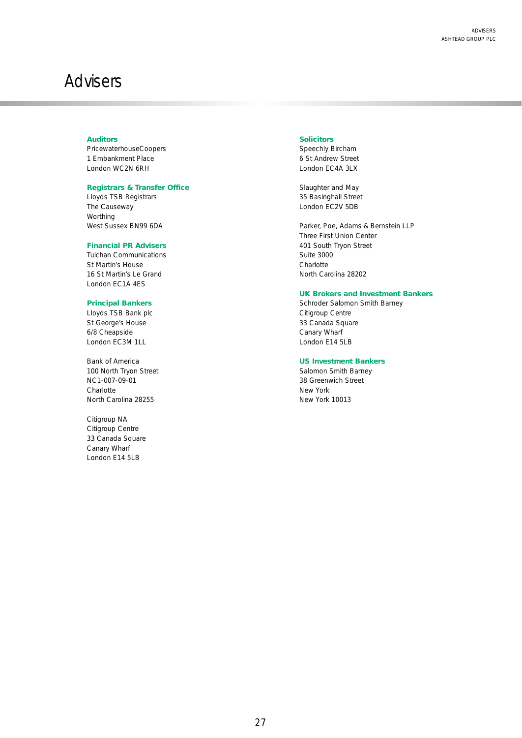# Advisers

### Auditors

PricewaterhouseCoopers
1 Embankment Place
London WC2N 6RH

### Registrars & Transfer Office

Lloyds TSB Registrars
The Causeway
Worthing
West Sussex BN99 6DA

### Financial PR Advisers

Tulchan Communications
St Martin's House
16 St Martin's Le Grand
London EC1A 4ES

### Principal Bankers

Lloyds TSB Bank plc
St George's House
6/8 Cheapside
London EC3M 1LL

Bank of America
100 North Tryon Street
NC1-007-09-01
Charlotte
North Carolina 28255

Citigroup NA
Citigroup Centre
33 Canada Square
Canary Wharf
London E14 5LB

### Solicitors

Speechly Bircham
6 St Andrew Street
London EC4A 3LX

Slaughter and May
35 Basinghall Street
London EC2V 5DB

Parker, Poe, Adams & Bernstein LLP
Three First Union Center
401 South Tryon Street
Suite 3000
Charlotte
North Carolina 28202

### UK Brokers and Investment Bankers

Schroder Salomon Smith Barney
Citigroup Centre
33 Canada Square
Canary Wharf
London E14 5LB

### US Investment Bankers

Salomon Smith Barney
38 Greenwich Street
New York
New York 10013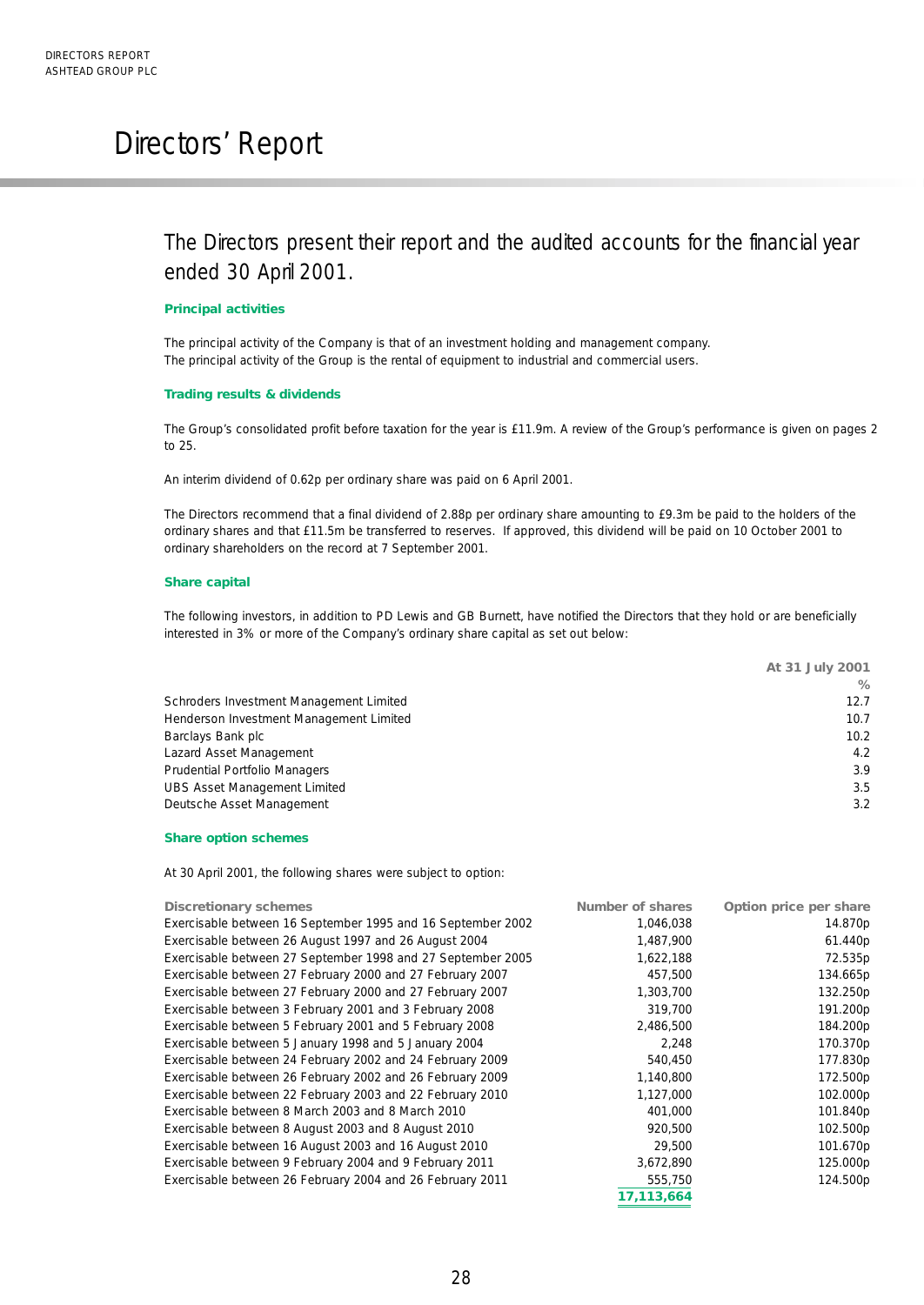# Directors' Report

## The Directors present their report and the audited accounts for the financial year ended 30 April 2001.

### Principal activities

The principal activity of the Company is that of an investment holding and management company.
The principal activity of the Group is the rental of equipment to industrial and commercial users.

### Trading results & dividends

The Group's consolidated profit before taxation for the year is £11.9m. A review of the Group's performance is given on pages 2 to 25.

An interim dividend of 0.62p per ordinary share was paid on 6 April 2001.

The Directors recommend that a final dividend of 2.88p per ordinary share amounting to £9.3m be paid to the holders of the ordinary shares and that £11.5m be transferred to reserves. If approved, this dividend will be paid on 10 October 2001 to ordinary shareholders on the record at 7 September 2001.

### Share capital

The following investors, in addition to PD Lewis and GB Burnett, have notified the Directors that they hold or are beneficially interested in 3% or more of the Company's ordinary share capital as set out below:

| | At 31 July 2001 |
|---|---|
| | % |
| Schroders Investment Management Limited | 12.7 |
| Henderson Investment Management Limited | 10.7 |
| Barclays Bank plc | 10.2 |
| Lazard Asset Management | 4.2 |
| Prudential Portfolio Managers | 3.9 |
| UBS Asset Management Limited | 3.5 |
| Deutsche Asset Management | 3.2 |

### Share option schemes

At 30 April 2001, the following shares were subject to option:

| Discretionary schemes | Number of shares | Option price per share |
|---|---|---|
| Exercisable between 16 September 1995 and 16 September 2002 | 1,046,038 | 14.870p |
| Exercisable between 26 August 1997 and 26 August 2004 | 1,487,900 | 61.440p |
| Exercisable between 27 September 1998 and 27 September 2005 | 1,622,188 | 72.535p |
| Exercisable between 27 February 2000 and 27 February 2007 | 457,500 | 134.665p |
| Exercisable between 27 February 2000 and 27 February 2007 | 1,303,700 | 132.250p |
| Exercisable between 3 February 2001 and 3 February 2008 | 319,700 | 191.200p |
| Exercisable between 5 February 2001 and 5 February 2008 | 2,486,500 | 184.200p |
| Exercisable between 5 January 1998 and 5 January 2004 | 2,248 | 170.370p |
| Exercisable between 24 February 2002 and 24 February 2009 | 540,450 | 177.830p |
| Exercisable between 26 February 2002 and 26 February 2009 | 1,140,800 | 172.500p |
| Exercisable between 22 February 2003 and 22 February 2010 | 1,127,000 | 102.000p |
| Exercisable between 8 March 2003 and 8 March 2010 | 401,000 | 101.840p |
| Exercisable between 8 August 2003 and 8 August 2010 | 920,500 | 102.500p |
| Exercisable between 16 August 2003 and 16 August 2010 | 29,500 | 101.670p |
| Exercisable between 9 February 2004 and 9 February 2011 | 3,672,890 | 125.000p |
| Exercisable between 26 February 2004 and 26 February 2011 | 555,750 | 124.500p |
| | **17,113,664** | |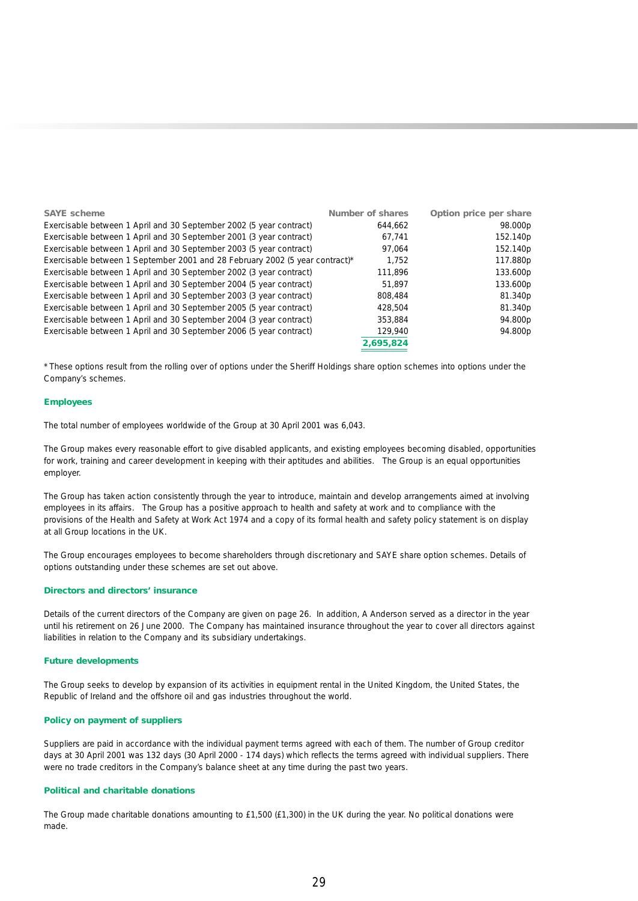| SAYE scheme | Number of shares | Option price per share |
|---|---|---|
| Exercisable between 1 April and 30 September 2002 (5 year contract) | 644,662 | 98.000p |
| Exercisable between 1 April and 30 September 2001 (3 year contract) | 67,741 | 152.140p |
| Exercisable between 1 April and 30 September 2003 (5 year contract) | 97,064 | 152.140p |
| Exercisable between 1 September 2001 and 28 February 2002 (5 year contract)* | 1,752 | 117.880p |
| Exercisable between 1 April and 30 September 2002 (3 year contract) | 111,896 | 133.600p |
| Exercisable between 1 April and 30 September 2004 (5 year contract) | 51,897 | 133.600p |
| Exercisable between 1 April and 30 September 2003 (3 year contract) | 808,484 | 81.340p |
| Exercisable between 1 April and 30 September 2005 (5 year contract) | 428,504 | 81.340p |
| Exercisable between 1 April and 30 September 2004 (3 year contract) | 353,884 | 94.800p |
| Exercisable between 1 April and 30 September 2006 (5 year contract) | 129,940 | 94.800p |
| | **2,695,824** | |

* These options result from the rolling over of options under the Sheriff Holdings share option schemes into options under the Company's schemes.

### Employees

The total number of employees worldwide of the Group at 30 April 2001 was 6,043.

The Group makes every reasonable effort to give disabled applicants, and existing employees becoming disabled, opportunities for work, training and career development in keeping with their aptitudes and abilities. The Group is an equal opportunities employer.

The Group has taken action consistently through the year to introduce, maintain and develop arrangements aimed at involving employees in its affairs. The Group has a positive approach to health and safety at work and to compliance with the provisions of the Health and Safety at Work Act 1974 and a copy of its formal health and safety policy statement is on display at all Group locations in the UK.

The Group encourages employees to become shareholders through discretionary and SAYE share option schemes. Details of options outstanding under these schemes are set out above.

### Directors and directors' insurance

Details of the current directors of the Company are given on page 26. In addition, A Anderson served as a director in the year until his retirement on 26 June 2000. The Company has maintained insurance throughout the year to cover all directors against liabilities in relation to the Company and its subsidiary undertakings.

### Future developments

The Group seeks to develop by expansion of its activities in equipment rental in the United Kingdom, the United States, the Republic of Ireland and the offshore oil and gas industries throughout the world.

### Policy on payment of suppliers

Suppliers are paid in accordance with the individual payment terms agreed with each of them. The number of Group creditor days at 30 April 2001 was 132 days (30 April 2000 - 174 days) which reflects the terms agreed with individual suppliers. There were no trade creditors in the Company's balance sheet at any time during the past two years.

### Political and charitable donations

The Group made charitable donations amounting to £1,500 (£1,300) in the UK during the year. No political donations were made.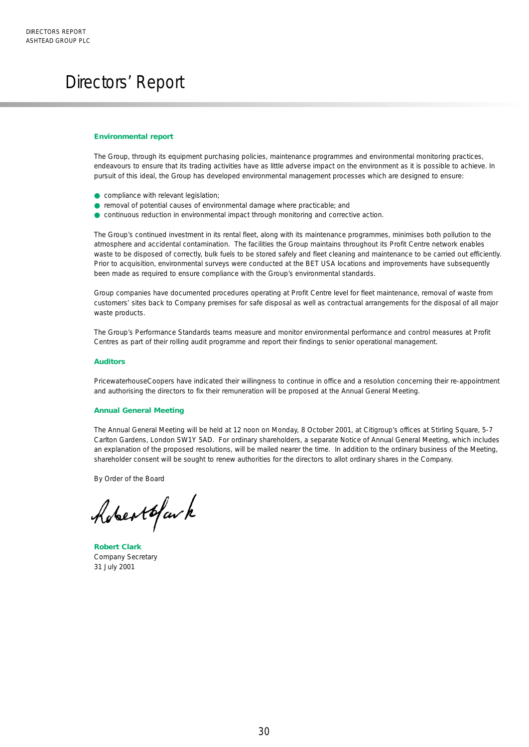# Directors' Report

## Environmental report

The Group, through its equipment purchasing policies, maintenance programmes and environmental monitoring practices, endeavours to ensure that its trading activities have as little adverse impact on the environment as it is possible to achieve. In pursuit of this ideal, the Group has developed environmental management processes which are designed to ensure:

- compliance with relevant legislation;
- removal of potential causes of environmental damage where practicable; and
- continuous reduction in environmental impact through monitoring and corrective action.

The Group's continued investment in its rental fleet, along with its maintenance programmes, minimises both pollution to the atmosphere and accidental contamination. The facilities the Group maintains throughout its Profit Centre network enables waste to be disposed of correctly, bulk fuels to be stored safely and fleet cleaning and maintenance to be carried out efficiently. Prior to acquisition, environmental surveys were conducted at the BET USA locations and improvements have subsequently been made as required to ensure compliance with the Group's environmental standards.

Group companies have documented procedures operating at Profit Centre level for fleet maintenance, removal of waste from customers' sites back to Company premises for safe disposal as well as contractual arrangements for the disposal of all major waste products.

The Group's Performance Standards teams measure and monitor environmental performance and control measures at Profit Centres as part of their rolling audit programme and report their findings to senior operational management.

## Auditors

PricewaterhouseCoopers have indicated their willingness to continue in office and a resolution concerning their re-appointment and authorising the directors to fix their remuneration will be proposed at the Annual General Meeting.

## Annual General Meeting

The Annual General Meeting will be held at 12 noon on Monday, 8 October 2001, at Citigroup's offices at Stirling Square, 5-7 Carlton Gardens, London SW1Y 5AD. For ordinary shareholders, a separate Notice of Annual General Meeting, which includes an explanation of the proposed resolutions, will be mailed nearer the time. In addition to the ordinary business of the Meeting, shareholder consent will be sought to renew authorities for the directors to allot ordinary shares in the Company.

By Order of the Board

**Robert Clark**
Company Secretary
31 July 2001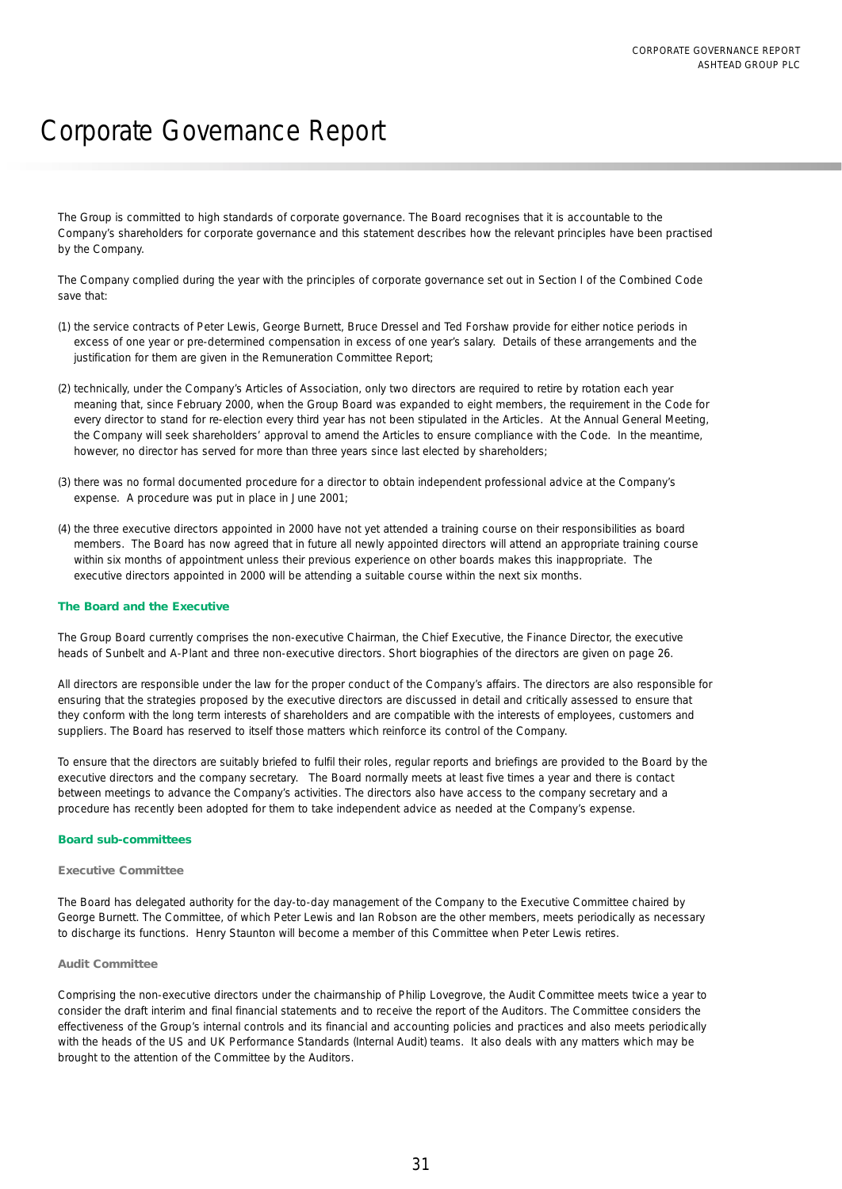# Corporate Governance Report

The Group is committed to high standards of corporate governance. The Board recognises that it is accountable to the Company's shareholders for corporate governance and this statement describes how the relevant principles have been practised by the Company.

The Company complied during the year with the principles of corporate governance set out in Section I of the Combined Code save that:

(1) the service contracts of Peter Lewis, George Burnett, Bruce Dressel and Ted Forshaw provide for either notice periods in excess of one year or pre-determined compensation in excess of one year's salary. Details of these arrangements and the justification for them are given in the Remuneration Committee Report;

(2) technically, under the Company's Articles of Association, only two directors are required to retire by rotation each year meaning that, since February 2000, when the Group Board was expanded to eight members, the requirement in the Code for every director to stand for re-election every third year has not been stipulated in the Articles. At the Annual General Meeting, the Company will seek shareholders' approval to amend the Articles to ensure compliance with the Code. In the meantime, however, no director has served for more than three years since last elected by shareholders;

(3) there was no formal documented procedure for a director to obtain independent professional advice at the Company's expense. A procedure was put in place in June 2001;

(4) the three executive directors appointed in 2000 have not yet attended a training course on their responsibilities as board members. The Board has now agreed that in future all newly appointed directors will attend an appropriate training course within six months of appointment unless their previous experience on other boards makes this inappropriate. The executive directors appointed in 2000 will be attending a suitable course within the next six months.

## The Board and the Executive

The Group Board currently comprises the non-executive Chairman, the Chief Executive, the Finance Director, the executive heads of Sunbelt and A-Plant and three non-executive directors. Short biographies of the directors are given on page 26.

All directors are responsible under the law for the proper conduct of the Company's affairs. The directors are also responsible for ensuring that the strategies proposed by the executive directors are discussed in detail and critically assessed to ensure that they conform with the long term interests of shareholders and are compatible with the interests of employees, customers and suppliers. The Board has reserved to itself those matters which reinforce its control of the Company.

To ensure that the directors are suitably briefed to fulfil their roles, regular reports and briefings are provided to the Board by the executive directors and the company secretary. The Board normally meets at least five times a year and there is contact between meetings to advance the Company's activities. The directors also have access to the company secretary and a procedure has recently been adopted for them to take independent advice as needed at the Company's expense.

## Board sub-committees

### Executive Committee

The Board has delegated authority for the day-to-day management of the Company to the Executive Committee chaired by George Burnett. The Committee, of which Peter Lewis and Ian Robson are the other members, meets periodically as necessary to discharge its functions. Henry Staunton will become a member of this Committee when Peter Lewis retires.

### Audit Committee

Comprising the non-executive directors under the chairmanship of Philip Lovegrove, the Audit Committee meets twice a year to consider the draft interim and final financial statements and to receive the report of the Auditors. The Committee considers the effectiveness of the Group's internal controls and its financial and accounting policies and practices and also meets periodically with the heads of the US and UK Performance Standards (Internal Audit) teams. It also deals with any matters which may be brought to the attention of the Committee by the Auditors.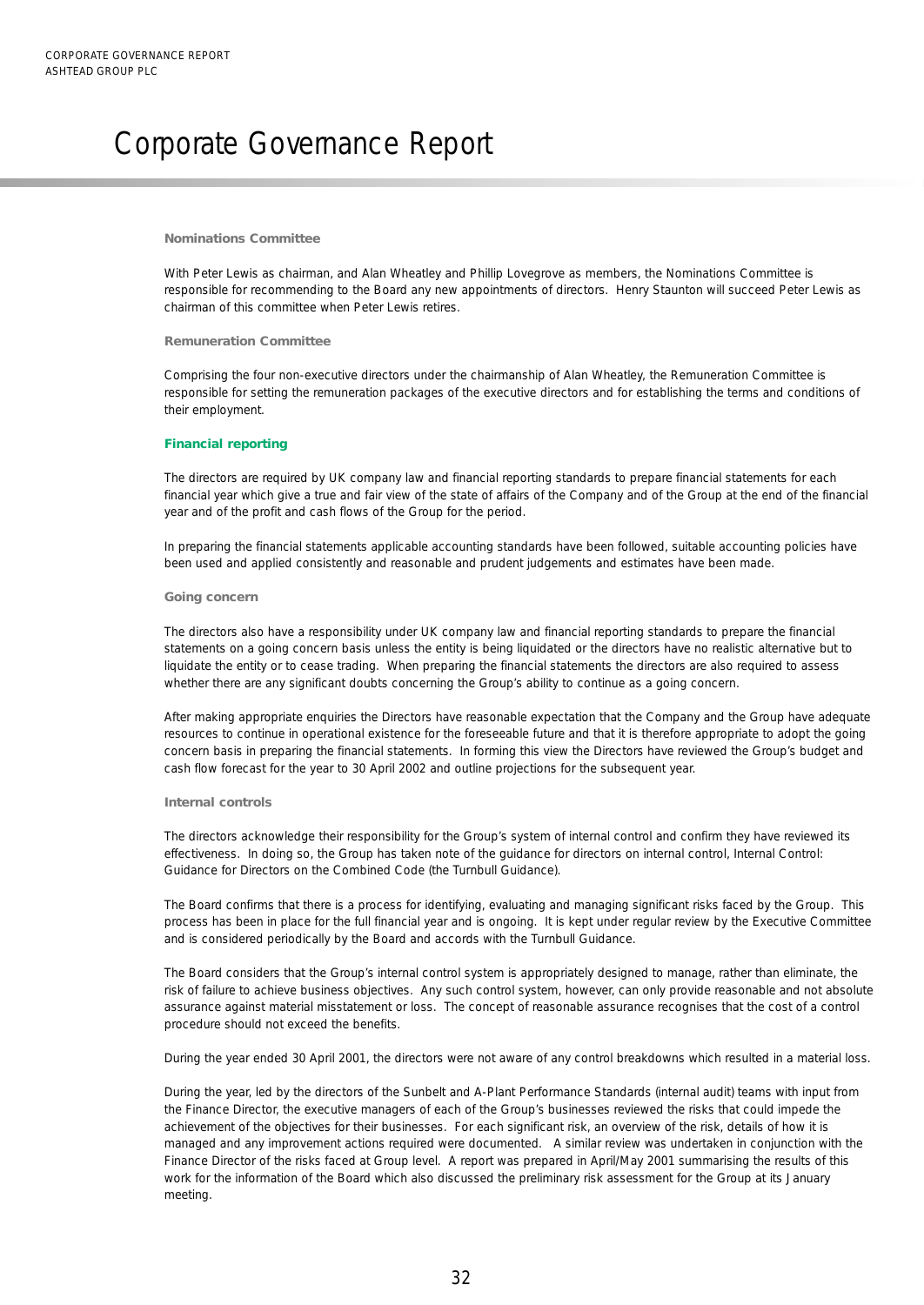# Corporate Governance Report

### Nominations Committee

With Peter Lewis as chairman, and Alan Wheatley and Phillip Lovegrove as members, the Nominations Committee is responsible for recommending to the Board any new appointments of directors. Henry Staunton will succeed Peter Lewis as chairman of this committee when Peter Lewis retires.

### Remuneration Committee

Comprising the four non-executive directors under the chairmanship of Alan Wheatley, the Remuneration Committee is responsible for setting the remuneration packages of the executive directors and for establishing the terms and conditions of their employment.

## Financial reporting

The directors are required by UK company law and financial reporting standards to prepare financial statements for each financial year which give a true and fair view of the state of affairs of the Company and of the Group at the end of the financial year and of the profit and cash flows of the Group for the period.

In preparing the financial statements applicable accounting standards have been followed, suitable accounting policies have been used and applied consistently and reasonable and prudent judgements and estimates have been made.

### Going concern

The directors also have a responsibility under UK company law and financial reporting standards to prepare the financial statements on a going concern basis unless the entity is being liquidated or the directors have no realistic alternative but to liquidate the entity or to cease trading. When preparing the financial statements the directors are also required to assess whether there are any significant doubts concerning the Group's ability to continue as a going concern.

After making appropriate enquiries the Directors have reasonable expectation that the Company and the Group have adequate resources to continue in operational existence for the foreseeable future and that it is therefore appropriate to adopt the going concern basis in preparing the financial statements. In forming this view the Directors have reviewed the Group's budget and cash flow forecast for the year to 30 April 2002 and outline projections for the subsequent year.

### Internal controls

The directors acknowledge their responsibility for the Group's system of internal control and confirm they have reviewed its effectiveness. In doing so, the Group has taken note of the guidance for directors on internal control, Internal Control: Guidance for Directors on the Combined Code (the Turnbull Guidance).

The Board confirms that there is a process for identifying, evaluating and managing significant risks faced by the Group. This process has been in place for the full financial year and is ongoing. It is kept under regular review by the Executive Committee and is considered periodically by the Board and accords with the Turnbull Guidance.

The Board considers that the Group's internal control system is appropriately designed to manage, rather than eliminate, the risk of failure to achieve business objectives. Any such control system, however, can only provide reasonable and not absolute assurance against material misstatement or loss. The concept of reasonable assurance recognises that the cost of a control procedure should not exceed the benefits.

During the year ended 30 April 2001, the directors were not aware of any control breakdowns which resulted in a material loss.

During the year, led by the directors of the Sunbelt and A-Plant Performance Standards (internal audit) teams with input from the Finance Director, the executive managers of each of the Group's businesses reviewed the risks that could impede the achievement of the objectives for their businesses. For each significant risk, an overview of the risk, details of how it is managed and any improvement actions required were documented. A similar review was undertaken in conjunction with the Finance Director of the risks faced at Group level. A report was prepared in April/May 2001 summarising the results of this work for the information of the Board which also discussed the preliminary risk assessment for the Group at its January meeting.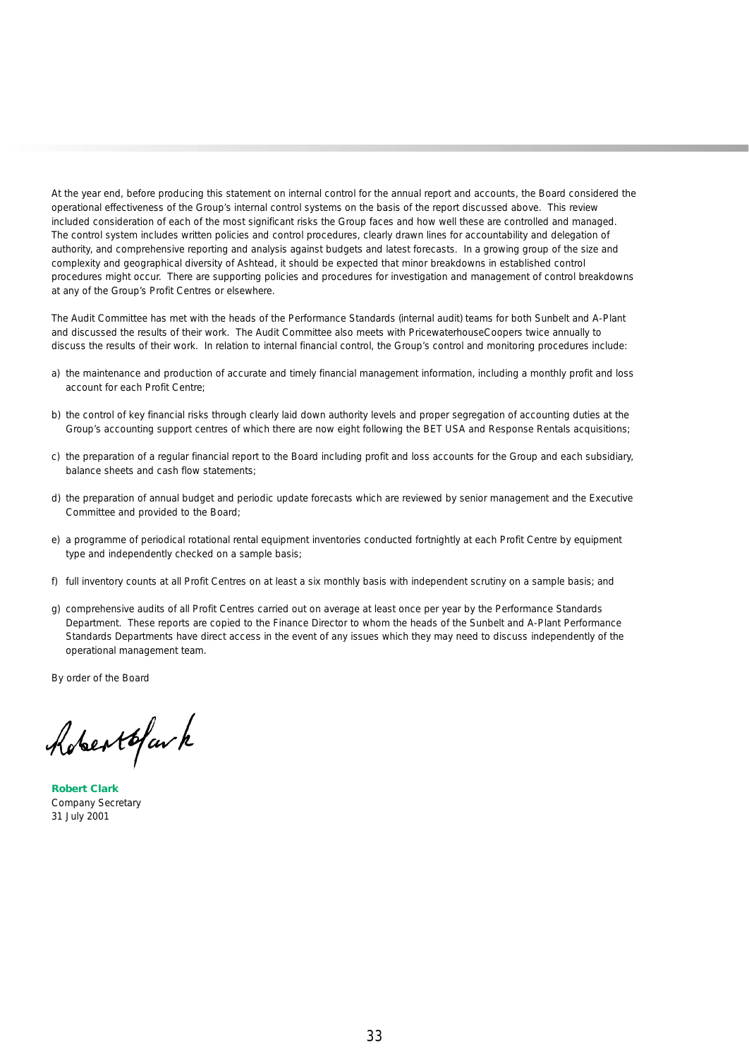At the year end, before producing this statement on internal control for the annual report and accounts, the Board considered the operational effectiveness of the Group's internal control systems on the basis of the report discussed above. This review included consideration of each of the most significant risks the Group faces and how well these are controlled and managed. The control system includes written policies and control procedures, clearly drawn lines for accountability and delegation of authority, and comprehensive reporting and analysis against budgets and latest forecasts. In a growing group of the size and complexity and geographical diversity of Ashtead, it should be expected that minor breakdowns in established control procedures might occur. There are supporting policies and procedures for investigation and management of control breakdowns at any of the Group's Profit Centres or elsewhere.

The Audit Committee has met with the heads of the Performance Standards (internal audit) teams for both Sunbelt and A-Plant and discussed the results of their work. The Audit Committee also meets with PricewaterhouseCoopers twice annually to discuss the results of their work. In relation to internal financial control, the Group's control and monitoring procedures include:

a) the maintenance and production of accurate and timely financial management information, including a monthly profit and loss account for each Profit Centre;

b) the control of key financial risks through clearly laid down authority levels and proper segregation of accounting duties at the Group's accounting support centres of which there are now eight following the BET USA and Response Rentals acquisitions;

c) the preparation of a regular financial report to the Board including profit and loss accounts for the Group and each subsidiary, balance sheets and cash flow statements;

d) the preparation of annual budget and periodic update forecasts which are reviewed by senior management and the Executive Committee and provided to the Board;

e) a programme of periodical rotational rental equipment inventories conducted fortnightly at each Profit Centre by equipment type and independently checked on a sample basis;

f) full inventory counts at all Profit Centres on at least a six monthly basis with independent scrutiny on a sample basis; and

g) comprehensive audits of all Profit Centres carried out on average at least once per year by the Performance Standards Department. These reports are copied to the Finance Director to whom the heads of the Sunbelt and A-Plant Performance Standards Departments have direct access in the event of any issues which they may need to discuss independently of the operational management team.

By order of the Board

**Robert Clark**
Company Secretary
31 July 2001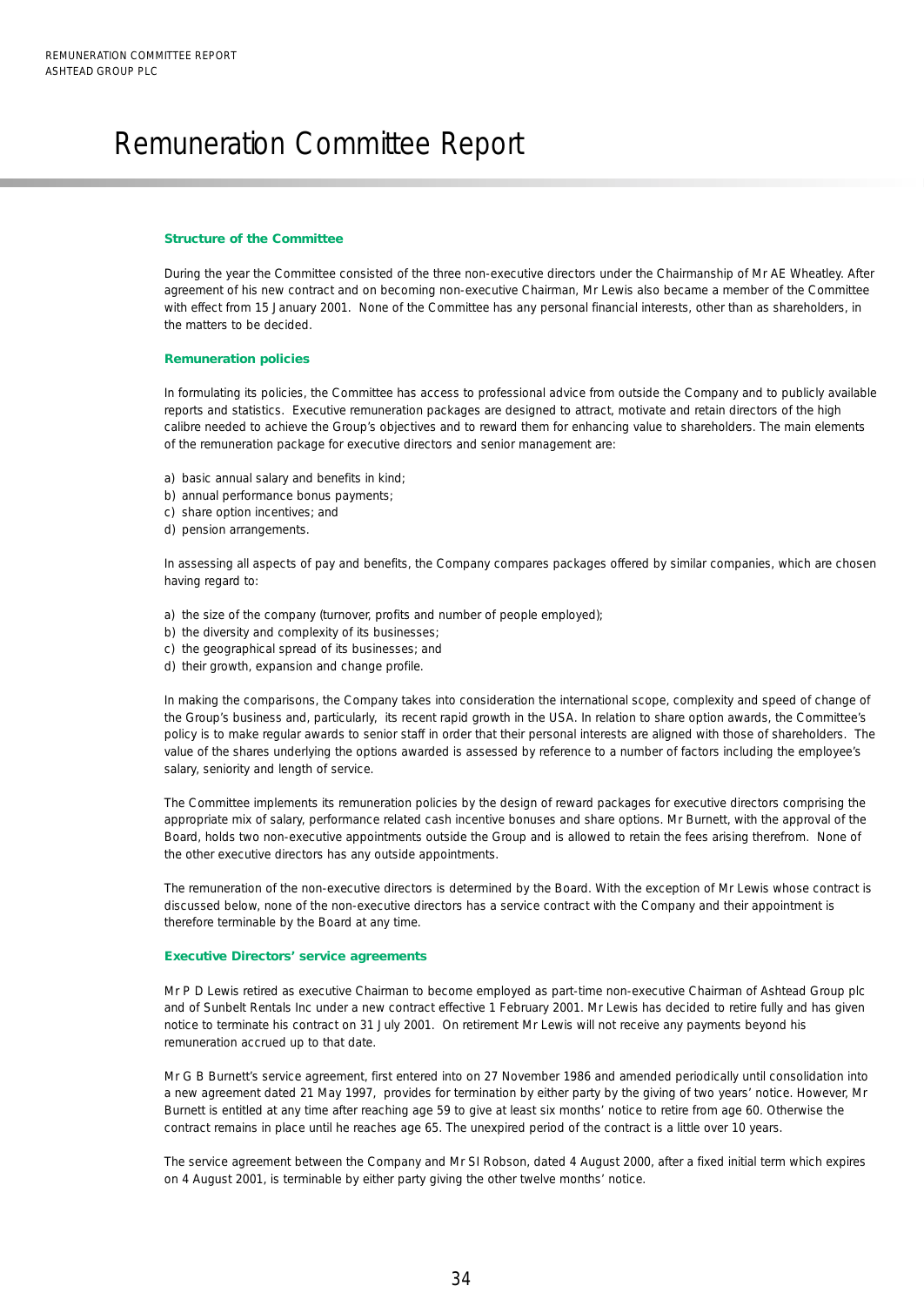# Remuneration Committee Report

### Structure of the Committee

During the year the Committee consisted of the three non-executive directors under the Chairmanship of Mr AE Wheatley. After agreement of his new contract and on becoming non-executive Chairman, Mr Lewis also became a member of the Committee with effect from 15 January 2001. None of the Committee has any personal financial interests, other than as shareholders, in the matters to be decided.

### Remuneration policies

In formulating its policies, the Committee has access to professional advice from outside the Company and to publicly available reports and statistics. Executive remuneration packages are designed to attract, motivate and retain directors of the high calibre needed to achieve the Group's objectives and to reward them for enhancing value to shareholders. The main elements of the remuneration package for executive directors and senior management are:

a) basic annual salary and benefits in kind;
b) annual performance bonus payments;
c) share option incentives; and
d) pension arrangements.

In assessing all aspects of pay and benefits, the Company compares packages offered by similar companies, which are chosen having regard to:

a) the size of the company (turnover, profits and number of people employed);
b) the diversity and complexity of its businesses;
c) the geographical spread of its businesses; and
d) their growth, expansion and change profile.

In making the comparisons, the Company takes into consideration the international scope, complexity and speed of change of the Group's business and, particularly, its recent rapid growth in the USA. In relation to share option awards, the Committee's policy is to make regular awards to senior staff in order that their personal interests are aligned with those of shareholders. The value of the shares underlying the options awarded is assessed by reference to a number of factors including the employee's salary, seniority and length of service.

The Committee implements its remuneration policies by the design of reward packages for executive directors comprising the appropriate mix of salary, performance related cash incentive bonuses and share options. Mr Burnett, with the approval of the Board, holds two non-executive appointments outside the Group and is allowed to retain the fees arising therefrom. None of the other executive directors has any outside appointments.

The remuneration of the non-executive directors is determined by the Board. With the exception of Mr Lewis whose contract is discussed below, none of the non-executive directors has a service contract with the Company and their appointment is therefore terminable by the Board at any time.

### Executive Directors' service agreements

Mr P D Lewis retired as executive Chairman to become employed as part-time non-executive Chairman of Ashtead Group plc and of Sunbelt Rentals Inc under a new contract effective 1 February 2001. Mr Lewis has decided to retire fully and has given notice to terminate his contract on 31 July 2001. On retirement Mr Lewis will not receive any payments beyond his remuneration accrued up to that date.

Mr G B Burnett's service agreement, first entered into on 27 November 1986 and amended periodically until consolidation into a new agreement dated 21 May 1997, provides for termination by either party by the giving of two years' notice. However, Mr Burnett is entitled at any time after reaching age 59 to give at least six months' notice to retire from age 60. Otherwise the contract remains in place until he reaches age 65. The unexpired period of the contract is a little over 10 years.

The service agreement between the Company and Mr SI Robson, dated 4 August 2000, after a fixed initial term which expires on 4 August 2001, is terminable by either party giving the other twelve months' notice.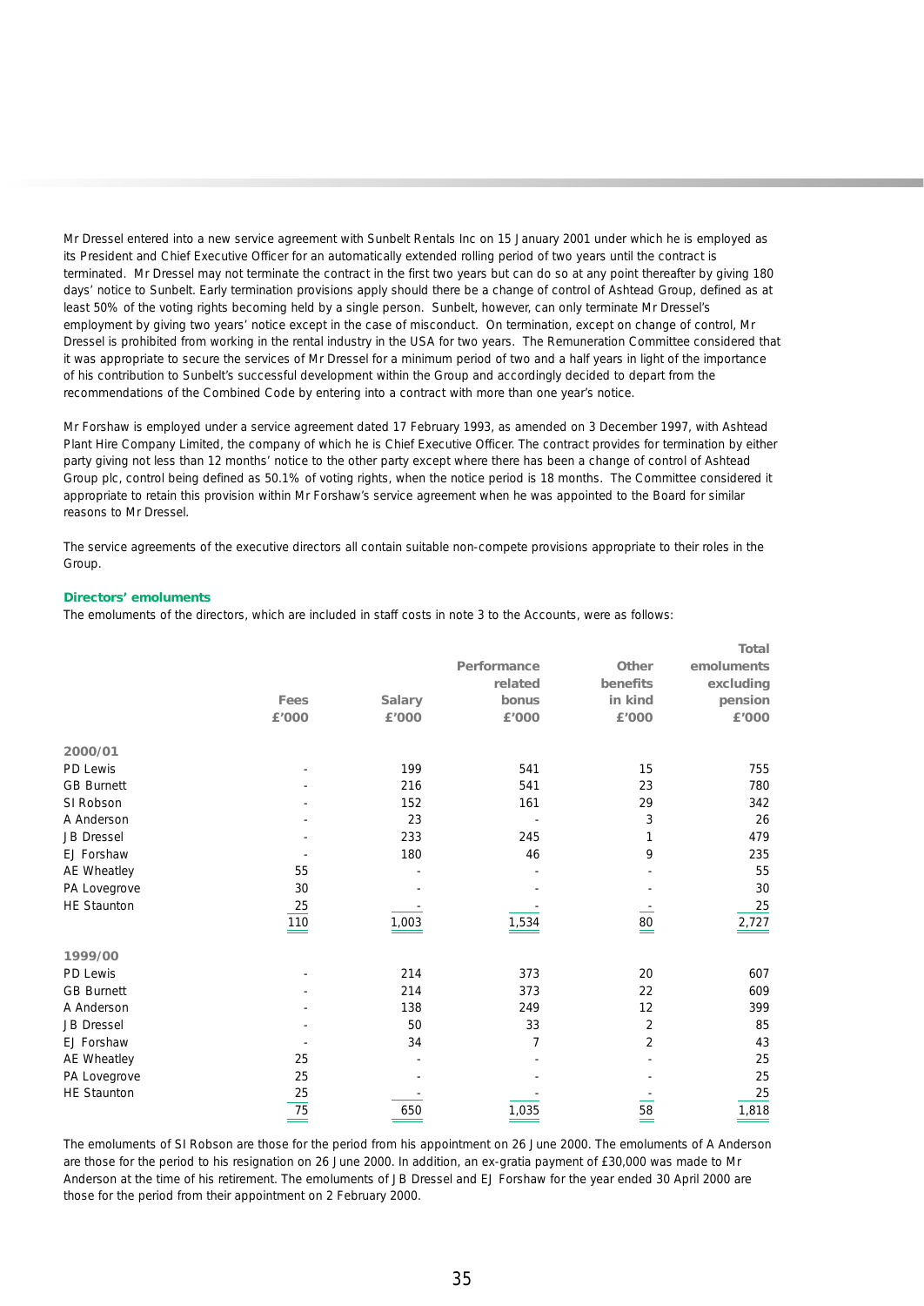Mr Dressel entered into a new service agreement with Sunbelt Rentals Inc on 15 January 2001 under which he is employed as its President and Chief Executive Officer for an automatically extended rolling period of two years until the contract is terminated. Mr Dressel may not terminate the contract in the first two years but can do so at any point thereafter by giving 180 days' notice to Sunbelt. Early termination provisions apply should there be a change of control of Ashtead Group, defined as at least 50% of the voting rights becoming held by a single person. Sunbelt, however, can only terminate Mr Dressel's employment by giving two years' notice except in the case of misconduct. On termination, except on change of control, Mr Dressel is prohibited from working in the rental industry in the USA for two years. The Remuneration Committee considered that it was appropriate to secure the services of Mr Dressel for a minimum period of two and a half years in light of the importance of his contribution to Sunbelt's successful development within the Group and accordingly decided to depart from the recommendations of the Combined Code by entering into a contract with more than one year's notice.

Mr Forshaw is employed under a service agreement dated 17 February 1993, as amended on 3 December 1997, with Ashtead Plant Hire Company Limited, the company of which he is Chief Executive Officer. The contract provides for termination by either party giving not less than 12 months' notice to the other party except where there has been a change of control of Ashtead Group plc, control being defined as 50.1% of voting rights, when the notice period is 18 months. The Committee considered it appropriate to retain this provision within Mr Forshaw's service agreement when he was appointed to the Board for similar reasons to Mr Dressel.

The service agreements of the executive directors all contain suitable non-compete provisions appropriate to their roles in the Group.

### Directors' emoluments

The emoluments of the directors, which are included in staff costs in note 3 to the Accounts, were as follows:

| | Fees £'000 | Salary £'000 | Performance related bonus £'000 | Other benefits in kind £'000 | Total emoluments excluding pension £'000 |
|---|---|---|---|---|---|
| **2000/01** | | | | | |
| PD Lewis | - | 199 | 541 | 15 | 755 |
| GB Burnett | - | 216 | 541 | 23 | 780 |
| SI Robson | - | 152 | 161 | 29 | 342 |
| A Anderson | - | 23 | - | 3 | 26 |
| JB Dressel | - | 233 | 245 | 1 | 479 |
| EJ Forshaw | - | 180 | 46 | 9 | 235 |
| AE Wheatley | 55 | - | - | - | 55 |
| PA Lovegrove | 30 | - | - | - | 30 |
| HE Staunton | 25 | - | - | - | 25 |
| | 110 | 1,003 | 1,534 | 80 | 2,727 |
| **1999/00** | | | | | |
| PD Lewis | - | 214 | 373 | 20 | 607 |
| GB Burnett | - | 214 | 373 | 22 | 609 |
| A Anderson | - | 138 | 249 | 12 | 399 |
| JB Dressel | - | 50 | 33 | 2 | 85 |
| EJ Forshaw | - | 34 | 7 | 2 | 43 |
| AE Wheatley | 25 | - | - | - | 25 |
| PA Lovegrove | 25 | - | - | - | 25 |
| HE Staunton | 25 | - | - | - | 25 |
| | 75 | 650 | 1,035 | 58 | 1,818 |

The emoluments of SI Robson are those for the period from his appointment on 26 June 2000. The emoluments of A Anderson are those for the period to his resignation on 26 June 2000. In addition, an ex-gratia payment of £30,000 was made to Mr Anderson at the time of his retirement. The emoluments of JB Dressel and EJ Forshaw for the year ended 30 April 2000 are those for the period from their appointment on 2 February 2000.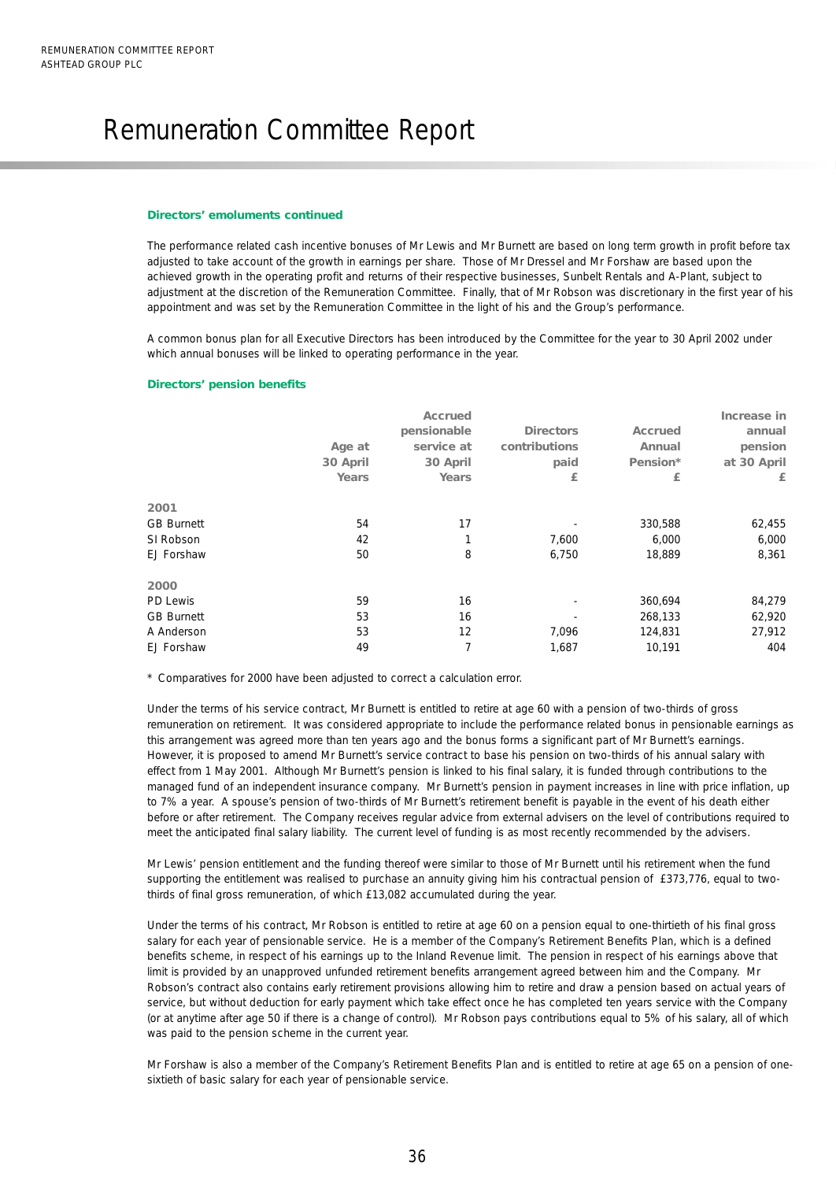# Remuneration Committee Report

### Directors' emoluments continued

The performance related cash incentive bonuses of Mr Lewis and Mr Burnett are based on long term growth in profit before tax adjusted to take account of the growth in earnings per share. Those of Mr Dressel and Mr Forshaw are based upon the achieved growth in the operating profit and returns of their respective businesses, Sunbelt Rentals and A-Plant, subject to adjustment at the discretion of the Remuneration Committee. Finally, that of Mr Robson was discretionary in the first year of his appointment and was set by the Remuneration Committee in the light of his and the Group's performance.

A common bonus plan for all Executive Directors has been introduced by the Committee for the year to 30 April 2002 under which annual bonuses will be linked to operating performance in the year.

### Directors' pension benefits

| | Age at 30 April Years | Accrued pensionable service at 30 April Years | Directors contributions paid £ | Accrued Annual Pension* £ | Increase in annual pension at 30 April £ |
|---|---|---|---|---|---|
| **2001** | | | | | |
| GB Burnett | 54 | 17 | - | 330,588 | 62,455 |
| SI Robson | 42 | 1 | 7,600 | 6,000 | 6,000 |
| EJ Forshaw | 50 | 8 | 6,750 | 18,889 | 8,361 |
| **2000** | | | | | |
| PD Lewis | 59 | 16 | - | 360,694 | 84,279 |
| GB Burnett | 53 | 16 | - | 268,133 | 62,920 |
| A Anderson | 53 | 12 | 7,096 | 124,831 | 27,912 |
| EJ Forshaw | 49 | 7 | 1,687 | 10,191 | 404 |

\* Comparatives for 2000 have been adjusted to correct a calculation error.

Under the terms of his service contract, Mr Burnett is entitled to retire at age 60 with a pension of two-thirds of gross remuneration on retirement. It was considered appropriate to include the performance related bonus in pensionable earnings as this arrangement was agreed more than ten years ago and the bonus forms a significant part of Mr Burnett's earnings. However, it is proposed to amend Mr Burnett's service contract to base his pension on two-thirds of his annual salary with effect from 1 May 2001. Although Mr Burnett's pension is linked to his final salary, it is funded through contributions to the managed fund of an independent insurance company. Mr Burnett's pension in payment increases in line with price inflation, up to 7% a year. A spouse's pension of two-thirds of Mr Burnett's retirement benefit is payable in the event of his death either before or after retirement. The Company receives regular advice from external advisers on the level of contributions required to meet the anticipated final salary liability. The current level of funding is as most recently recommended by the advisers.

Mr Lewis' pension entitlement and the funding thereof were similar to those of Mr Burnett until his retirement when the fund supporting the entitlement was realised to purchase an annuity giving him his contractual pension of £373,776, equal to two-thirds of final gross remuneration, of which £13,082 accumulated during the year.

Under the terms of his contract, Mr Robson is entitled to retire at age 60 on a pension equal to one-thirtieth of his final gross salary for each year of pensionable service. He is a member of the Company's Retirement Benefits Plan, which is a defined benefits scheme, in respect of his earnings up to the Inland Revenue limit. The pension in respect of his earnings above that limit is provided by an unapproved unfunded retirement benefits arrangement agreed between him and the Company. Mr Robson's contract also contains early retirement provisions allowing him to retire and draw a pension based on actual years of service, but without deduction for early payment which take effect once he has completed ten years service with the Company (or at anytime after age 50 if there is a change of control). Mr Robson pays contributions equal to 5% of his salary, all of which was paid to the pension scheme in the current year.

Mr Forshaw is also a member of the Company's Retirement Benefits Plan and is entitled to retire at age 65 on a pension of one-sixtieth of basic salary for each year of pensionable service.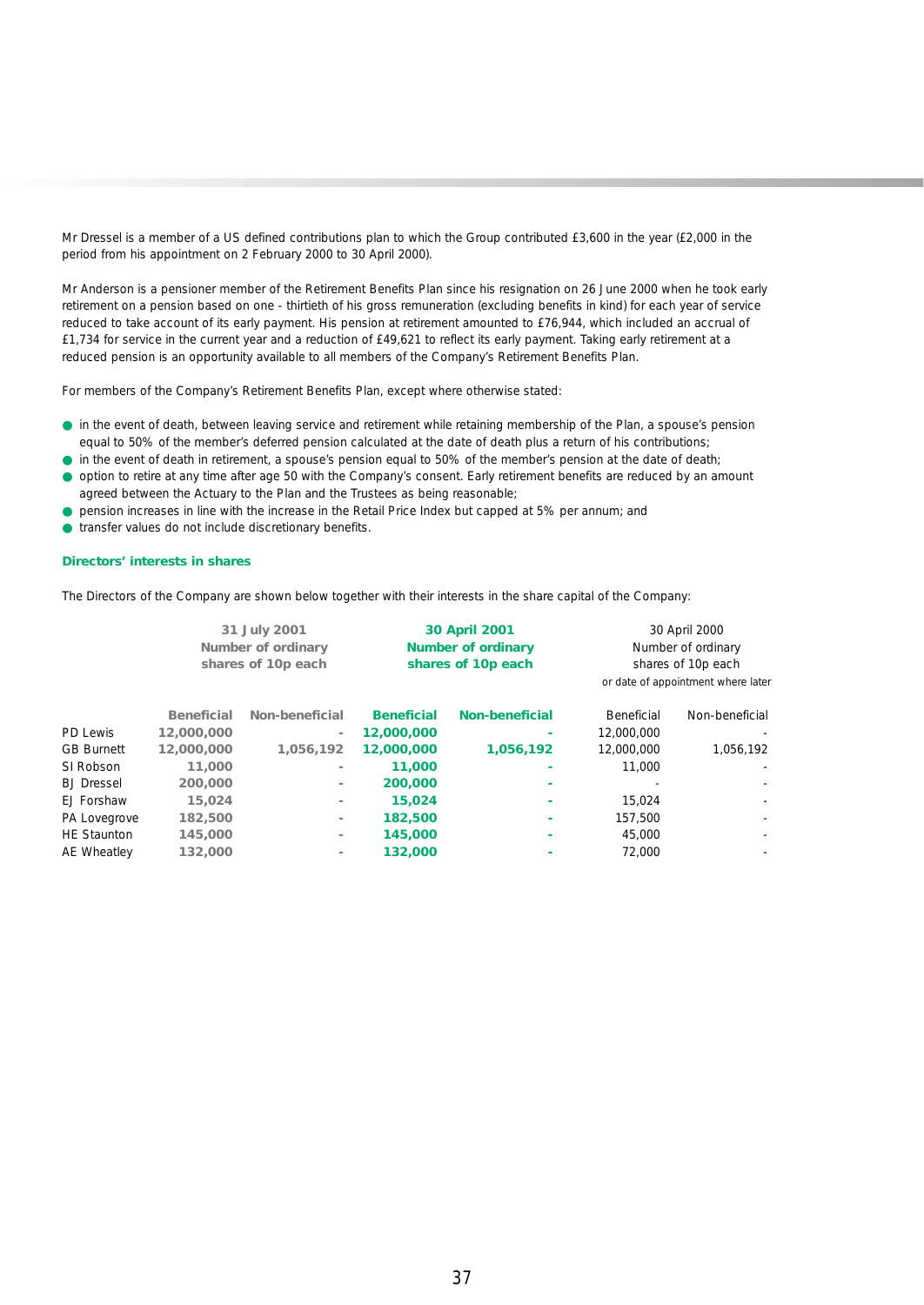Mr Dressel is a member of a US defined contributions plan to which the Group contributed £3,600 in the year (£2,000 in the period from his appointment on 2 February 2000 to 30 April 2000).

Mr Anderson is a pensioner member of the Retirement Benefits Plan since his resignation on 26 June 2000 when he took early retirement on a pension based on one - thirtieth of his gross remuneration (excluding benefits in kind) for each year of service reduced to take account of its early payment. His pension at retirement amounted to £76,944, which included an accrual of £1,734 for service in the current year and a reduction of £49,621 to reflect its early payment. Taking early retirement at a reduced pension is an opportunity available to all members of the Company's Retirement Benefits Plan.

For members of the Company's Retirement Benefits Plan, except where otherwise stated:

- in the event of death, between leaving service and retirement while retaining membership of the Plan, a spouse's pension equal to 50% of the member's deferred pension calculated at the date of death plus a return of his contributions;
- in the event of death in retirement, a spouse's pension equal to 50% of the member's pension at the date of death;
- option to retire at any time after age 50 with the Company's consent. Early retirement benefits are reduced by an amount agreed between the Actuary to the Plan and the Trustees as being reasonable;
- pension increases in line with the increase in the Retail Price Index but capped at 5% per annum; and
- transfer values do not include discretionary benefits.

### Directors' interests in shares

The Directors of the Company are shown below together with their interests in the share capital of the Company:

| | 31 July 2001 Number of ordinary shares of 10p each | | 30 April 2001 Number of ordinary shares of 10p each | | 30 April 2000 Number of ordinary shares of 10p each or date of appointment where later | |
|---|---|---|---|---|---|---|
| | Beneficial | Non-beneficial | Beneficial | Non-beneficial | Beneficial | Non-beneficial |
| PD Lewis | 12,000,000 | - | 12,000,000 | - | 12,000,000 | - |
| GB Burnett | 12,000,000 | 1,056,192 | 12,000,000 | 1,056,192 | 12,000,000 | 1,056,192 |
| SI Robson | 11,000 | - | 11,000 | - | 11,000 | - |
| BJ Dressel | 200,000 | - | 200,000 | - | - | - |
| EJ Forshaw | 15,024 | - | 15,024 | - | 15,024 | - |
| PA Lovegrove | 182,500 | - | 182,500 | - | 157,500 | - |
| HE Staunton | 145,000 | - | 145,000 | - | 45,000 | - |
| AE Wheatley | 132,000 | - | 132,000 | - | 72,000 | - |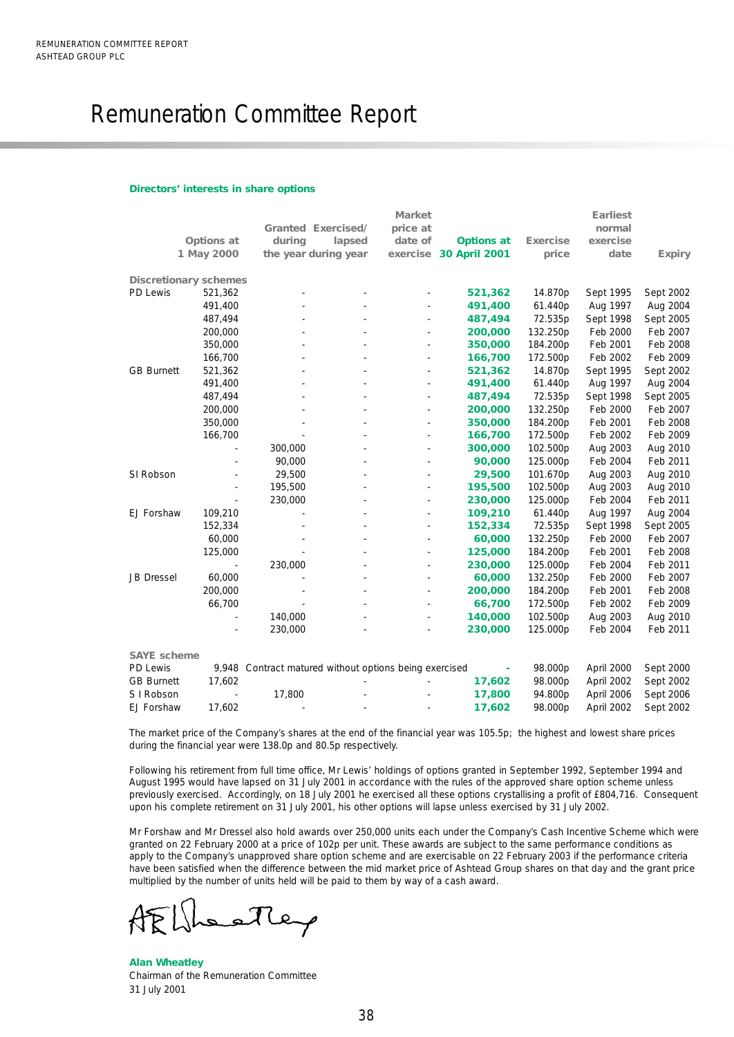# Remuneration Committee Report

### Directors' interests in share options

| | Options at 1 May 2000 | Granted during the year | Exercised/ lapsed during year | Market price at date of exercise | Options at 30 April 2001 | Exercise price | Earliest normal exercise date | Expiry |
|---|---|---|---|---|---|---|---|---|
| **Discretionary schemes** | | | | | | | | |
| PD Lewis | 521,362 | - | - | - | **521,362** | 14.870p | Sept 1995 | Sept 2002 |
| | 491,400 | - | - | - | **491,400** | 61.440p | Aug 1997 | Aug 2004 |
| | 487,494 | - | - | - | **487,494** | 72.535p | Sept 1998 | Sept 2005 |
| | 200,000 | - | - | - | **200,000** | 132.250p | Feb 2000 | Feb 2007 |
| | 350,000 | - | - | - | **350,000** | 184.200p | Feb 2001 | Feb 2008 |
| | 166,700 | - | - | - | **166,700** | 172.500p | Feb 2002 | Feb 2009 |
| GB Burnett | 521,362 | - | - | - | **521,362** | 14.870p | Sept 1995 | Sept 2002 |
| | 491,400 | - | - | - | **491,400** | 61.440p | Aug 1997 | Aug 2004 |
| | 487,494 | - | - | - | **487,494** | 72.535p | Sept 1998 | Sept 2005 |
| | 200,000 | - | - | - | **200,000** | 132.250p | Feb 2000 | Feb 2007 |
| | 350,000 | - | - | - | **350,000** | 184.200p | Feb 2001 | Feb 2008 |
| | 166,700 | - | - | - | **166,700** | 172.500p | Feb 2002 | Feb 2009 |
| | - | 300,000 | - | - | **300,000** | 102.500p | Aug 2003 | Aug 2010 |
| | - | 90,000 | - | - | **90,000** | 125.000p | Feb 2004 | Feb 2011 |
| SI Robson | - | 29,500 | - | - | **29,500** | 101.670p | Aug 2003 | Aug 2010 |
| | - | 195,500 | - | - | **195,500** | 102.500p | Aug 2003 | Aug 2010 |
| | - | 230,000 | - | - | **230,000** | 125.000p | Feb 2004 | Feb 2011 |
| EJ Forshaw | 109,210 | - | - | - | **109,210** | 61.440p | Aug 1997 | Aug 2004 |
| | 152,334 | - | - | - | **152,334** | 72.535p | Sept 1998 | Sept 2005 |
| | 60,000 | - | - | - | **60,000** | 132.250p | Feb 2000 | Feb 2007 |
| | 125,000 | - | - | - | **125,000** | 184.200p | Feb 2001 | Feb 2008 |
| | - | 230,000 | - | - | **230,000** | 125.000p | Feb 2004 | Feb 2011 |
| JB Dressel | 60,000 | - | - | - | **60,000** | 132.250p | Feb 2000 | Feb 2007 |
| | 200,000 | - | - | - | **200,000** | 184.200p | Feb 2001 | Feb 2008 |
| | 66,700 | - | - | - | **66,700** | 172.500p | Feb 2002 | Feb 2009 |
| | - | 140,000 | - | - | **140,000** | 102.500p | Aug 2003 | Aug 2010 |
| | - | 230,000 | - | - | **230,000** | 125.000p | Feb 2004 | Feb 2011 |
| **SAYE scheme** | | | | | | | | |
| PD Lewis | 9,948 | Contract matured without options being exercised | | | **-** | 98.000p | April 2000 | Sept 2000 |
| GB Burnett | 17,602 | | - | - | **17,602** | 98.000p | April 2002 | Sept 2002 |
| S I Robson | - | 17,800 | - | - | **17,800** | 94.800p | April 2006 | Sept 2006 |
| EJ Forshaw | 17,602 | - | - | - | **17,602** | 98.000p | April 2002 | Sept 2002 |

The market price of the Company's shares at the end of the financial year was 105.5p; the highest and lowest share prices during the financial year were 138.0p and 80.5p respectively.

Following his retirement from full time office, Mr Lewis' holdings of options granted in September 1992, September 1994 and August 1995 would have lapsed on 31 July 2001 in accordance with the rules of the approved share option scheme unless previously exercised. Accordingly, on 18 July 2001 he exercised all these options crystallising a profit of £804,716. Consequent upon his complete retirement on 31 July 2001, his other options will lapse unless exercised by 31 July 2002.

Mr Forshaw and Mr Dressel also hold awards over 250,000 units each under the Company's Cash Incentive Scheme which were granted on 22 February 2000 at a price of 102p per unit. These awards are subject to the same performance conditions as apply to the Company's unapproved share option scheme and are exercisable on 22 February 2003 if the performance criteria have been satisfied when the difference between the mid market price of Ashtead Group shares on that day and the grant price multiplied by the number of units held will be paid to them by way of a cash award.

**Alan Wheatley**
Chairman of the Remuneration Committee
31 July 2001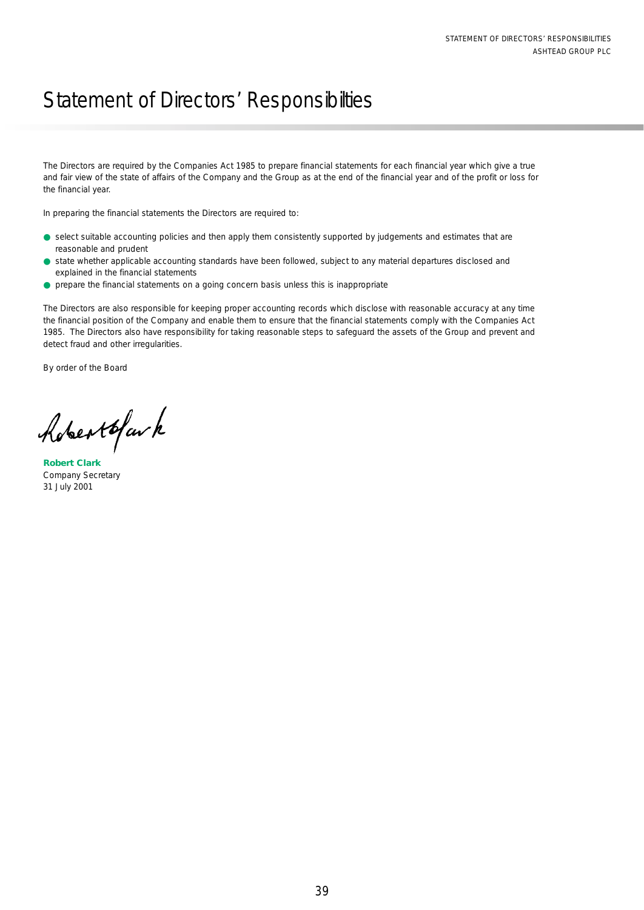# Statement of Directors' Responsibilities

The Directors are required by the Companies Act 1985 to prepare financial statements for each financial year which give a true and fair view of the state of affairs of the Company and the Group as at the end of the financial year and of the profit or loss for the financial year.

In preparing the financial statements the Directors are required to:

- select suitable accounting policies and then apply them consistently supported by judgements and estimates that are reasonable and prudent
- state whether applicable accounting standards have been followed, subject to any material departures disclosed and explained in the financial statements
- prepare the financial statements on a going concern basis unless this is inappropriate

The Directors are also responsible for keeping proper accounting records which disclose with reasonable accuracy at any time the financial position of the Company and enable them to ensure that the financial statements comply with the Companies Act 1985. The Directors also have responsibility for taking reasonable steps to safeguard the assets of the Group and prevent and detect fraud and other irregularities.

By order of the Board

**Robert Clark**
Company Secretary
31 July 2001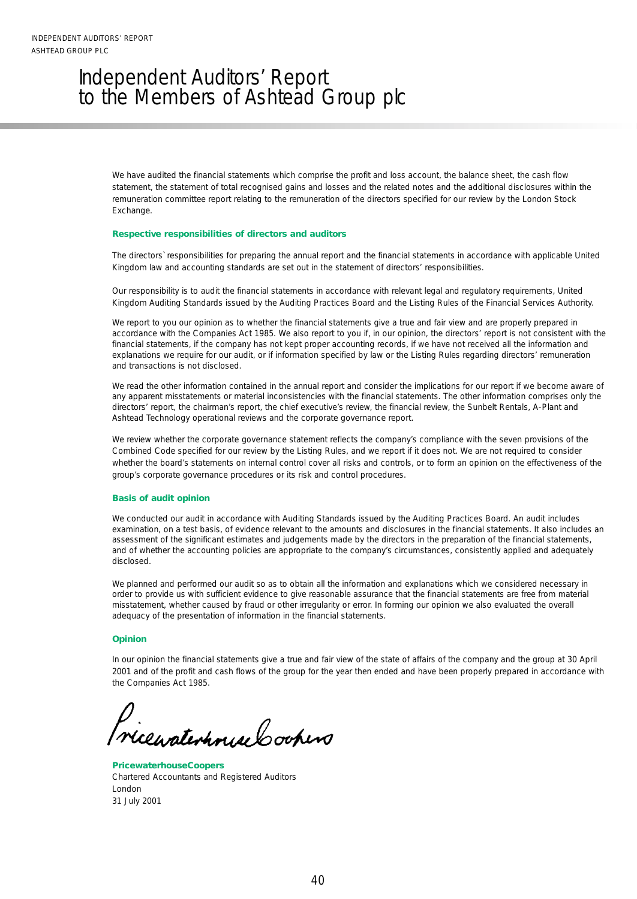# Independent Auditors' Report to the Members of Ashtead Group plc

We have audited the financial statements which comprise the profit and loss account, the balance sheet, the cash flow statement, the statement of total recognised gains and losses and the related notes and the additional disclosures within the remuneration committee report relating to the remuneration of the directors specified for our review by the London Stock Exchange.

**Respective responsibilities of directors and auditors**

The directors`responsibilities for preparing the annual report and the financial statements in accordance with applicable United Kingdom law and accounting standards are set out in the statement of directors' responsibilities.

Our responsibility is to audit the financial statements in accordance with relevant legal and regulatory requirements, United Kingdom Auditing Standards issued by the Auditing Practices Board and the Listing Rules of the Financial Services Authority.

We report to you our opinion as to whether the financial statements give a true and fair view and are properly prepared in accordance with the Companies Act 1985. We also report to you if, in our opinion, the directors' report is not consistent with the financial statements, if the company has not kept proper accounting records, if we have not received all the information and explanations we require for our audit, or if information specified by law or the Listing Rules regarding directors' remuneration and transactions is not disclosed.

We read the other information contained in the annual report and consider the implications for our report if we become aware of any apparent misstatements or material inconsistencies with the financial statements. The other information comprises only the directors' report, the chairman's report, the chief executive's review, the financial review, the Sunbelt Rentals, A-Plant and Ashtead Technology operational reviews and the corporate governance report.

We review whether the corporate governance statement reflects the company's compliance with the seven provisions of the Combined Code specified for our review by the Listing Rules, and we report if it does not. We are not required to consider whether the board's statements on internal control cover all risks and controls, or to form an opinion on the effectiveness of the group's corporate governance procedures or its risk and control procedures.

**Basis of audit opinion**

We conducted our audit in accordance with Auditing Standards issued by the Auditing Practices Board. An audit includes examination, on a test basis, of evidence relevant to the amounts and disclosures in the financial statements. It also includes an assessment of the significant estimates and judgements made by the directors in the preparation of the financial statements, and of whether the accounting policies are appropriate to the company's circumstances, consistently applied and adequately disclosed.

We planned and performed our audit so as to obtain all the information and explanations which we considered necessary in order to provide us with sufficient evidence to give reasonable assurance that the financial statements are free from material misstatement, whether caused by fraud or other irregularity or error. In forming our opinion we also evaluated the overall adequacy of the presentation of information in the financial statements.

**Opinion**

In our opinion the financial statements give a true and fair view of the state of affairs of the company and the group at 30 April 2001 and of the profit and cash flows of the group for the year then ended and have been properly prepared in accordance with the Companies Act 1985.

PricewaterhouseCoopers

**PricewaterhouseCoopers**
Chartered Accountants and Registered Auditors
London
31 July 2001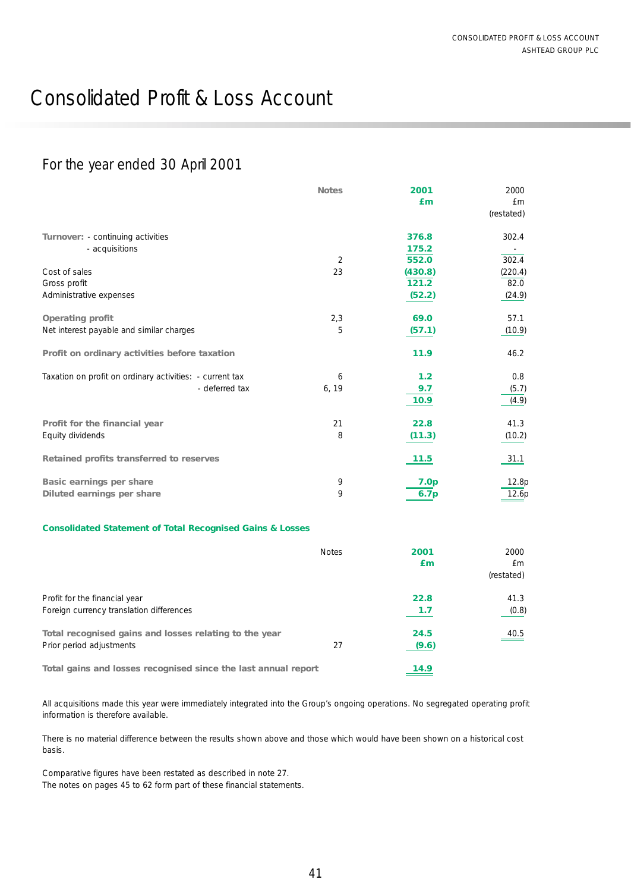# Consolidated Profit & Loss Account

## For the year ended 30 April 2001

| | Notes | 2001 £m | 2000 £m (restated) |
|---|---|---|---|
| **Turnover:** - continuing activities | | 376.8 | 302.4 |
| - acquisitions | | 175.2 | - |
| | 2 | 552.0 | 302.4 |
| Cost of sales | 23 | (430.8) | (220.4) |
| Gross profit | | 121.2 | 82.0 |
| Administrative expenses | | (52.2) | (24.9) |
| **Operating profit** | 2,3 | 69.0 | 57.1 |
| Net interest payable and similar charges | 5 | (57.1) | (10.9) |
| **Profit on ordinary activities before taxation** | | 11.9 | 46.2 |
| Taxation on profit on ordinary activities: - current tax | 6 | 1.2 | 0.8 |
| - deferred tax | 6, 19 | 9.7 | (5.7) |
| | | 10.9 | (4.9) |
| **Profit for the financial year** | 21 | 22.8 | 41.3 |
| Equity dividends | 8 | (11.3) | (10.2) |
| **Retained profits transferred to reserves** | | 11.5 | 31.1 |
| **Basic earnings per share** | 9 | 7.0p | 12.8p |
| **Diluted earnings per share** | 9 | 6.7p | 12.6p |

### Consolidated Statement of Total Recognised Gains & Losses

| | Notes | 2001 £m | 2000 £m (restated) |
|---|---|---|---|
| Profit for the financial year | | 22.8 | 41.3 |
| Foreign currency translation differences | | 1.7 | (0.8) |
| **Total recognised gains and losses relating to the year** | | 24.5 | 40.5 |
| Prior period adjustments | 27 | (9.6) | |
| **Total gains and losses recognised since the last annual report** | | 14.9 | |

All acquisitions made this year were immediately integrated into the Group's ongoing operations. No segregated operating profit information is therefore available.

There is no material difference between the results shown above and those which would have been shown on a historical cost basis.

Comparative figures have been restated as described in note 27.
The notes on pages 45 to 62 form part of these financial statements.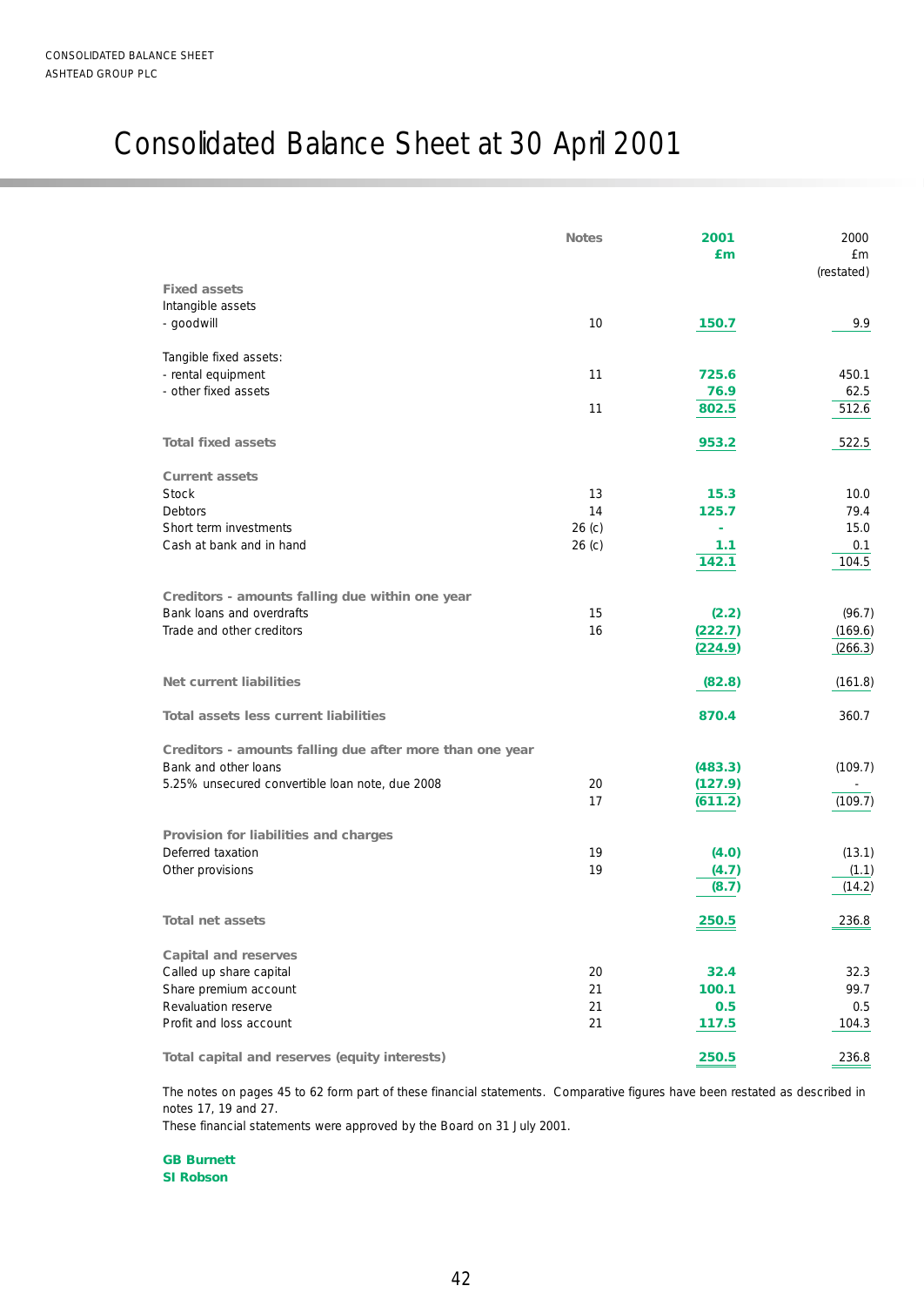# Consolidated Balance Sheet at 30 April 2001

| | Notes | 2001 £m | 2000 £m (restated) |
|---|---|---|---|
| **Fixed assets** | | | |
| Intangible assets | | | |
| - goodwill | 10 | **150.7** | 9.9 |
| | | | |
| Tangible fixed assets: | | | |
| - rental equipment | 11 | **725.6** | 450.1 |
| - other fixed assets | | **76.9** | 62.5 |
| | 11 | **802.5** | 512.6 |
| | | | |
| **Total fixed assets** | | **953.2** | 522.5 |
| | | | |
| **Current assets** | | | |
| Stock | 13 | **15.3** | 10.0 |
| Debtors | 14 | **125.7** | 79.4 |
| Short term investments | 26 (c) | **-** | 15.0 |
| Cash at bank and in hand | 26 (c) | **1.1** | 0.1 |
| | | **142.1** | 104.5 |
| | | | |
| **Creditors - amounts falling due within one year** | | | |
| Bank loans and overdrafts | 15 | **(2.2)** | (96.7) |
| Trade and other creditors | 16 | **(222.7)** | (169.6) |
| | | **(224.9)** | (266.3) |
| | | | |
| **Net current liabilities** | | **(82.8)** | (161.8) |
| | | | |
| **Total assets less current liabilities** | | **870.4** | 360.7 |
| | | | |
| **Creditors - amounts falling due after more than one year** | | | |
| Bank and other loans | | **(483.3)** | (109.7) |
| 5.25% unsecured convertible loan note, due 2008 | 20 | **(127.9)** | - |
| | 17 | **(611.2)** | (109.7) |
| | | | |
| **Provision for liabilities and charges** | | | |
| Deferred taxation | 19 | **(4.0)** | (13.1) |
| Other provisions | 19 | **(4.7)** | (1.1) |
| | | **(8.7)** | (14.2) |
| | | | |
| **Total net assets** | | **250.5** | 236.8 |
| | | | |
| **Capital and reserves** | | | |
| Called up share capital | 20 | **32.4** | 32.3 |
| Share premium account | 21 | **100.1** | 99.7 |
| Revaluation reserve | 21 | **0.5** | 0.5 |
| Profit and loss account | 21 | **117.5** | 104.3 |
| | | | |
| **Total capital and reserves (equity interests)** | | **250.5** | 236.8 |

The notes on pages 45 to 62 form part of these financial statements. Comparative figures have been restated as described in notes 17, 19 and 27.

These financial statements were approved by the Board on 31 July 2001.

**GB Burnett**
**SI Robson**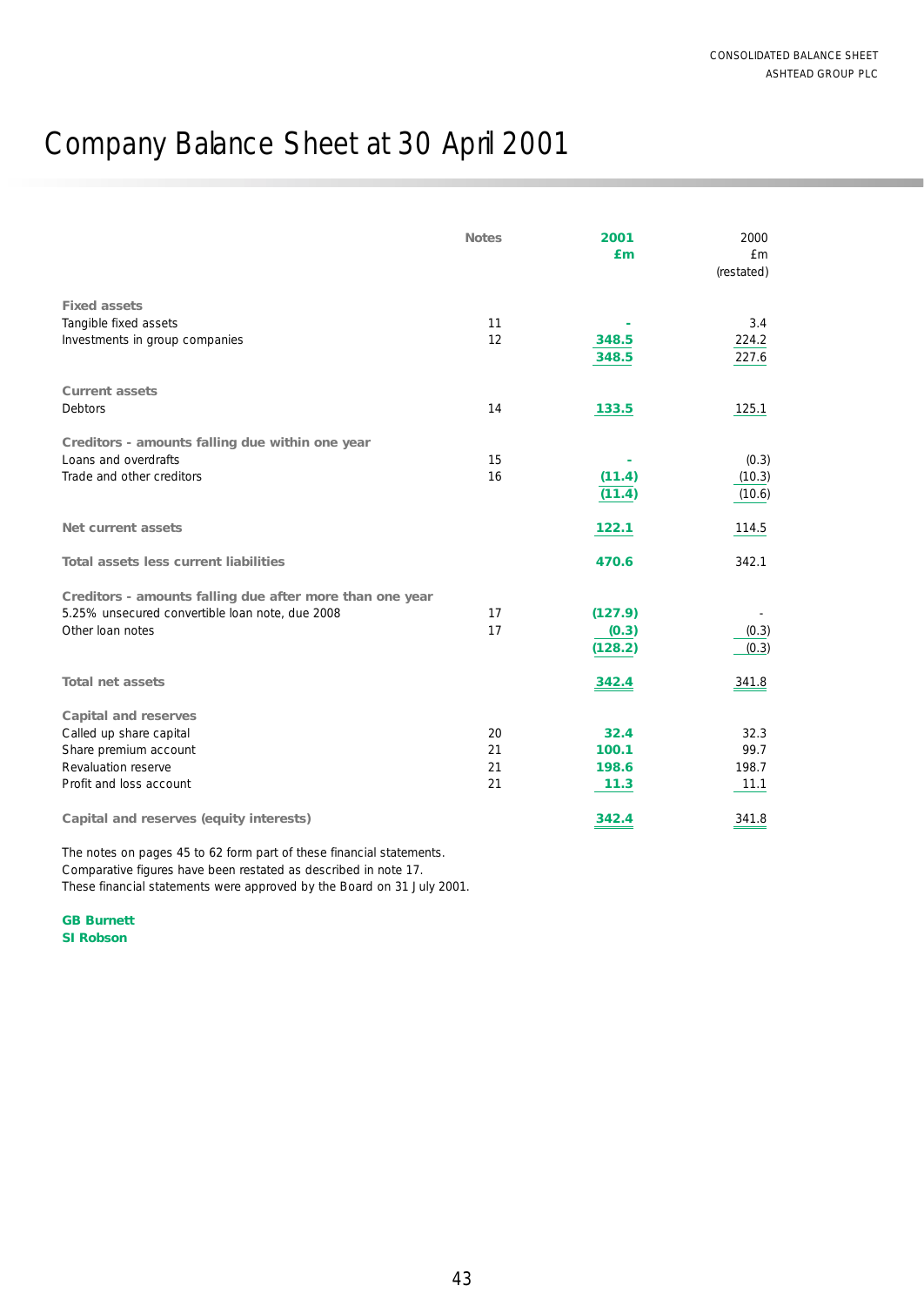# Company Balance Sheet at 30 April 2001

| | Notes | 2001 £m | 2000 £m (restated) |
|---|---|---|---|
| **Fixed assets** | | | |
| Tangible fixed assets | 11 | - | 3.4 |
| Investments in group companies | 12 | 348.5 | 224.2 |
| | | 348.5 | 227.6 |
| **Current assets** | | | |
| Debtors | 14 | 133.5 | 125.1 |
| **Creditors - amounts falling due within one year** | | | |
| Loans and overdrafts | 15 | - | (0.3) |
| Trade and other creditors | 16 | (11.4) | (10.3) |
| | | (11.4) | (10.6) |
| **Net current assets** | | 122.1 | 114.5 |
| **Total assets less current liabilities** | | 470.6 | 342.1 |
| **Creditors - amounts falling due after more than one year** | | | |
| 5.25% unsecured convertible loan note, due 2008 | 17 | (127.9) | - |
| Other loan notes | 17 | (0.3) | (0.3) |
| | | (128.2) | (0.3) |
| **Total net assets** | | 342.4 | 341.8 |
| **Capital and reserves** | | | |
| Called up share capital | 20 | 32.4 | 32.3 |
| Share premium account | 21 | 100.1 | 99.7 |
| Revaluation reserve | 21 | 198.6 | 198.7 |
| Profit and loss account | 21 | 11.3 | 11.1 |
| **Capital and reserves (equity interests)** | | 342.4 | 341.8 |

The notes on pages 45 to 62 form part of these financial statements.
Comparative figures have been restated as described in note 17.
These financial statements were approved by the Board on 31 July 2001.

**GB Burnett**
**SI Robson**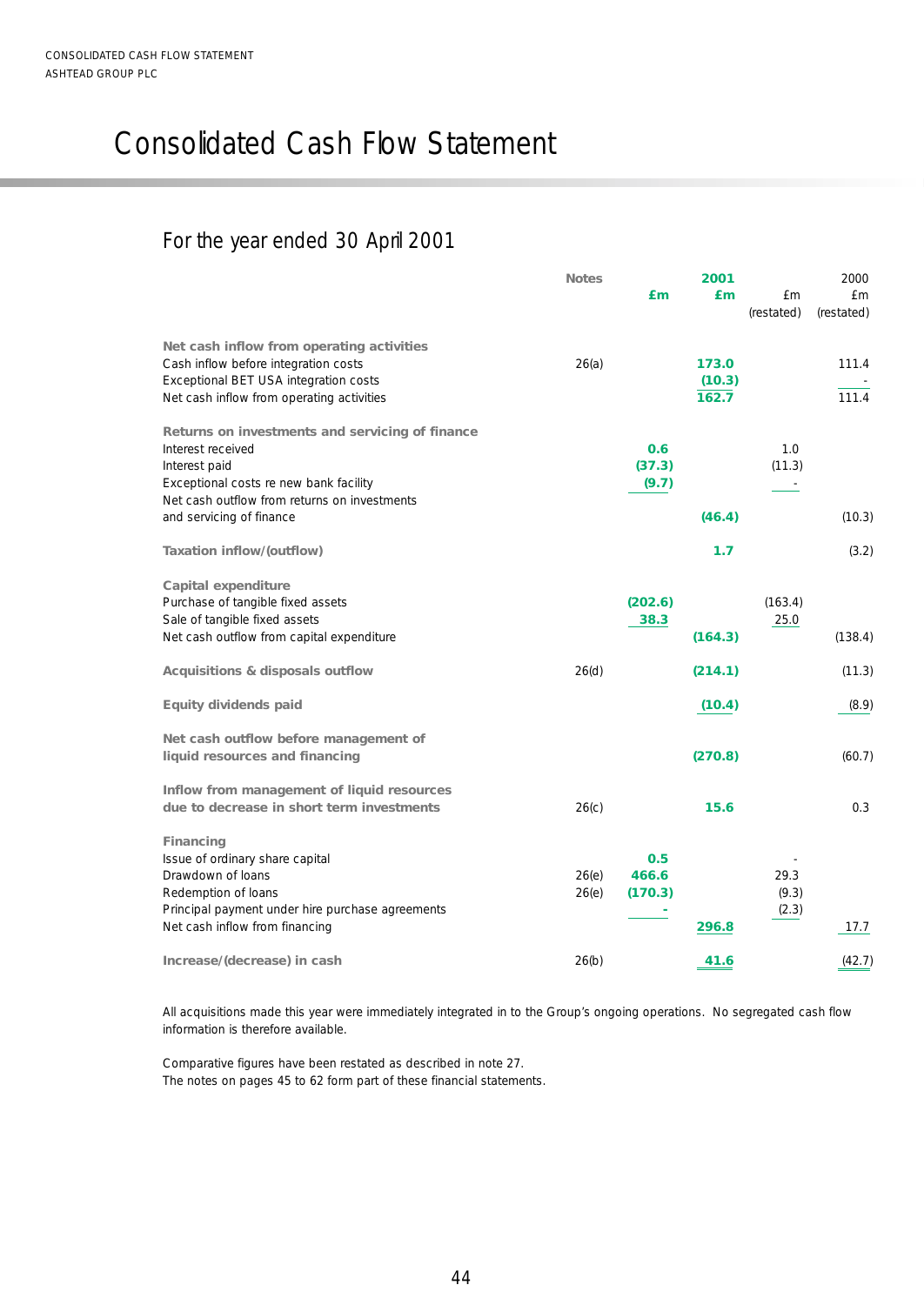# Consolidated Cash Flow Statement

## For the year ended 30 April 2001

| | Notes | 2001 £m | 2001 £m | 2000 £m (restated) | 2000 £m (restated) |
|---|---|---|---|---|---|
| **Net cash inflow from operating activities** | | | | | |
| Cash inflow before integration costs | 26(a) | | 173.0 | | 111.4 |
| Exceptional BET USA integration costs | | | (10.3) | | - |
| Net cash inflow from operating activities | | | 162.7 | | 111.4 |
| **Returns on investments and servicing of finance** | | | | | |
| Interest received | | 0.6 | | 1.0 | |
| Interest paid | | (37.3) | | (11.3) | |
| Exceptional costs re new bank facility | | (9.7) | | - | |
| Net cash outflow from returns on investments and servicing of finance | | | (46.4) | | (10.3) |
| **Taxation inflow/(outflow)** | | | 1.7 | | (3.2) |
| **Capital expenditure** | | | | | |
| Purchase of tangible fixed assets | | (202.6) | | (163.4) | |
| Sale of tangible fixed assets | | 38.3 | | 25.0 | |
| Net cash outflow from capital expenditure | | | (164.3) | | (138.4) |
| **Acquisitions & disposals outflow** | 26(d) | | (214.1) | | (11.3) |
| **Equity dividends paid** | | | (10.4) | | (8.9) |
| **Net cash outflow before management of liquid resources and financing** | | | (270.8) | | (60.7) |
| **Inflow from management of liquid resources due to decrease in short term investments** | 26(c) | | 15.6 | | 0.3 |
| **Financing** | | | | | |
| Issue of ordinary share capital | | 0.5 | | - | |
| Drawdown of loans | 26(e) | 466.6 | | 29.3 | |
| Redemption of loans | 26(e) | (170.3) | | (9.3) | |
| Principal payment under hire purchase agreements | | - | | (2.3) | |
| Net cash inflow from financing | | | 296.8 | | 17.7 |
| **Increase/(decrease) in cash** | 26(b) | | 41.6 | | (42.7) |

All acquisitions made this year were immediately integrated in to the Group's ongoing operations. No segregated cash flow information is therefore available.

Comparative figures have been restated as described in note 27.
The notes on pages 45 to 62 form part of these financial statements.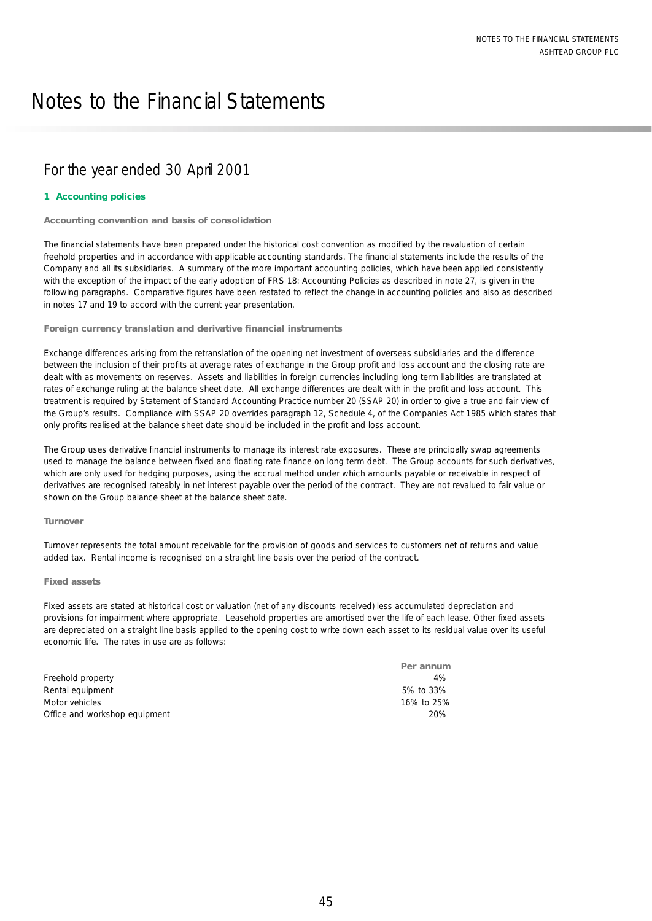# Notes to the Financial Statements

## For the year ended 30 April 2001

### 1 Accounting policies

#### Accounting convention and basis of consolidation

The financial statements have been prepared under the historical cost convention as modified by the revaluation of certain freehold properties and in accordance with applicable accounting standards. The financial statements include the results of the Company and all its subsidiaries. A summary of the more important accounting policies, which have been applied consistently with the exception of the impact of the early adoption of FRS 18: Accounting Policies as described in note 27, is given in the following paragraphs. Comparative figures have been restated to reflect the change in accounting policies and also as described in notes 17 and 19 to accord with the current year presentation.

#### Foreign currency translation and derivative financial instruments

Exchange differences arising from the retranslation of the opening net investment of overseas subsidiaries and the difference between the inclusion of their profits at average rates of exchange in the Group profit and loss account and the closing rate are dealt with as movements on reserves. Assets and liabilities in foreign currencies including long term liabilities are translated at rates of exchange ruling at the balance sheet date. All exchange differences are dealt with in the profit and loss account. This treatment is required by Statement of Standard Accounting Practice number 20 (SSAP 20) in order to give a true and fair view of the Group's results. Compliance with SSAP 20 overrides paragraph 12, Schedule 4, of the Companies Act 1985 which states that only profits realised at the balance sheet date should be included in the profit and loss account.

The Group uses derivative financial instruments to manage its interest rate exposures. These are principally swap agreements used to manage the balance between fixed and floating rate finance on long term debt. The Group accounts for such derivatives, which are only used for hedging purposes, using the accrual method under which amounts payable or receivable in respect of derivatives are recognised rateably in net interest payable over the period of the contract. They are not revalued to fair value or shown on the Group balance sheet at the balance sheet date.

#### Turnover

Turnover represents the total amount receivable for the provision of goods and services to customers net of returns and value added tax. Rental income is recognised on a straight line basis over the period of the contract.

#### Fixed assets

Fixed assets are stated at historical cost or valuation (net of any discounts received) less accumulated depreciation and provisions for impairment where appropriate. Leasehold properties are amortised over the life of each lease. Other fixed assets are depreciated on a straight line basis applied to the opening cost to write down each asset to its residual value over its useful economic life. The rates in use are as follows:

| | Per annum |
|---|---|
| Freehold property | 4% |
| Rental equipment | 5% to 33% |
| Motor vehicles | 16% to 25% |
| Office and workshop equipment | 20% |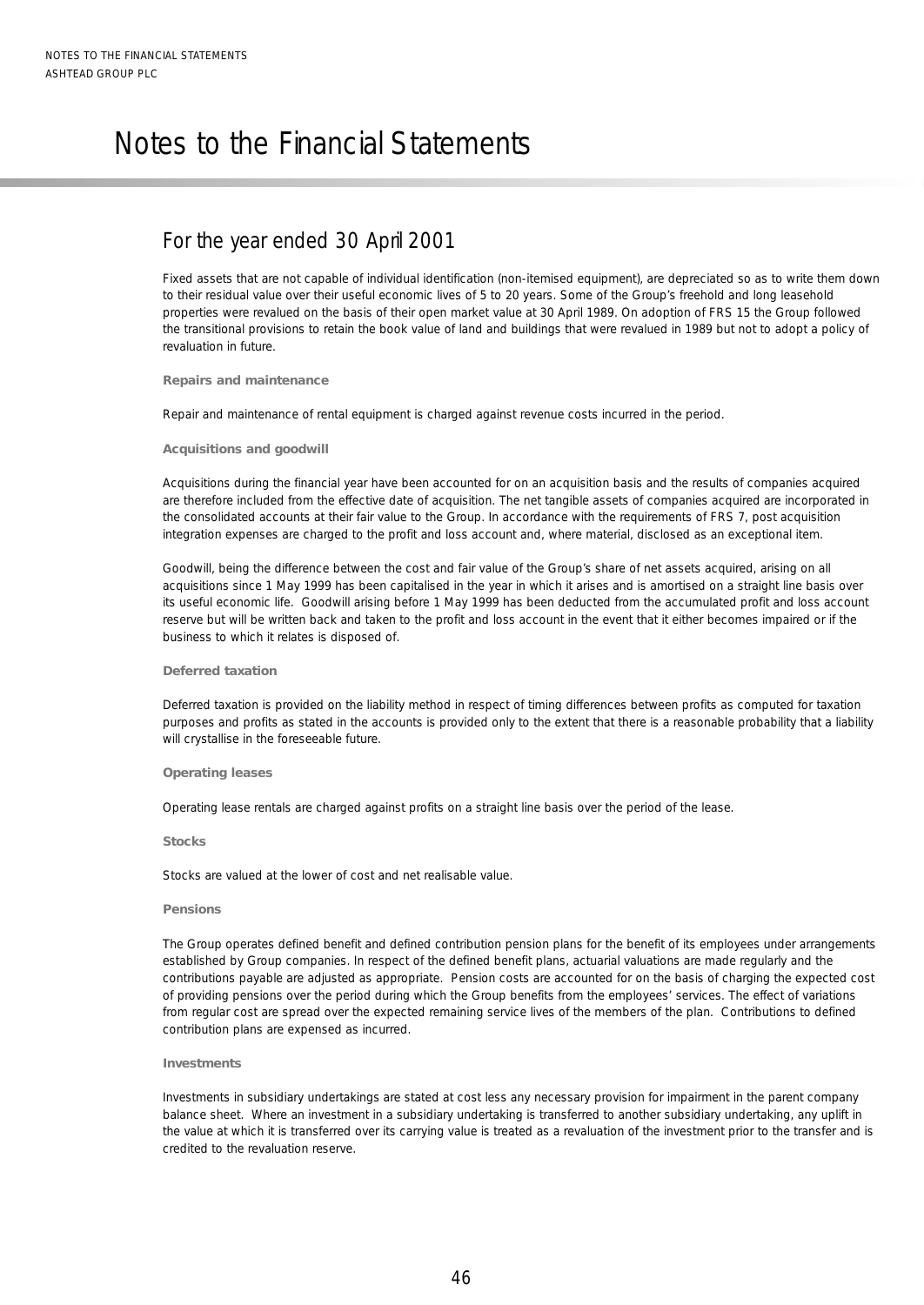# Notes to the Financial Statements

## For the year ended 30 April 2001

Fixed assets that are not capable of individual identification (non-itemised equipment), are depreciated so as to write them down to their residual value over their useful economic lives of 5 to 20 years. Some of the Group's freehold and long leasehold properties were revalued on the basis of their open market value at 30 April 1989. On adoption of FRS 15 the Group followed the transitional provisions to retain the book value of land and buildings that were revalued in 1989 but not to adopt a policy of revaluation in future.

**Repairs and maintenance**

Repair and maintenance of rental equipment is charged against revenue costs incurred in the period.

**Acquisitions and goodwill**

Acquisitions during the financial year have been accounted for on an acquisition basis and the results of companies acquired are therefore included from the effective date of acquisition. The net tangible assets of companies acquired are incorporated in the consolidated accounts at their fair value to the Group. In accordance with the requirements of FRS 7, post acquisition integration expenses are charged to the profit and loss account and, where material, disclosed as an exceptional item.

Goodwill, being the difference between the cost and fair value of the Group's share of net assets acquired, arising on all acquisitions since 1 May 1999 has been capitalised in the year in which it arises and is amortised on a straight line basis over its useful economic life. Goodwill arising before 1 May 1999 has been deducted from the accumulated profit and loss account reserve but will be written back and taken to the profit and loss account in the event that it either becomes impaired or if the business to which it relates is disposed of.

**Deferred taxation**

Deferred taxation is provided on the liability method in respect of timing differences between profits as computed for taxation purposes and profits as stated in the accounts is provided only to the extent that there is a reasonable probability that a liability will crystallise in the foreseeable future.

**Operating leases**

Operating lease rentals are charged against profits on a straight line basis over the period of the lease.

**Stocks**

Stocks are valued at the lower of cost and net realisable value.

**Pensions**

The Group operates defined benefit and defined contribution pension plans for the benefit of its employees under arrangements established by Group companies. In respect of the defined benefit plans, actuarial valuations are made regularly and the contributions payable are adjusted as appropriate. Pension costs are accounted for on the basis of charging the expected cost of providing pensions over the period during which the Group benefits from the employees' services. The effect of variations from regular cost are spread over the expected remaining service lives of the members of the plan. Contributions to defined contribution plans are expensed as incurred.

**Investments**

Investments in subsidiary undertakings are stated at cost less any necessary provision for impairment in the parent company balance sheet. Where an investment in a subsidiary undertaking is transferred to another subsidiary undertaking, any uplift in the value at which it is transferred over its carrying value is treated as a revaluation of the investment prior to the transfer and is credited to the revaluation reserve.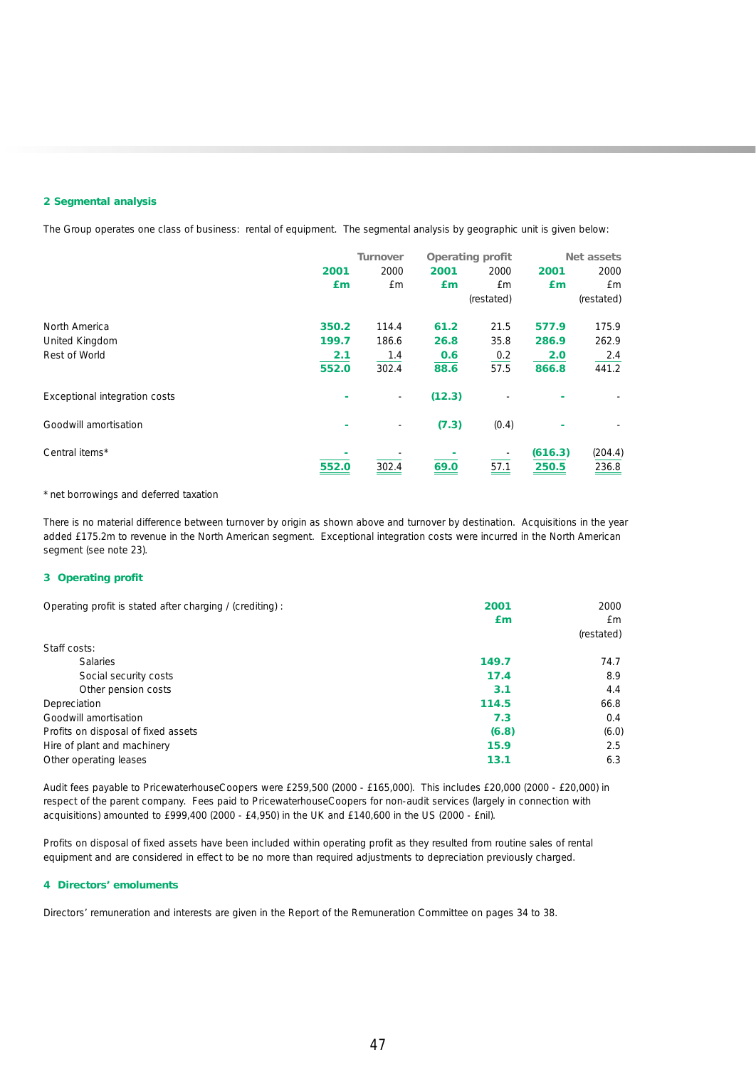## 2 Segmental analysis

The Group operates one class of business: rental of equipment. The segmental analysis by geographic unit is given below:

| | Turnover | | Operating profit | | Net assets | |
|---|---|---|---|---|---|---|
| | **2001** | 2000 | **2001** | 2000 | **2001** | 2000 |
| | **£m** | £m | **£m** | £m | **£m** | £m |
| | | | | (restated) | | (restated) |
| North America | **350.2** | 114.4 | **61.2** | 21.5 | **577.9** | 175.9 |
| United Kingdom | **199.7** | 186.6 | **26.8** | 35.8 | **286.9** | 262.9 |
| Rest of World | **2.1** | 1.4 | **0.6** | 0.2 | **2.0** | 2.4 |
| | **552.0** | 302.4 | **88.6** | 57.5 | **866.8** | 441.2 |
| Exceptional integration costs | **-** | - | **(12.3)** | - | **-** | - |
| Goodwill amortisation | **-** | - | **(7.3)** | (0.4) | **-** | - |
| Central items* | **-** | - | **-** | - | **(616.3)** | (204.4) |
| | **552.0** | 302.4 | **69.0** | 57.1 | **250.5** | 236.8 |

* net borrowings and deferred taxation

There is no material difference between turnover by origin as shown above and turnover by destination. Acquisitions in the year added £175.2m to revenue in the North American segment. Exceptional integration costs were incurred in the North American segment (see note 23).

## 3 Operating profit

| Operating profit is stated after charging / (crediting) : | **2001** | 2000 |
|---|---|---|
| | **£m** | £m |
| | | (restated) |
| Staff costs: | | |
| Salaries | **149.7** | 74.7 |
| Social security costs | **17.4** | 8.9 |
| Other pension costs | **3.1** | 4.4 |
| Depreciation | **114.5** | 66.8 |
| Goodwill amortisation | **7.3** | 0.4 |
| Profits on disposal of fixed assets | **(6.8)** | (6.0) |
| Hire of plant and machinery | **15.9** | 2.5 |
| Other operating leases | **13.1** | 6.3 |

Audit fees payable to PricewaterhouseCoopers were £259,500 (2000 - £165,000). This includes £20,000 (2000 - £20,000) in respect of the parent company. Fees paid to PricewaterhouseCoopers for non-audit services (largely in connection with acquisitions) amounted to £999,400 (2000 - £4,950) in the UK and £140,600 in the US (2000 - £nil).

Profits on disposal of fixed assets have been included within operating profit as they resulted from routine sales of rental equipment and are considered in effect to be no more than required adjustments to depreciation previously charged.

## 4 Directors' emoluments

Directors' remuneration and interests are given in the Report of the Remuneration Committee on pages 34 to 38.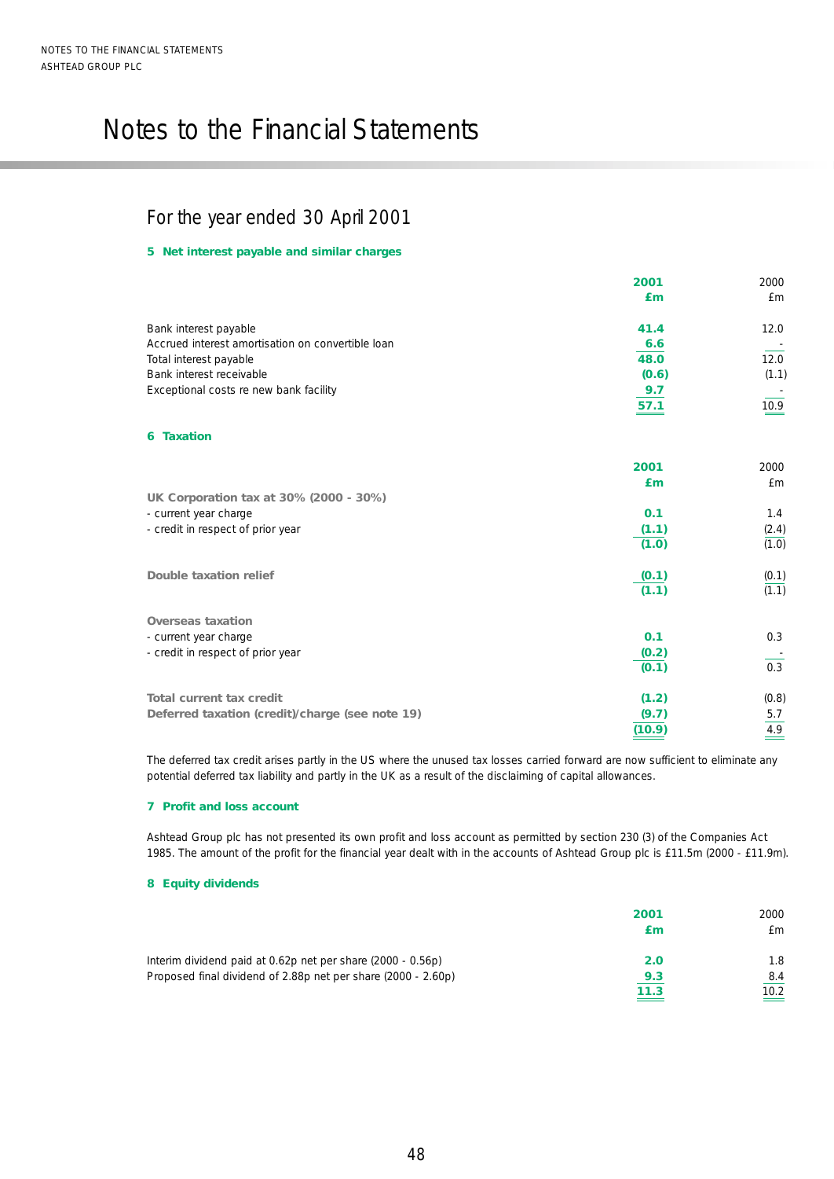# Notes to the Financial Statements

## For the year ended 30 April 2001

### 5 Net interest payable and similar charges

| | 2001 £m | 2000 £m |
|---|---|---|
| Bank interest payable | 41.4 | 12.0 |
| Accrued interest amortisation on convertible loan | 6.6 | - |
| Total interest payable | 48.0 | 12.0 |
| Bank interest receivable | (0.6) | (1.1) |
| Exceptional costs re new bank facility | 9.7 | - |
| | 57.1 | 10.9 |

### 6 Taxation

| | 2001 £m | 2000 £m |
|---|---|---|
| **UK Corporation tax at 30% (2000 - 30%)** | | |
| - current year charge | 0.1 | 1.4 |
| - credit in respect of prior year | (1.1) | (2.4) |
| | (1.0) | (1.0) |
| **Double taxation relief** | (0.1) | (0.1) |
| | (1.1) | (1.1) |
| **Overseas taxation** | | |
| - current year charge | 0.1 | 0.3 |
| - credit in respect of prior year | (0.2) | - |
| | (0.1) | 0.3 |
| **Total current tax credit** | (1.2) | (0.8) |
| **Deferred taxation (credit)/charge (see note 19)** | (9.7) | 5.7 |
| | (10.9) | 4.9 |

The deferred tax credit arises partly in the US where the unused tax losses carried forward are now sufficient to eliminate any potential deferred tax liability and partly in the UK as a result of the disclaiming of capital allowances.

### 7 Profit and loss account

Ashtead Group plc has not presented its own profit and loss account as permitted by section 230 (3) of the Companies Act 1985. The amount of the profit for the financial year dealt with in the accounts of Ashtead Group plc is £11.5m (2000 - £11.9m).

### 8 Equity dividends

| | 2001 £m | 2000 £m |
|---|---|---|
| Interim dividend paid at 0.62p net per share (2000 - 0.56p) | 2.0 | 1.8 |
| Proposed final dividend of 2.88p net per share (2000 - 2.60p) | 9.3 | 8.4 |
| | 11.3 | 10.2 |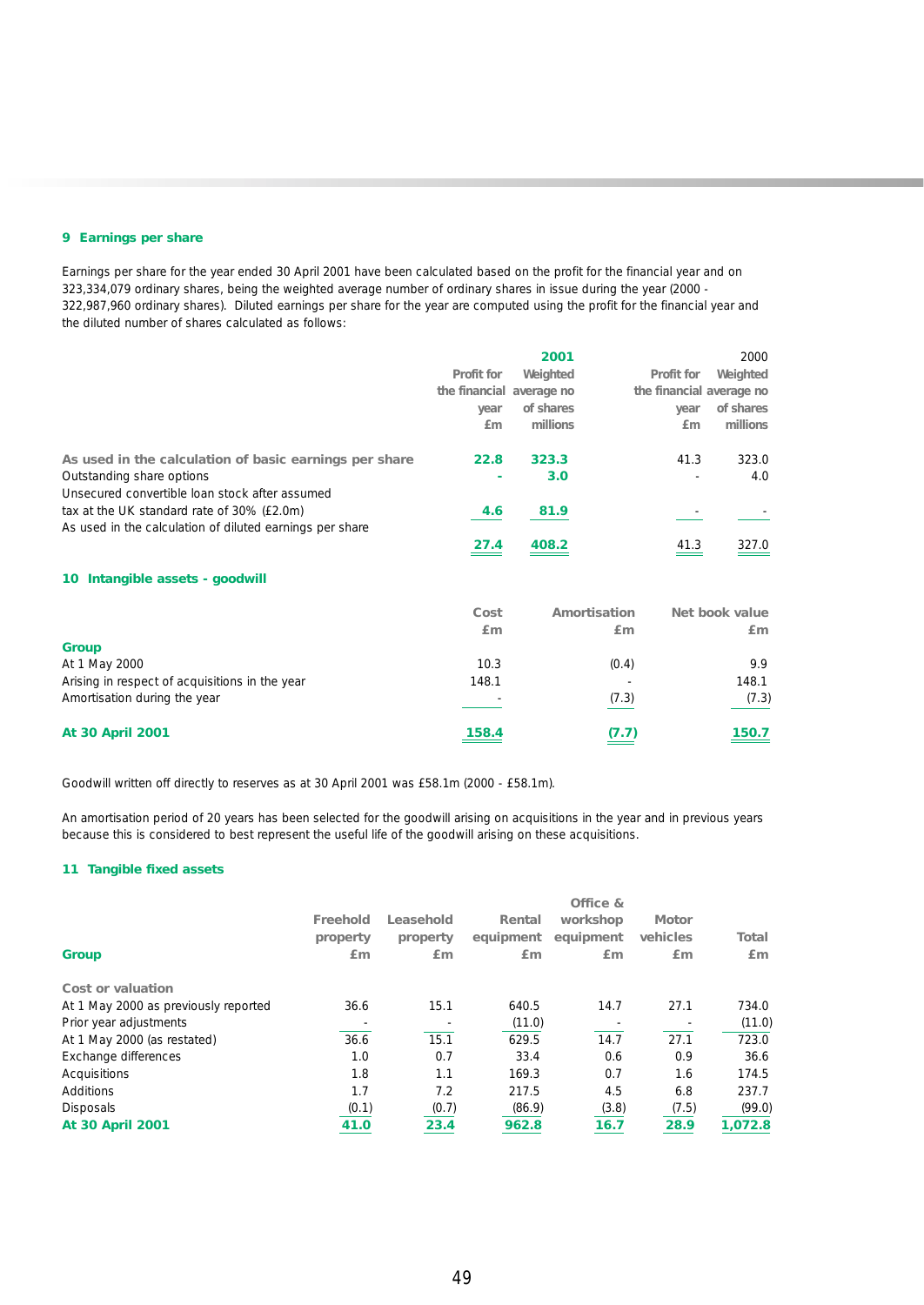### 9 Earnings per share

Earnings per share for the year ended 30 April 2001 have been calculated based on the profit for the financial year and on 323,334,079 ordinary shares, being the weighted average number of ordinary shares in issue during the year (2000 - 322,987,960 ordinary shares). Diluted earnings per share for the year are computed using the profit for the financial year and the diluted number of shares calculated as follows:

| | 2001 | | 2000 | |
|---|---|---|---|---|
| | Profit for the financial year £m | Weighted average no of shares millions | Profit for the financial year £m | Weighted average no of shares millions |
| **As used in the calculation of basic earnings per share** | **22.8** | **323.3** | 41.3 | 323.0 |
| Outstanding share options | **-** | **3.0** | - | 4.0 |
| Unsecured convertible loan stock after assumed tax at the UK standard rate of 30% (£2.0m) | **4.6** | **81.9** | - | - |
| As used in the calculation of diluted earnings per share | **27.4** | **408.2** | 41.3 | 327.0 |

### 10 Intangible assets - goodwill

| | Cost £m | Amortisation £m | Net book value £m |
|---|---|---|---|
| **Group** | | | |
| At 1 May 2000 | 10.3 | (0.4) | 9.9 |
| Arising in respect of acquisitions in the year | 148.1 | - | 148.1 |
| Amortisation during the year | - | (7.3) | (7.3) |
| **At 30 April 2001** | **158.4** | **(7.7)** | **150.7** |

Goodwill written off directly to reserves as at 30 April 2001 was £58.1m (2000 - £58.1m).

An amortisation period of 20 years has been selected for the goodwill arising on acquisitions in the year and in previous years because this is considered to best represent the useful life of the goodwill arising on these acquisitions.

### 11 Tangible fixed assets

| **Group** | Freehold property £m | Leasehold property £m | Rental equipment £m | Office & workshop equipment £m | Motor vehicles £m | Total £m |
|---|---|---|---|---|---|---|
| **Cost or valuation** | | | | | | |
| At 1 May 2000 as previously reported | 36.6 | 15.1 | 640.5 | 14.7 | 27.1 | 734.0 |
| Prior year adjustments | - | - | (11.0) | - | - | (11.0) |
| At 1 May 2000 (as restated) | 36.6 | 15.1 | 629.5 | 14.7 | 27.1 | 723.0 |
| Exchange differences | 1.0 | 0.7 | 33.4 | 0.6 | 0.9 | 36.6 |
| Acquisitions | 1.8 | 1.1 | 169.3 | 0.7 | 1.6 | 174.5 |
| Additions | 1.7 | 7.2 | 217.5 | 4.5 | 6.8 | 237.7 |
| Disposals | (0.1) | (0.7) | (86.9) | (3.8) | (7.5) | (99.0) |
| **At 30 April 2001** | **41.0** | **23.4** | **962.8** | **16.7** | **28.9** | **1,072.8** |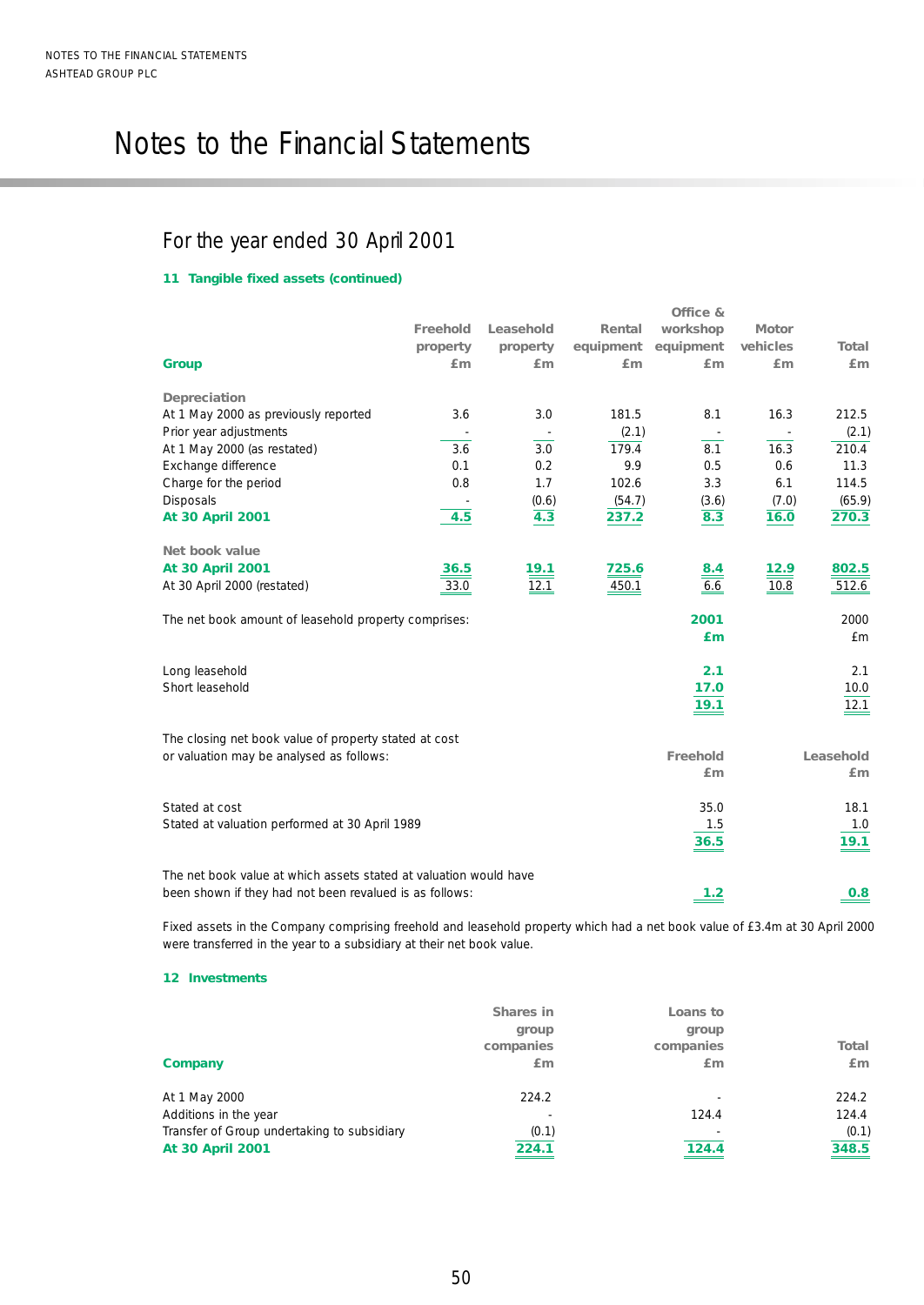# Notes to the Financial Statements

## For the year ended 30 April 2001

### 11 Tangible fixed assets (continued)

| Group | Freehold property £m | Leasehold property £m | Rental equipment £m | Office & workshop equipment £m | Motor vehicles £m | Total £m |
|---|---|---|---|---|---|---|
| **Depreciation** | | | | | | |
| At 1 May 2000 as previously reported | 3.6 | 3.0 | 181.5 | 8.1 | 16.3 | 212.5 |
| Prior year adjustments | - | - | (2.1) | - | - | (2.1) |
| At 1 May 2000 (as restated) | 3.6 | 3.0 | 179.4 | 8.1 | 16.3 | 210.4 |
| Exchange difference | 0.1 | 0.2 | 9.9 | 0.5 | 0.6 | 11.3 |
| Charge for the period | 0.8 | 1.7 | 102.6 | 3.3 | 6.1 | 114.5 |
| Disposals | - | (0.6) | (54.7) | (3.6) | (7.0) | (65.9) |
| **At 30 April 2001** | **4.5** | **4.3** | **237.2** | **8.3** | **16.0** | **270.3** |
| **Net book value** | | | | | | |
| **At 30 April 2001** | **36.5** | **19.1** | **725.6** | **8.4** | **12.9** | **802.5** |
| At 30 April 2000 (restated) | 33.0 | 12.1 | 450.1 | 6.6 | 10.8 | 512.6 |

| The net book amount of leasehold property comprises: | **2001 £m** | 2000 £m |
|---|---|---|
| Long leasehold | **2.1** | 2.1 |
| Short leasehold | **17.0** | 10.0 |
| | **19.1** | 12.1 |

| The closing net book value of property stated at cost or valuation may be analysed as follows: | Freehold £m | Leasehold £m |
|---|---|---|
| Stated at cost | 35.0 | 18.1 |
| Stated at valuation performed at 30 April 1989 | 1.5 | 1.0 |
| | **36.5** | **19.1** |
| The net book value at which assets stated at valuation would have been shown if they had not been revalued is as follows: | **1.2** | **0.8** |

Fixed assets in the Company comprising freehold and leasehold property which had a net book value of £3.4m at 30 April 2000 were transferred in the year to a subsidiary at their net book value.

### 12 Investments

| Company | Shares in group companies £m | Loans to group companies £m | Total £m |
|---|---|---|---|
| At 1 May 2000 | 224.2 | - | 224.2 |
| Additions in the year | - | 124.4 | 124.4 |
| Transfer of Group undertaking to subsidiary | (0.1) | - | (0.1) |
| **At 30 April 2001** | **224.1** | **124.4** | **348.5** |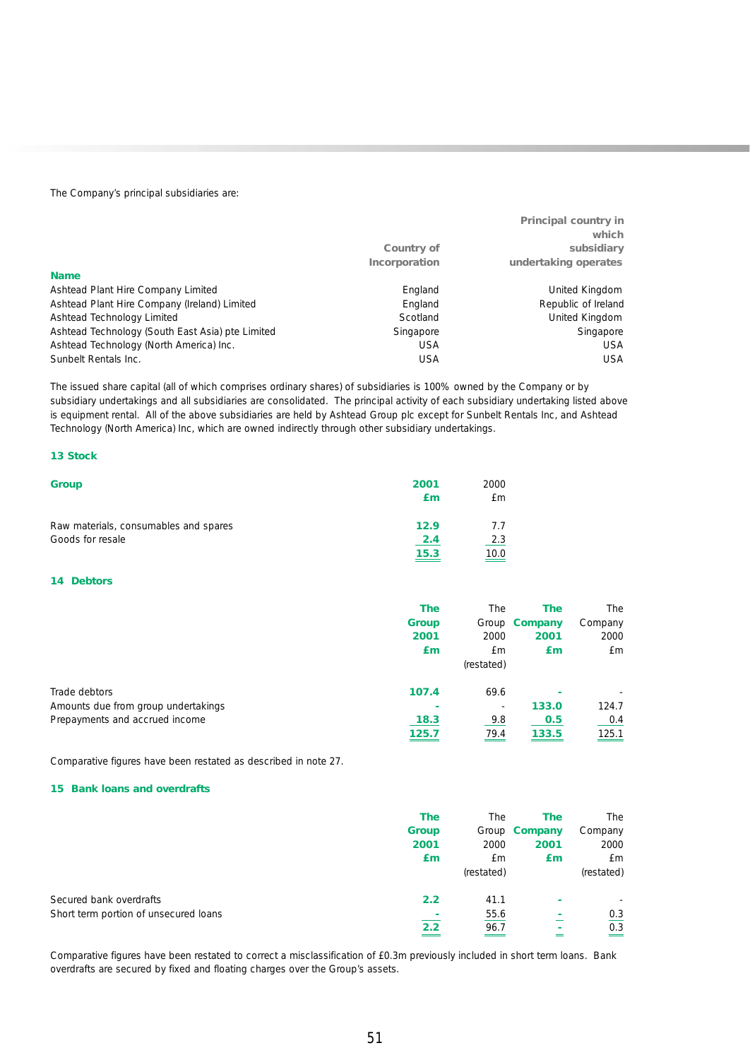The Company's principal subsidiaries are:

| Name | Country of Incorporation | Principal country in which subsidiary undertaking operates |
|---|---|---|
| Ashtead Plant Hire Company Limited | England | United Kingdom |
| Ashtead Plant Hire Company (Ireland) Limited | England | Republic of Ireland |
| Ashtead Technology Limited | Scotland | United Kingdom |
| Ashtead Technology (South East Asia) pte Limited | Singapore | Singapore |
| Ashtead Technology (North America) Inc. | USA | USA |
| Sunbelt Rentals Inc. | USA | USA |

The issued share capital (all of which comprises ordinary shares) of subsidiaries is 100% owned by the Company or by subsidiary undertakings and all subsidiaries are consolidated. The principal activity of each subsidiary undertaking listed above is equipment rental. All of the above subsidiaries are held by Ashtead Group plc except for Sunbelt Rentals Inc, and Ashtead Technology (North America) Inc, which are owned indirectly through other subsidiary undertakings.

## 13 Stock

| Group | 2001 £m | 2000 £m |
|---|---|---|
| Raw materials, consumables and spares | 12.9 | 7.7 |
| Goods for resale | 2.4 | 2.3 |
| | 15.3 | 10.0 |

## 14 Debtors

| | The Group 2001 £m | The Group 2000 £m (restated) | The Company 2001 £m | The Company 2000 £m |
|---|---|---|---|---|
| Trade debtors | 107.4 | 69.6 | - | - |
| Amounts due from group undertakings | - | - | 133.0 | 124.7 |
| Prepayments and accrued income | 18.3 | 9.8 | 0.5 | 0.4 |
| | 125.7 | 79.4 | 133.5 | 125.1 |

Comparative figures have been restated as described in note 27.

## 15 Bank loans and overdrafts

| | The Group 2001 £m | The Group 2000 £m (restated) | The Company 2001 £m | The Company 2000 £m (restated) |
|---|---|---|---|---|
| Secured bank overdrafts | 2.2 | 41.1 | - | - |
| Short term portion of unsecured loans | - | 55.6 | - | 0.3 |
| | 2.2 | 96.7 | - | 0.3 |

Comparative figures have been restated to correct a misclassification of £0.3m previously included in short term loans. Bank overdrafts are secured by fixed and floating charges over the Group's assets.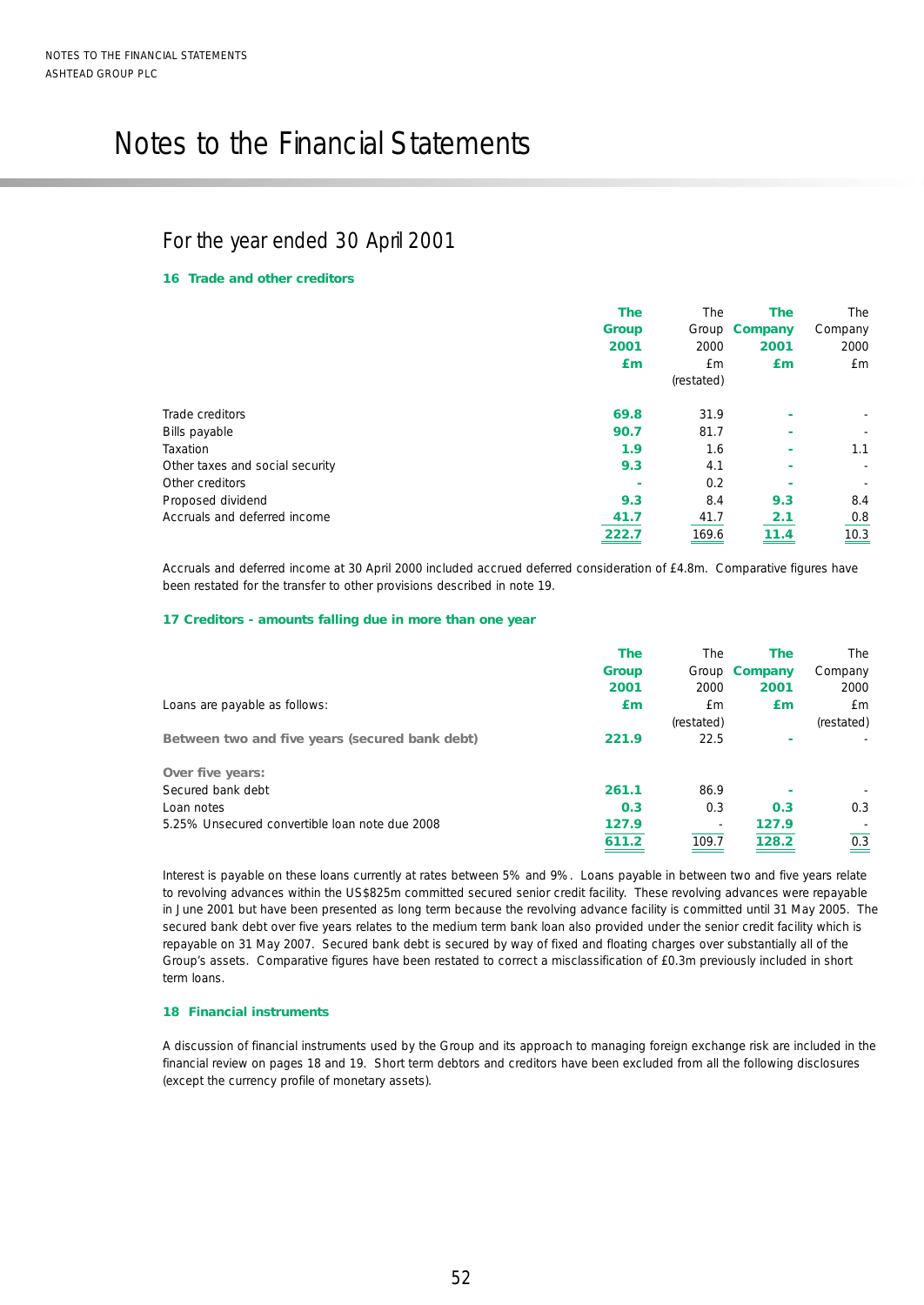# Notes to the Financial Statements

## For the year ended 30 April 2001

### 16 Trade and other creditors

| | **The Group 2001 £m** | The Group 2000 £m (restated) | **The Company 2001 £m** | The Company 2000 £m |
|---|---|---|---|---|
| Trade creditors | **69.8** | 31.9 | **-** | - |
| Bills payable | **90.7** | 81.7 | **-** | - |
| Taxation | **1.9** | 1.6 | **-** | 1.1 |
| Other taxes and social security | **9.3** | 4.1 | **-** | - |
| Other creditors | **-** | 0.2 | **-** | - |
| Proposed dividend | **9.3** | 8.4 | **9.3** | 8.4 |
| Accruals and deferred income | **41.7** | 41.7 | **2.1** | 0.8 |
| | **222.7** | 169.6 | **11.4** | 10.3 |

Accruals and deferred income at 30 April 2000 included accrued deferred consideration of £4.8m. Comparative figures have been restated for the transfer to other provisions described in note 19.

### 17 Creditors - amounts falling due in more than one year

| Loans are payable as follows: | **The Group 2001 £m** | The Group 2000 £m (restated) | **The Company 2001 £m** | The Company 2000 £m (restated) |
|---|---|---|---|---|
| **Between two and five years (secured bank debt)** | **221.9** | 22.5 | **-** | - |
| **Over five years:** | | | | |
| Secured bank debt | **261.1** | 86.9 | **-** | - |
| Loan notes | **0.3** | 0.3 | **0.3** | 0.3 |
| 5.25% Unsecured convertible loan note due 2008 | **127.9** | - | **127.9** | - |
| | **611.2** | 109.7 | **128.2** | 0.3 |

Interest is payable on these loans currently at rates between 5% and 9%. Loans payable in between two and five years relate to revolving advances within the US$825m committed secured senior credit facility. These revolving advances were repayable in June 2001 but have been presented as long term because the revolving advance facility is committed until 31 May 2005. The secured bank debt over five years relates to the medium term bank loan also provided under the senior credit facility which is repayable on 31 May 2007. Secured bank debt is secured by way of fixed and floating charges over substantially all of the Group's assets. Comparative figures have been restated to correct a misclassification of £0.3m previously included in short term loans.

### 18 Financial instruments

A discussion of financial instruments used by the Group and its approach to managing foreign exchange risk are included in the financial review on pages 18 and 19. Short term debtors and creditors have been excluded from all the following disclosures (except the currency profile of monetary assets).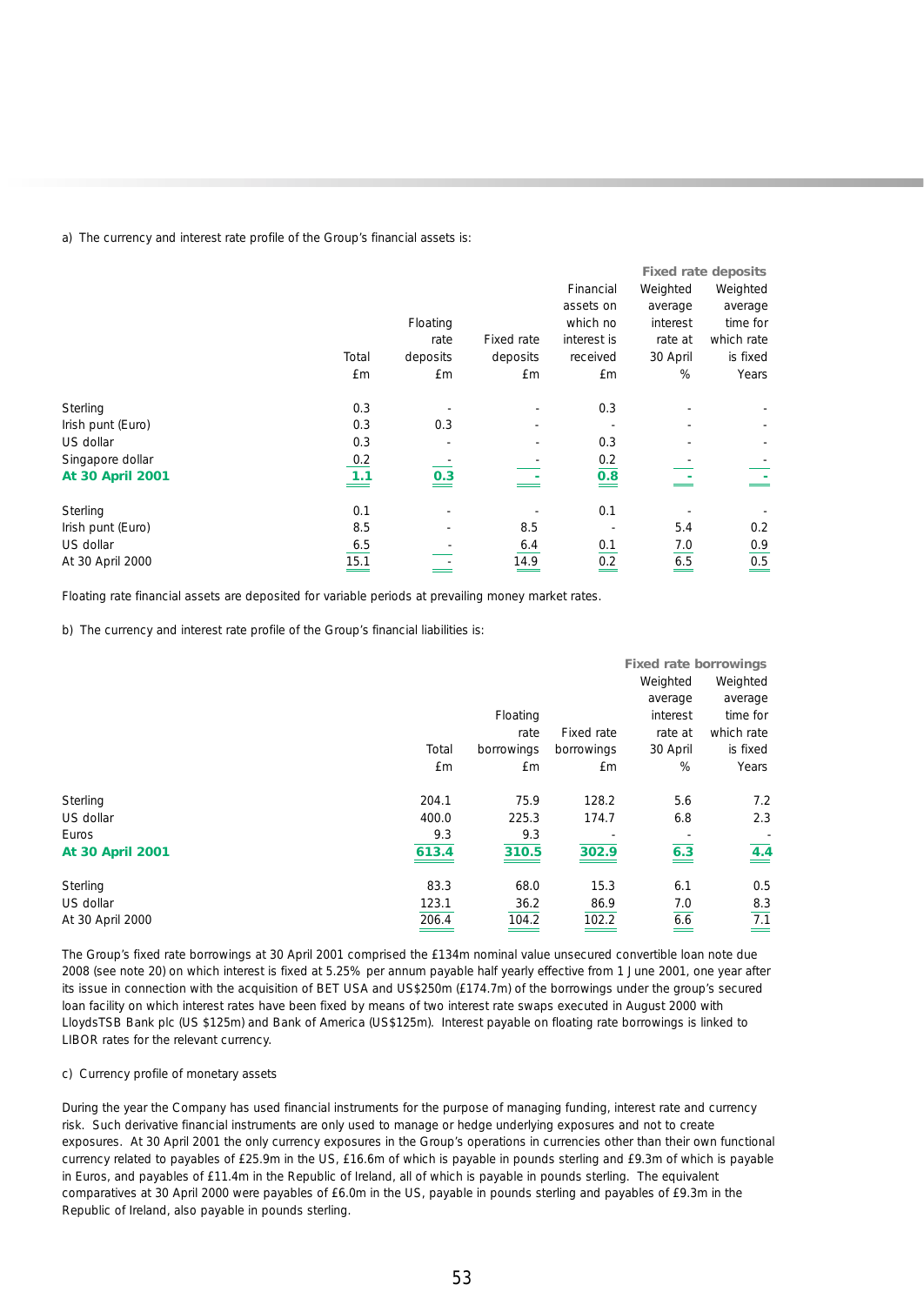a) The currency and interest rate profile of the Group's financial assets is:

| | Total £m | Floating rate deposits £m | Fixed rate deposits £m | Financial assets on which no interest is received £m | Fixed rate deposits: Weighted average interest rate at 30 April % | Fixed rate deposits: Weighted average time for which rate is fixed Years |
|---|---|---|---|---|---|---|
| Sterling | 0.3 | - | - | 0.3 | - | - |
| Irish punt (Euro) | 0.3 | 0.3 | - | - | - | - |
| US dollar | 0.3 | - | - | 0.3 | - | - |
| Singapore dollar | 0.2 | - | - | 0.2 | - | - |
| **At 30 April 2001** | **1.1** | **0.3** | **-** | **0.8** | **-** | **-** |
| Sterling | 0.1 | - | - | 0.1 | - | - |
| Irish punt (Euro) | 8.5 | - | 8.5 | - | 5.4 | 0.2 |
| US dollar | 6.5 | - | 6.4 | 0.1 | 7.0 | 0.9 |
| At 30 April 2000 | 15.1 | - | 14.9 | 0.2 | 6.5 | 0.5 |

Floating rate financial assets are deposited for variable periods at prevailing money market rates.

b) The currency and interest rate profile of the Group's financial liabilities is:

| | Total £m | Floating rate borrowings £m | Fixed rate borrowings £m | Fixed rate borrowings: Weighted average interest rate at 30 April % | Fixed rate borrowings: Weighted average time for which rate is fixed Years |
|---|---|---|---|---|---|
| Sterling | 204.1 | 75.9 | 128.2 | 5.6 | 7.2 |
| US dollar | 400.0 | 225.3 | 174.7 | 6.8 | 2.3 |
| Euros | 9.3 | 9.3 | - | - | - |
| **At 30 April 2001** | **613.4** | **310.5** | **302.9** | **6.3** | **4.4** |
| Sterling | 83.3 | 68.0 | 15.3 | 6.1 | 0.5 |
| US dollar | 123.1 | 36.2 | 86.9 | 7.0 | 8.3 |
| At 30 April 2000 | 206.4 | 104.2 | 102.2 | 6.6 | 7.1 |

The Group's fixed rate borrowings at 30 April 2001 comprised the £134m nominal value unsecured convertible loan note due 2008 (see note 20) on which interest is fixed at 5.25% per annum payable half yearly effective from 1 June 2001, one year after its issue in connection with the acquisition of BET USA and US$250m (£174.7m) of the borrowings under the group's secured loan facility on which interest rates have been fixed by means of two interest rate swaps executed in August 2000 with LloydsTSB Bank plc (US $125m) and Bank of America (US$125m). Interest payable on floating rate borrowings is linked to LIBOR rates for the relevant currency.

c) Currency profile of monetary assets

During the year the Company has used financial instruments for the purpose of managing funding, interest rate and currency risk. Such derivative financial instruments are only used to manage or hedge underlying exposures and not to create exposures. At 30 April 2001 the only currency exposures in the Group's operations in currencies other than their own functional currency related to payables of £25.9m in the US, £16.6m of which is payable in pounds sterling and £9.3m of which is payable in Euros, and payables of £11.4m in the Republic of Ireland, all of which is payable in pounds sterling. The equivalent comparatives at 30 April 2000 were payables of £6.0m in the US, payable in pounds sterling and payables of £9.3m in the Republic of Ireland, also payable in pounds sterling.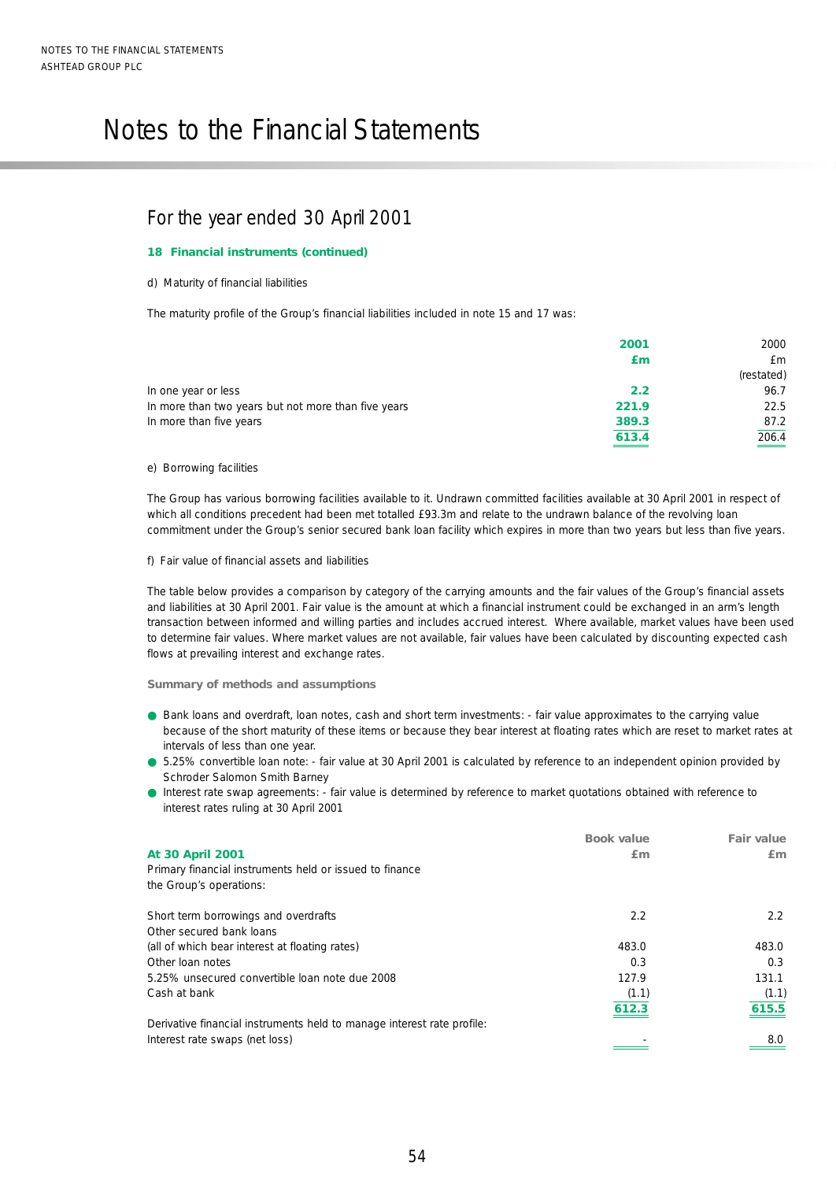# Notes to the Financial Statements

## For the year ended 30 April 2001

### 18 Financial instruments (continued)

d) Maturity of financial liabilities

The maturity profile of the Group's financial liabilities included in note 15 and 17 was:

| | 2001 £m | 2000 £m (restated) |
|---|---|---|
| In one year or less | 2.2 | 96.7 |
| In more than two years but not more than five years | 221.9 | 22.5 |
| In more than five years | 389.3 | 87.2 |
| | 613.4 | 206.4 |

e) Borrowing facilities

The Group has various borrowing facilities available to it. Undrawn committed facilities available at 30 April 2001 in respect of which all conditions precedent had been met totalled £93.3m and relate to the undrawn balance of the revolving loan commitment under the Group's senior secured bank loan facility which expires in more than two years but less than five years.

f) Fair value of financial assets and liabilities

The table below provides a comparison by category of the carrying amounts and the fair values of the Group's financial assets and liabilities at 30 April 2001. Fair value is the amount at which a financial instrument could be exchanged in an arm's length transaction between informed and willing parties and includes accrued interest. Where available, market values have been used to determine fair values. Where market values are not available, fair values have been calculated by discounting expected cash flows at prevailing interest and exchange rates.

**Summary of methods and assumptions**

- Bank loans and overdraft, loan notes, cash and short term investments: - fair value approximates to the carrying value because of the short maturity of these items or because they bear interest at floating rates which are reset to market rates at intervals of less than one year.
- 5.25% convertible loan note: - fair value at 30 April 2001 is calculated by reference to an independent opinion provided by Schroder Salomon Smith Barney
- Interest rate swap agreements: - fair value is determined by reference to market quotations obtained with reference to interest rates ruling at 30 April 2001

| At 30 April 2001 | Book value £m | Fair value £m |
|---|---|---|
| Primary financial instruments held or issued to finance the Group's operations: | | |
| Short term borrowings and overdrafts | 2.2 | 2.2 |
| Other secured bank loans (all of which bear interest at floating rates) | 483.0 | 483.0 |
| Other loan notes | 0.3 | 0.3 |
| 5.25% unsecured convertible loan note due 2008 | 127.9 | 131.1 |
| Cash at bank | (1.1) | (1.1) |
| | 612.3 | 615.5 |
| Derivative financial instruments held to manage interest rate profile: | | |
| Interest rate swaps (net loss) | - | 8.0 |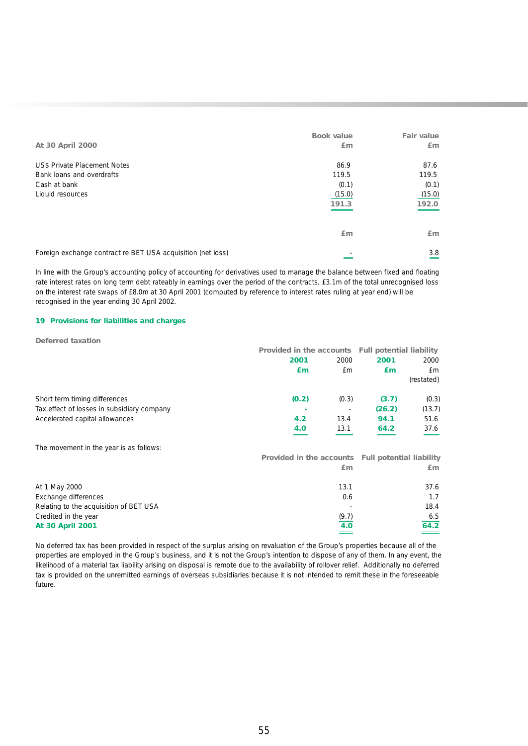| At 30 April 2000 | Book value £m | Fair value £m |
|---|---|---|
| US$ Private Placement Notes | 86.9 | 87.6 |
| Bank loans and overdrafts | 119.5 | 119.5 |
| Cash at bank | (0.1) | (0.1) |
| Liquid resources | (15.0) | (15.0) |
| | 191.3 | 192.0 |

| | £m | £m |
|---|---|---|
| Foreign exchange contract re BET USA acquisition (net loss) | - | 3.8 |

In line with the Group's accounting policy of accounting for derivatives used to manage the balance between fixed and floating rate interest rates on long term debt rateably in earnings over the period of the contracts, £3.1m of the total unrecognised loss on the interest rate swaps of £8.0m at 30 April 2001 (computed by reference to interest rates ruling at year end) will be recognised in the year ending 30 April 2002.

## 19 Provisions for liabilities and charges

### Deferred taxation

| | Provided in the accounts | | Full potential liability | |
|---|---|---|---|---|
| | **2001** | 2000 | **2001** | 2000 |
| | **£m** | £m | **£m** | £m |
| | | | | (restated) |
| Short term timing differences | **(0.2)** | (0.3) | **(3.7)** | (0.3) |
| Tax effect of losses in subsidiary company | **-** | - | **(26.2)** | (13.7) |
| Accelerated capital allowances | **4.2** | 13.4 | **94.1** | 51.6 |
| | **4.0** | 13.1 | **64.2** | 37.6 |

The movement in the year is as follows:

| | Provided in the accounts £m | Full potential liability £m |
|---|---|---|
| At 1 May 2000 | 13.1 | 37.6 |
| Exchange differences | 0.6 | 1.7 |
| Relating to the acquisition of BET USA | - | 18.4 |
| Credited in the year | (9.7) | 6.5 |
| **At 30 April 2001** | **4.0** | **64.2** |

No deferred tax has been provided in respect of the surplus arising on revaluation of the Group's properties because all of the properties are employed in the Group's business, and it is not the Group's intention to dispose of any of them. In any event, the likelihood of a material tax liability arising on disposal is remote due to the availability of rollover relief. Additionally no deferred tax is provided on the unremitted earnings of overseas subsidiaries because it is not intended to remit these in the foreseeable future.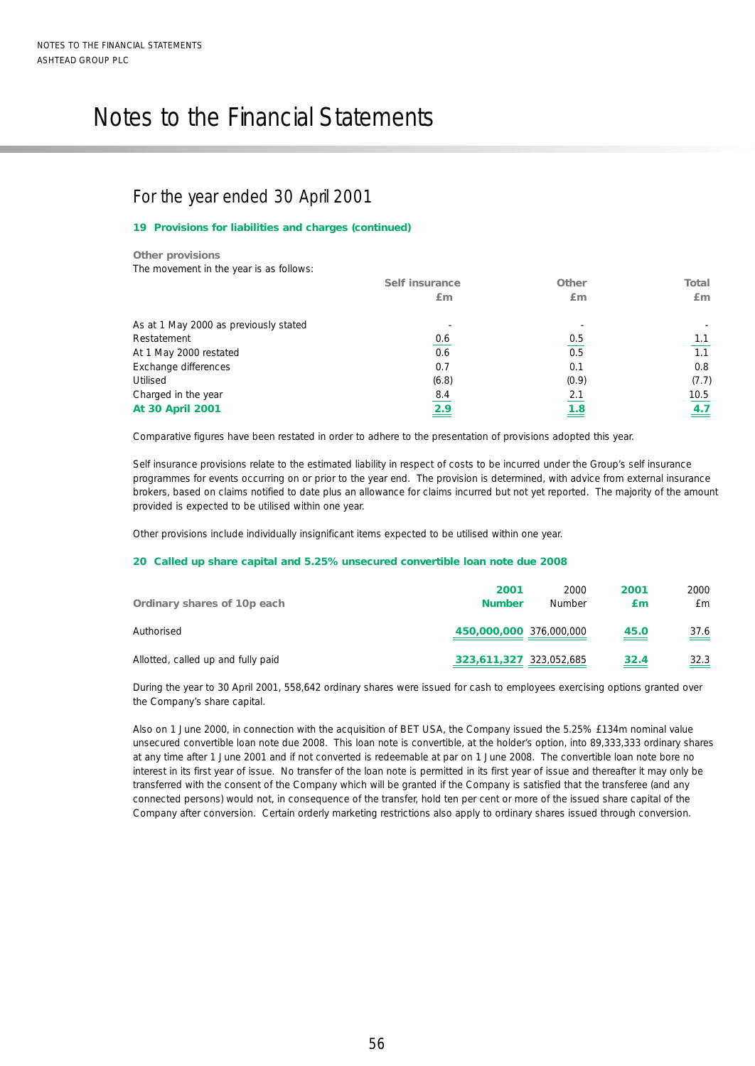# Notes to the Financial Statements

## For the year ended 30 April 2001

### 19 Provisions for liabilities and charges (continued)

**Other provisions**

The movement in the year is as follows:

| | Self insurance £m | Other £m | Total £m |
|---|---|---|---|
| As at 1 May 2000 as previously stated | - | - | - |
| Restatement | 0.6 | 0.5 | 1.1 |
| At 1 May 2000 restated | 0.6 | 0.5 | 1.1 |
| Exchange differences | 0.7 | 0.1 | 0.8 |
| Utilised | (6.8) | (0.9) | (7.7) |
| Charged in the year | 8.4 | 2.1 | 10.5 |
| **At 30 April 2001** | **2.9** | **1.8** | **4.7** |

Comparative figures have been restated in order to adhere to the presentation of provisions adopted this year.

Self insurance provisions relate to the estimated liability in respect of costs to be incurred under the Group's self insurance programmes for events occurring on or prior to the year end. The provision is determined, with advice from external insurance brokers, based on claims notified to date plus an allowance for claims incurred but not yet reported. The majority of the amount provided is expected to be utilised within one year.

Other provisions include individually insignificant items expected to be utilised within one year.

### 20 Called up share capital and 5.25% unsecured convertible loan note due 2008

| Ordinary shares of 10p each | **2001 Number** | 2000 Number | **2001 £m** | 2000 £m |
|---|---|---|---|---|
| Authorised | **450,000,000** | 376,000,000 | **45.0** | 37.6 |
| Allotted, called up and fully paid | **323,611,327** | 323,052,685 | **32.4** | 32.3 |

During the year to 30 April 2001, 558,642 ordinary shares were issued for cash to employees exercising options granted over the Company's share capital.

Also on 1 June 2000, in connection with the acquisition of BET USA, the Company issued the 5.25% £134m nominal value unsecured convertible loan note due 2008. This loan note is convertible, at the holder's option, into 89,333,333 ordinary shares at any time after 1 June 2001 and if not converted is redeemable at par on 1 June 2008. The convertible loan note bore no interest in its first year of issue. No transfer of the loan note is permitted in its first year of issue and thereafter it may only be transferred with the consent of the Company which will be granted if the Company is satisfied that the transferee (and any connected persons) would not, in consequence of the transfer, hold ten per cent or more of the issued share capital of the Company after conversion. Certain orderly marketing restrictions also apply to ordinary shares issued through conversion.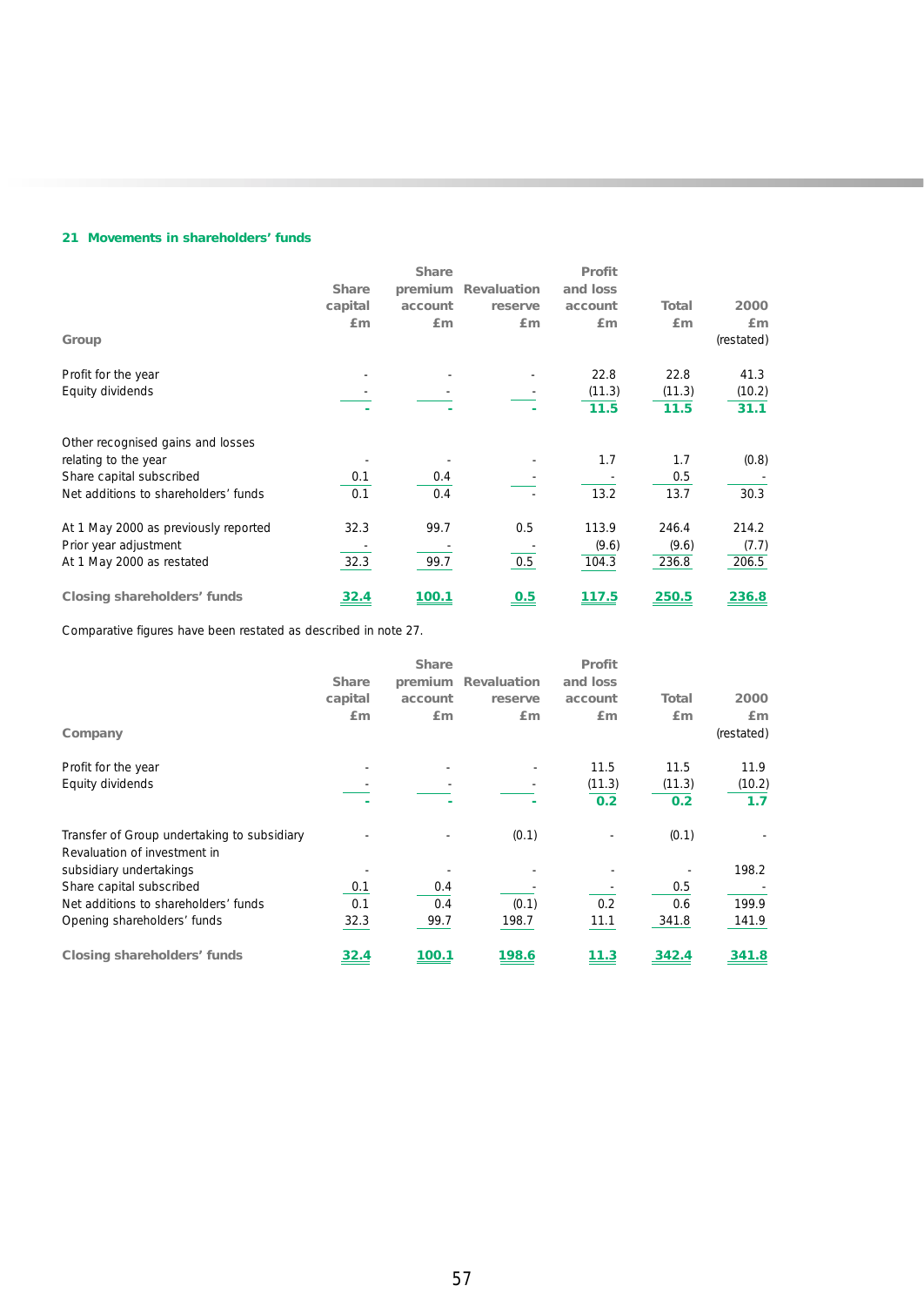## 21 Movements in shareholders' funds

| Group | Share capital £m | Share premium account £m | Revaluation reserve £m | Profit and loss account £m | Total £m | 2000 £m (restated) |
|---|---|---|---|---|---|---|
| Profit for the year | - | - | - | 22.8 | 22.8 | 41.3 |
| Equity dividends | - | - | - | (11.3) | (11.3) | (10.2) |
| | **-** | **-** | **-** | **11.5** | **11.5** | **31.1** |
| Other recognised gains and losses relating to the year | - | - | - | 1.7 | 1.7 | (0.8) |
| Share capital subscribed | 0.1 | 0.4 | - | - | 0.5 | - |
| Net additions to shareholders' funds | 0.1 | 0.4 | - | 13.2 | 13.7 | 30.3 |
| At 1 May 2000 as previously reported | 32.3 | 99.7 | 0.5 | 113.9 | 246.4 | 214.2 |
| Prior year adjustment | - | - | - | (9.6) | (9.6) | (7.7) |
| At 1 May 2000 as restated | 32.3 | 99.7 | 0.5 | 104.3 | 236.8 | 206.5 |
| **Closing shareholders' funds** | **32.4** | **100.1** | **0.5** | **117.5** | **250.5** | **236.8** |

Comparative figures have been restated as described in note 27.

| Company | Share capital £m | Share premium account £m | Revaluation reserve £m | Profit and loss account £m | Total £m | 2000 £m (restated) |
|---|---|---|---|---|---|---|
| Profit for the year | - | - | - | 11.5 | 11.5 | 11.9 |
| Equity dividends | - | - | - | (11.3) | (11.3) | (10.2) |
| | **-** | **-** | **-** | **0.2** | **0.2** | **1.7** |
| Transfer of Group undertaking to subsidiary | - | - | (0.1) | - | (0.1) | - |
| Revaluation of investment in subsidiary undertakings | - | - | - | - | - | 198.2 |
| Share capital subscribed | 0.1 | 0.4 | - | - | 0.5 | - |
| Net additions to shareholders' funds | 0.1 | 0.4 | (0.1) | 0.2 | 0.6 | 199.9 |
| Opening shareholders' funds | 32.3 | 99.7 | 198.7 | 11.1 | 341.8 | 141.9 |
| **Closing shareholders' funds** | **32.4** | **100.1** | **198.6** | **11.3** | **342.4** | **341.8** |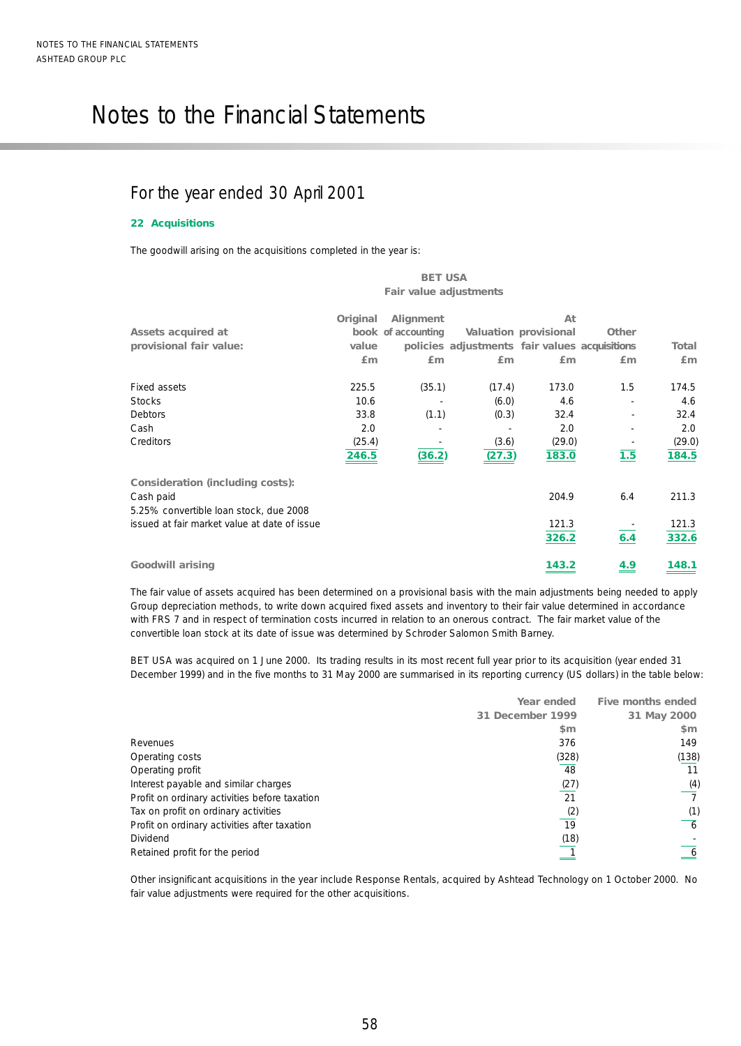# Notes to the Financial Statements

## For the year ended 30 April 2001

### 22 Acquisitions

The goodwill arising on the acquisitions completed in the year is:

| Assets acquired at provisional fair value: | BET USA Fair value adjustments Original book value £m | Alignment of accounting policies £m | Valuation adjustments £m | At provisional fair values £m | Other acquisitions £m | Total £m |
|---|---|---|---|---|---|---|
| Fixed assets | 225.5 | (35.1) | (17.4) | 173.0 | 1.5 | 174.5 |
| Stocks | 10.6 | - | (6.0) | 4.6 | - | 4.6 |
| Debtors | 33.8 | (1.1) | (0.3) | 32.4 | - | 32.4 |
| Cash | 2.0 | - | - | 2.0 | - | 2.0 |
| Creditors | (25.4) | - | (3.6) | (29.0) | - | (29.0) |
| | **246.5** | **(36.2)** | **(27.3)** | **183.0** | **1.5** | **184.5** |
| **Consideration (including costs):** | | | | | | |
| Cash paid | | | | 204.9 | 6.4 | 211.3 |
| 5.25% convertible loan stock, due 2008 issued at fair market value at date of issue | | | | 121.3 | - | 121.3 |
| | | | | **326.2** | **6.4** | **332.6** |
| **Goodwill arising** | | | | **143.2** | **4.9** | **148.1** |

The fair value of assets acquired has been determined on a provisional basis with the main adjustments being needed to apply Group depreciation methods, to write down acquired fixed assets and inventory to their fair value determined in accordance with FRS 7 and in respect of termination costs incurred in relation to an onerous contract. The fair market value of the convertible loan stock at its date of issue was determined by Schroder Salomon Smith Barney.

BET USA was acquired on 1 June 2000. Its trading results in its most recent full year prior to its acquisition (year ended 31 December 1999) and in the five months to 31 May 2000 are summarised in its reporting currency (US dollars) in the table below:

| | Year ended 31 December 1999 $m | Five months ended 31 May 2000 $m |
|---|---|---|
| Revenues | 376 | 149 |
| Operating costs | (328) | (138) |
| Operating profit | 48 | 11 |
| Interest payable and similar charges | (27) | (4) |
| Profit on ordinary activities before taxation | 21 | 7 |
| Tax on profit on ordinary activities | (2) | (1) |
| Profit on ordinary activities after taxation | 19 | 6 |
| Dividend | (18) | - |
| Retained profit for the period | 1 | 6 |

Other insignificant acquisitions in the year include Response Rentals, acquired by Ashtead Technology on 1 October 2000. No fair value adjustments were required for the other acquisitions.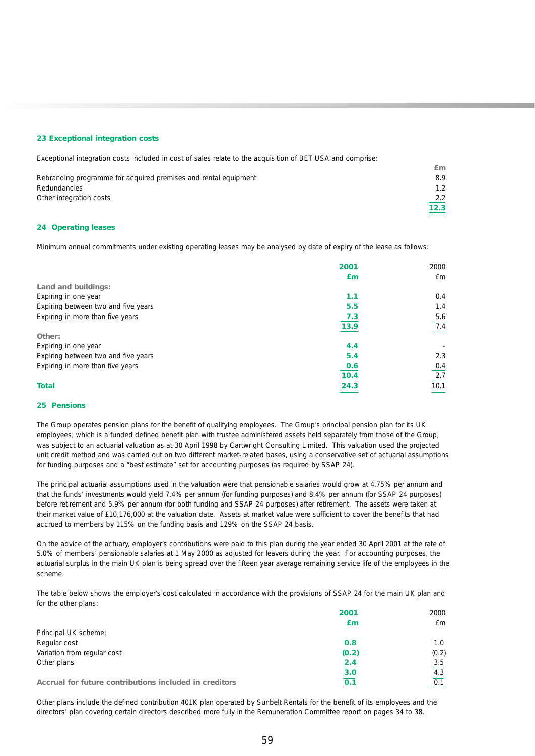## 23 Exceptional integration costs

Exceptional integration costs included in cost of sales relate to the acquisition of BET USA and comprise:

| | £m |
|---|---|
| Rebranding programme for acquired premises and rental equipment | 8.9 |
| Redundancies | 1.2 |
| Other integration costs | 2.2 |
| | **12.3** |

## 24 Operating leases

Minimum annual commitments under existing operating leases may be analysed by date of expiry of the lease as follows:

| | **2001** | 2000 |
|---|---|---|
| | **£m** | £m |
| **Land and buildings:** | | |
| Expiring in one year | **1.1** | 0.4 |
| Expiring between two and five years | **5.5** | 1.4 |
| Expiring in more than five years | **7.3** | 5.6 |
| | **13.9** | 7.4 |
| **Other:** | | |
| Expiring in one year | **4.4** | - |
| Expiring between two and five years | **5.4** | 2.3 |
| Expiring in more than five years | **0.6** | 0.4 |
| | **10.4** | 2.7 |
| **Total** | **24.3** | 10.1 |

## 25 Pensions

The Group operates pension plans for the benefit of qualifying employees. The Group's principal pension plan for its UK employees, which is a funded defined benefit plan with trustee administered assets held separately from those of the Group, was subject to an actuarial valuation as at 30 April 1998 by Cartwright Consulting Limited. This valuation used the projected unit credit method and was carried out on two different market-related bases, using a conservative set of actuarial assumptions for funding purposes and a "best estimate" set for accounting purposes (as required by SSAP 24).

The principal actuarial assumptions used in the valuation were that pensionable salaries would grow at 4.75% per annum and that the funds' investments would yield 7.4% per annum (for funding purposes) and 8.4% per annum (for SSAP 24 purposes) before retirement and 5.9% per annum (for both funding and SSAP 24 purposes) after retirement. The assets were taken at their market value of £10,176,000 at the valuation date. Assets at market value were sufficient to cover the benefits that had accrued to members by 115% on the funding basis and 129% on the SSAP 24 basis.

On the advice of the actuary, employer's contributions were paid to this plan during the year ended 30 April 2001 at the rate of 5.0% of members' pensionable salaries at 1 May 2000 as adjusted for leavers during the year. For accounting purposes, the actuarial surplus in the main UK plan is being spread over the fifteen year average remaining service life of the employees in the scheme.

The table below shows the employer's cost calculated in accordance with the provisions of SSAP 24 for the main UK plan and for the other plans:

| | **2001** | 2000 |
|---|---|---|
| | **£m** | £m |
| Principal UK scheme: | | |
| Regular cost | **0.8** | 1.0 |
| Variation from regular cost | **(0.2)** | (0.2) |
| Other plans | **2.4** | 3.5 |
| | **3.0** | 4.3 |
| **Accrual for future contributions included in creditors** | **0.1** | 0.1 |

Other plans include the defined contribution 401K plan operated by Sunbelt Rentals for the benefit of its employees and the directors' plan covering certain directors described more fully in the Remuneration Committee report on pages 34 to 38.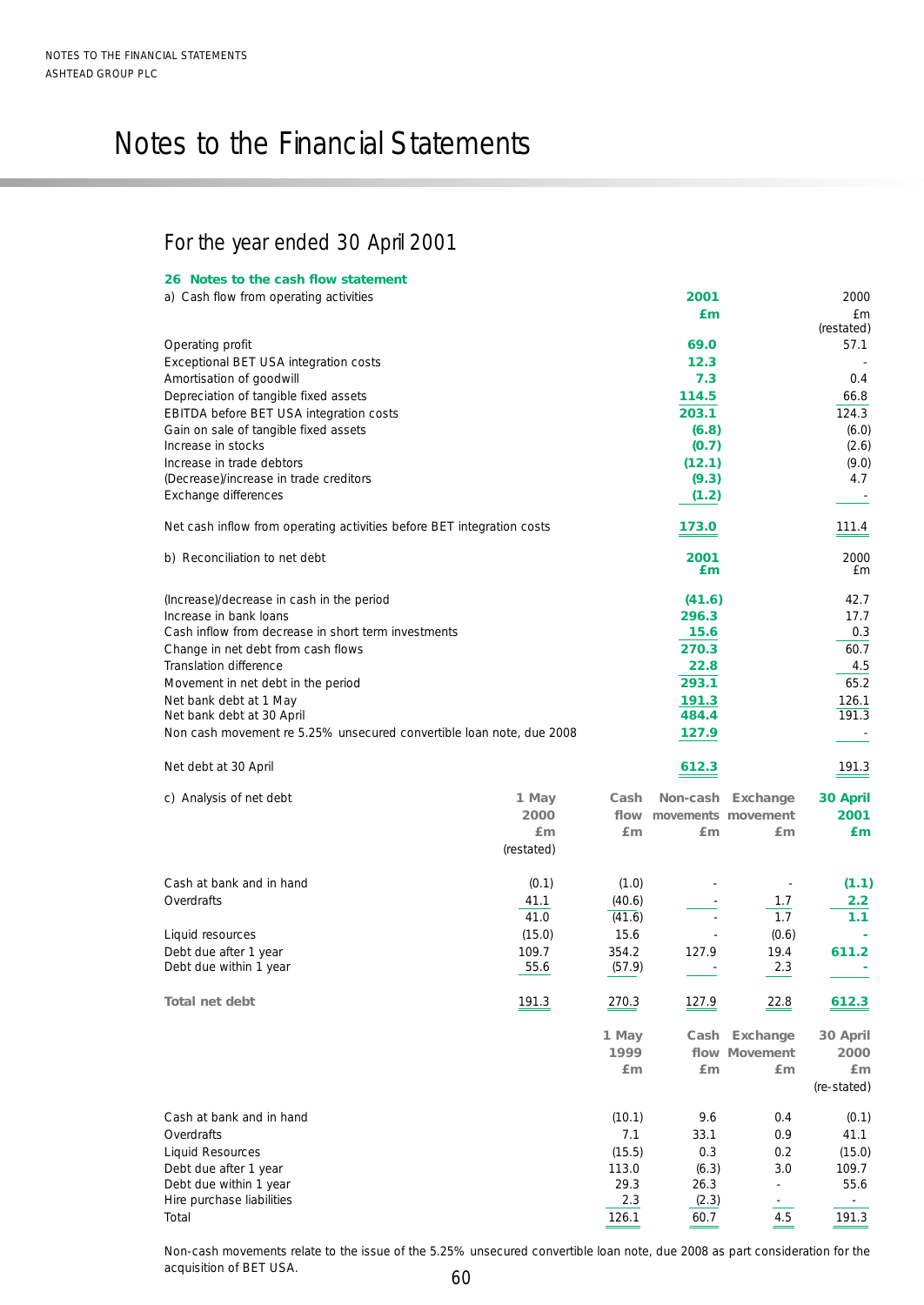# Notes to the Financial Statements

## For the year ended 30 April 2001

### 26 Notes to the cash flow statement

| a) Cash flow from operating activities | **2001 £m** | 2000 £m (restated) |
|---|---|---|
| Operating profit | **69.0** | 57.1 |
| Exceptional BET USA integration costs | **12.3** | - |
| Amortisation of goodwill | **7.3** | 0.4 |
| Depreciation of tangible fixed assets | **114.5** | 66.8 |
| EBITDA before BET USA integration costs | **203.1** | 124.3 |
| Gain on sale of tangible fixed assets | **(6.8)** | (6.0) |
| Increase in stocks | **(0.7)** | (2.6) |
| Increase in trade debtors | **(12.1)** | (9.0) |
| (Decrease)/increase in trade creditors | **(9.3)** | 4.7 |
| Exchange differences | **(1.2)** | - |
| Net cash inflow from operating activities before BET integration costs | **173.0** | 111.4 |

| b) Reconciliation to net debt | **2001 £m** | 2000 £m |
|---|---|---|
| (Increase)/decrease in cash in the period | **(41.6)** | 42.7 |
| Increase in bank loans | **296.3** | 17.7 |
| Cash inflow from decrease in short term investments | **15.6** | 0.3 |
| Change in net debt from cash flows | **270.3** | 60.7 |
| Translation difference | **22.8** | 4.5 |
| Movement in net debt in the period | **293.1** | 65.2 |
| Net bank debt at 1 May | **191.3** | 126.1 |
| Net bank debt at 30 April | **484.4** | 191.3 |
| Non cash movement re 5.25% unsecured convertible loan note, due 2008 | **127.9** | - |
| Net debt at 30 April | **612.3** | 191.3 |

| c) Analysis of net debt | 1 May 2000 £m (restated) | Cash flow £m | Non-cash movements £m | Exchange movement £m | **30 April 2001 £m** |
|---|---|---|---|---|---|
| Cash at bank and in hand | (0.1) | (1.0) | - | - | **(1.1)** |
| Overdrafts | 41.1 | (40.6) | - | 1.7 | **2.2** |
| | 41.0 | (41.6) | - | 1.7 | **1.1** |
| Liquid resources | (15.0) | 15.6 | - | (0.6) | **-** |
| Debt due after 1 year | 109.7 | 354.2 | 127.9 | 19.4 | **611.2** |
| Debt due within 1 year | 55.6 | (57.9) | - | 2.3 | **-** |
| **Total net debt** | 191.3 | 270.3 | 127.9 | 22.8 | **612.3** |

| | 1 May 1999 £m | Cash flow £m | Exchange Movement £m | 30 April 2000 £m (re-stated) |
|---|---|---|---|---|
| Cash at bank and in hand | (10.1) | 9.6 | 0.4 | (0.1) |
| Overdrafts | 7.1 | 33.1 | 0.9 | 41.1 |
| Liquid Resources | (15.5) | 0.3 | 0.2 | (15.0) |
| Debt due after 1 year | 113.0 | (6.3) | 3.0 | 109.7 |
| Debt due within 1 year | 29.3 | 26.3 | - | 55.6 |
| Hire purchase liabilities | 2.3 | (2.3) | - | - |
| Total | 126.1 | 60.7 | 4.5 | 191.3 |

Non-cash movements relate to the issue of the 5.25% unsecured convertible loan note, due 2008 as part consideration for the acquisition of BET USA.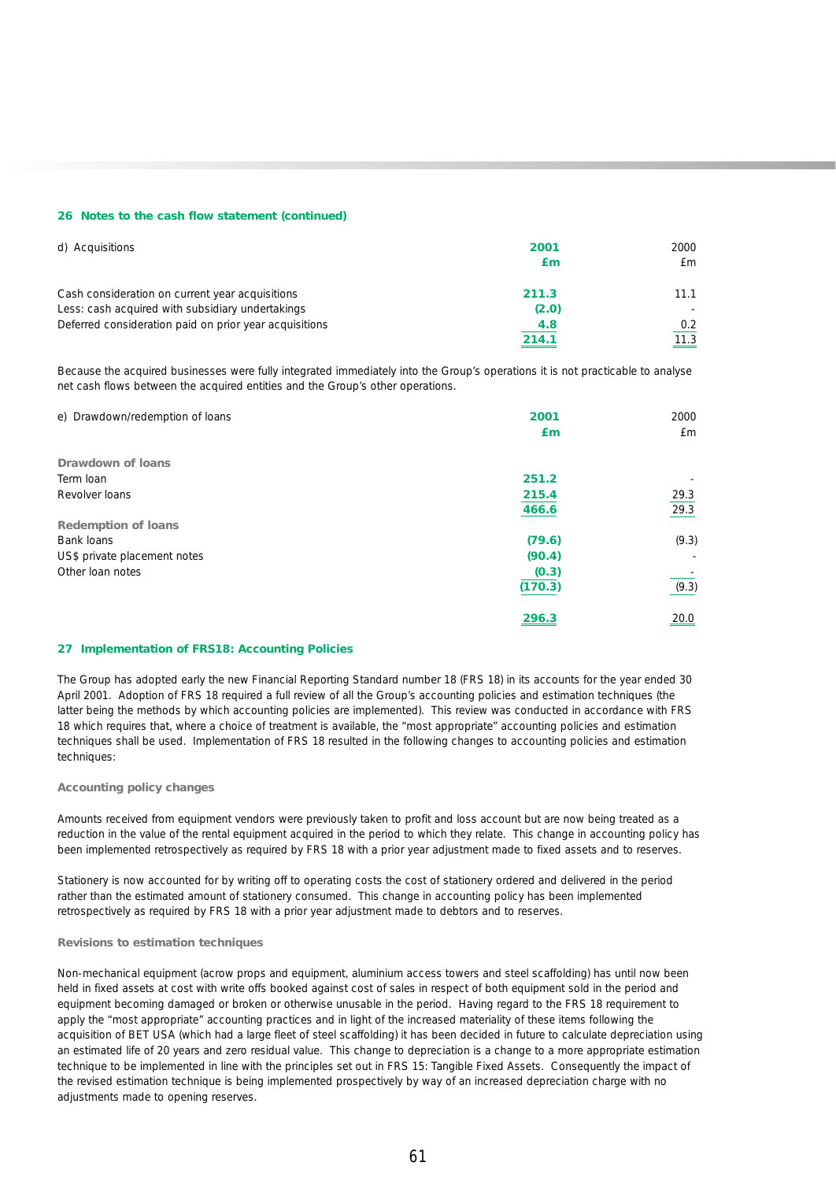### 26 Notes to the cash flow statement (continued)

| d) Acquisitions | 2001 £m | 2000 £m |
|---|---|---|
| Cash consideration on current year acquisitions | 211.3 | 11.1 |
| Less: cash acquired with subsidiary undertakings | (2.0) | - |
| Deferred consideration paid on prior year acquisitions | 4.8 | 0.2 |
| | 214.1 | 11.3 |

Because the acquired businesses were fully integrated immediately into the Group's operations it is not practicable to analyse net cash flows between the acquired entities and the Group's other operations.

| e) Drawdown/redemption of loans | 2001 £m | 2000 £m |
|---|---|---|
| **Drawdown of loans** | | |
| Term loan | 251.2 | - |
| Revolver loans | 215.4 | 29.3 |
| | 466.6 | 29.3 |
| **Redemption of loans** | | |
| Bank loans | (79.6) | (9.3) |
| US$ private placement notes | (90.4) | - |
| Other loan notes | (0.3) | - |
| | (170.3) | (9.3) |
| | 296.3 | 20.0 |

### 27 Implementation of FRS18: Accounting Policies

The Group has adopted early the new Financial Reporting Standard number 18 (FRS 18) in its accounts for the year ended 30 April 2001. Adoption of FRS 18 required a full review of all the Group's accounting policies and estimation techniques (the latter being the methods by which accounting policies are implemented). This review was conducted in accordance with FRS 18 which requires that, where a choice of treatment is available, the "most appropriate" accounting policies and estimation techniques shall be used. Implementation of FRS 18 resulted in the following changes to accounting policies and estimation techniques:

**Accounting policy changes**

Amounts received from equipment vendors were previously taken to profit and loss account but are now being treated as a reduction in the value of the rental equipment acquired in the period to which they relate. This change in accounting policy has been implemented retrospectively as required by FRS 18 with a prior year adjustment made to fixed assets and to reserves.

Stationery is now accounted for by writing off to operating costs the cost of stationery ordered and delivered in the period rather than the estimated amount of stationery consumed. This change in accounting policy has been implemented retrospectively as required by FRS 18 with a prior year adjustment made to debtors and to reserves.

**Revisions to estimation techniques**

Non-mechanical equipment (acrow props and equipment, aluminium access towers and steel scaffolding) has until now been held in fixed assets at cost with write offs booked against cost of sales in respect of both equipment sold in the period and equipment becoming damaged or broken or otherwise unusable in the period. Having regard to the FRS 18 requirement to apply the "most appropriate" accounting practices and in light of the increased materiality of these items following the acquisition of BET USA (which had a large fleet of steel scaffolding) it has been decided in future to calculate depreciation using an estimated life of 20 years and zero residual value. This change to depreciation is a change to a more appropriate estimation technique to be implemented in line with the principles set out in FRS 15: Tangible Fixed Assets. Consequently the impact of the revised estimation technique is being implemented prospectively by way of an increased depreciation charge with no adjustments made to opening reserves.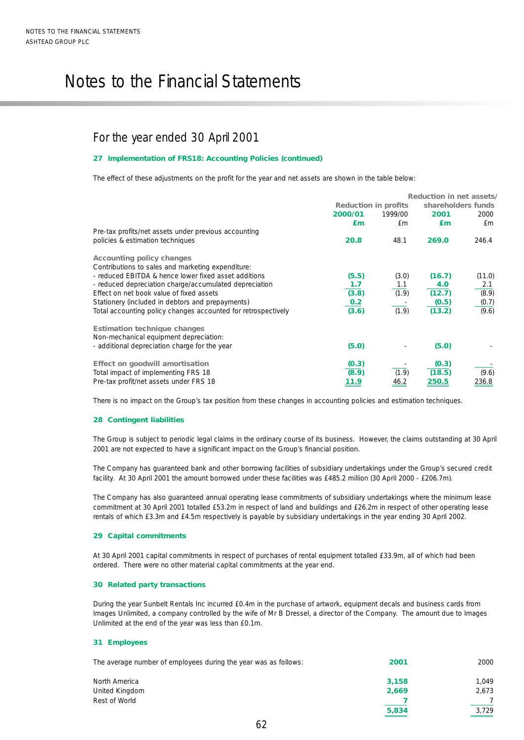# Notes to the Financial Statements

## For the year ended 30 April 2001

### 27 Implementation of FRS18: Accounting Policies (continued)

The effect of these adjustments on the profit for the year and net assets are shown in the table below:

| | Reduction in profits | | Reduction in net assets/ shareholders funds | |
|---|---|---|---|---|
| | **2000/01** | 1999/00 | **2001** | 2000 |
| | **£m** | £m | **£m** | £m |
| Pre-tax profits/net assets under previous accounting policies & estimation techniques | **20.8** | 48.1 | **269.0** | 246.4 |
| **Accounting policy changes** | | | | |
| Contributions to sales and marketing expenditure: | | | | |
| - reduced EBITDA & hence lower fixed asset additions | **(5.5)** | (3.0) | **(16.7)** | (11.0) |
| - reduced depreciation charge/accumulated depreciation | **1.7** | 1.1 | **4.0** | 2.1 |
| Effect on net book value of fixed assets | **(3.8)** | (1.9) | **(12.7)** | (8.9) |
| Stationery (included in debtors and prepayments) | **0.2** | - | **(0.5)** | (0.7) |
| Total accounting policy changes accounted for retrospectively | **(3.6)** | (1.9) | **(13.2)** | (9.6) |
| **Estimation technique changes** | | | | |
| Non-mechanical equipment depreciation: | | | | |
| - additional depreciation charge for the year | **(5.0)** | - | **(5.0)** | - |
| **Effect on goodwill amortisation** | **(0.3)** | - | **(0.3)** | - |
| Total impact of implementing FRS 18 | **(8.9)** | (1.9) | **(18.5)** | (9.6) |
| Pre-tax profit/net assets under FRS 18 | **11.9** | 46.2 | **250.5** | 236.8 |

There is no impact on the Group's tax position from these changes in accounting policies and estimation techniques.

### 28 Contingent liabilities

The Group is subject to periodic legal claims in the ordinary course of its business. However, the claims outstanding at 30 April 2001 are not expected to have a significant impact on the Group's financial position.

The Company has guaranteed bank and other borrowing facilities of subsidiary undertakings under the Group's secured credit facility. At 30 April 2001 the amount borrowed under these facilities was £485.2 million (30 April 2000 - £206.7m).

The Company has also guaranteed annual operating lease commitments of subsidiary undertakings where the minimum lease commitment at 30 April 2001 totalled £53.2m in respect of land and buildings and £26.2m in respect of other operating lease rentals of which £3.3m and £4.5m respectively is payable by subsidiary undertakings in the year ending 30 April 2002.

### 29 Capital commitments

At 30 April 2001 capital commitments in respect of purchases of rental equipment totalled £33.9m, all of which had been ordered. There were no other material capital commitments at the year end.

### 30 Related party transactions

During the year Sunbelt Rentals Inc incurred £0.4m in the purchase of artwork, equipment decals and business cards from Images Unlimited, a company controlled by the wife of Mr B Dressel, a director of the Company. The amount due to Images Unlimited at the end of the year was less than £0.1m.

### 31 Employees

| The average number of employees during the year was as follows: | **2001** | 2000 |
|---|---|---|
| North America | **3,158** | 1,049 |
| United Kingdom | **2,669** | 2,673 |
| Rest of World | **7** | 7 |
| | **5,834** | 3,729 |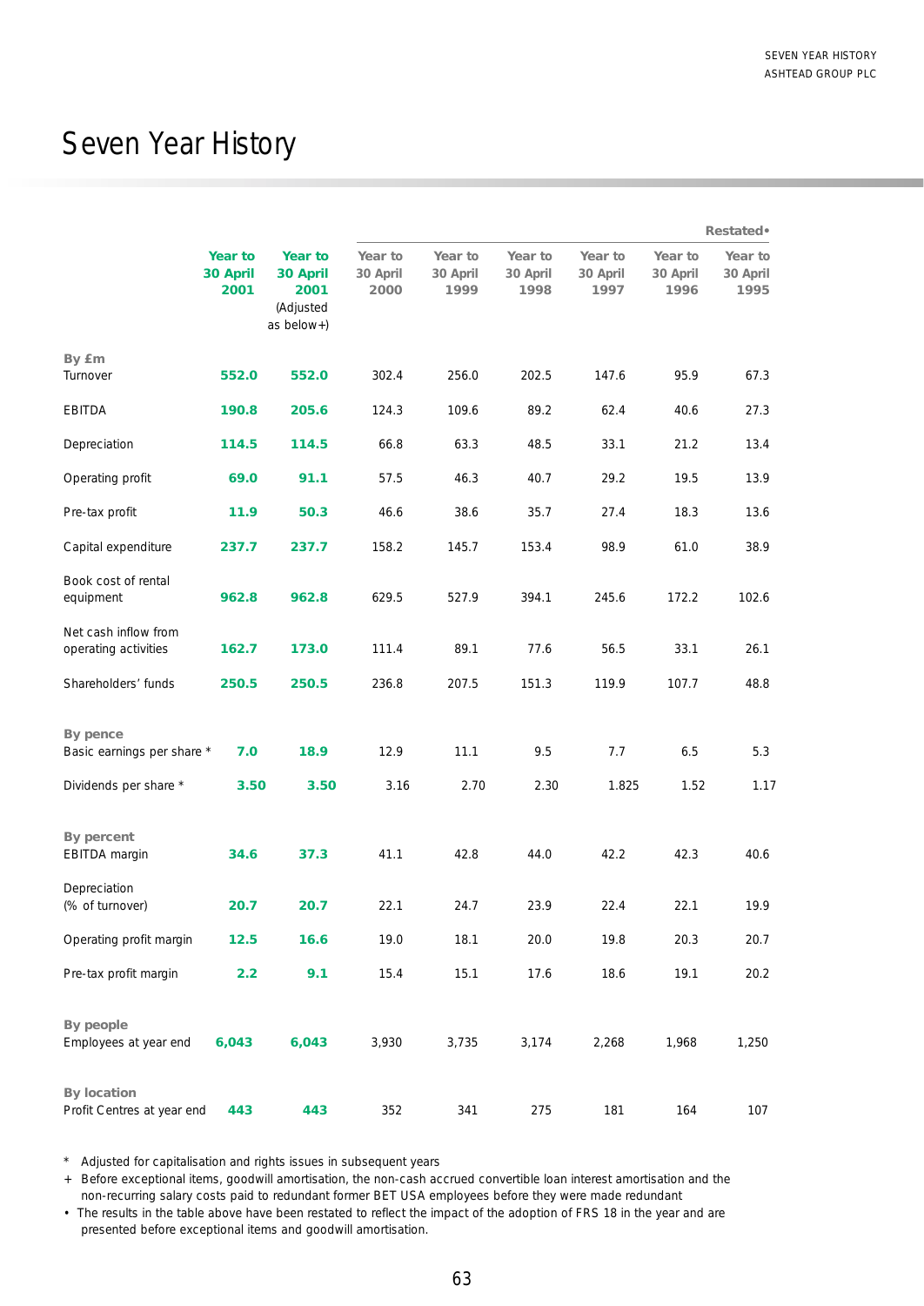# Seven Year History

| | Year to 30 April 2001 | Year to 30 April 2001 (Adjusted as below+) | Restated• Year to 30 April 2000 | Year to 30 April 1999 | Year to 30 April 1998 | Year to 30 April 1997 | Year to 30 April 1996 | Year to 30 April 1995 |
|---|---|---|---|---|---|---|---|---|
| **By £m** | | | | | | | | |
| Turnover | **552.0** | **552.0** | 302.4 | 256.0 | 202.5 | 147.6 | 95.9 | 67.3 |
| EBITDA | **190.8** | **205.6** | 124.3 | 109.6 | 89.2 | 62.4 | 40.6 | 27.3 |
| Depreciation | **114.5** | **114.5** | 66.8 | 63.3 | 48.5 | 33.1 | 21.2 | 13.4 |
| Operating profit | **69.0** | **91.1** | 57.5 | 46.3 | 40.7 | 29.2 | 19.5 | 13.9 |
| Pre-tax profit | **11.9** | **50.3** | 46.6 | 38.6 | 35.7 | 27.4 | 18.3 | 13.6 |
| Capital expenditure | **237.7** | **237.7** | 158.2 | 145.7 | 153.4 | 98.9 | 61.0 | 38.9 |
| Book cost of rental equipment | **962.8** | **962.8** | 629.5 | 527.9 | 394.1 | 245.6 | 172.2 | 102.6 |
| Net cash inflow from operating activities | **162.7** | **173.0** | 111.4 | 89.1 | 77.6 | 56.5 | 33.1 | 26.1 |
| Shareholders' funds | **250.5** | **250.5** | 236.8 | 207.5 | 151.3 | 119.9 | 107.7 | 48.8 |
| **By pence** | | | | | | | | |
| Basic earnings per share * | **7.0** | **18.9** | 12.9 | 11.1 | 9.5 | 7.7 | 6.5 | 5.3 |
| Dividends per share * | **3.50** | **3.50** | 3.16 | 2.70 | 2.30 | 1.825 | 1.52 | 1.17 |
| **By percent** | | | | | | | | |
| EBITDA margin | **34.6** | **37.3** | 41.1 | 42.8 | 44.0 | 42.2 | 42.3 | 40.6 |
| Depreciation (% of turnover) | **20.7** | **20.7** | 22.1 | 24.7 | 23.9 | 22.4 | 22.1 | 19.9 |
| Operating profit margin | **12.5** | **16.6** | 19.0 | 18.1 | 20.0 | 19.8 | 20.3 | 20.7 |
| Pre-tax profit margin | **2.2** | **9.1** | 15.4 | 15.1 | 17.6 | 18.6 | 19.1 | 20.2 |
| **By people** | | | | | | | | |
| Employees at year end | **6,043** | **6,043** | 3,930 | 3,735 | 3,174 | 2,268 | 1,968 | 1,250 |
| **By location** | | | | | | | | |
| Profit Centres at year end | **443** | **443** | 352 | 341 | 275 | 181 | 164 | 107 |

\* Adjusted for capitalisation and rights issues in subsequent years

\+ Before exceptional items, goodwill amortisation, the non-cash accrued convertible loan interest amortisation and the non-recurring salary costs paid to redundant former BET USA employees before they were made redundant

• The results in the table above have been restated to reflect the impact of the adoption of FRS 18 in the year and are presented before exceptional items and goodwill amortisation.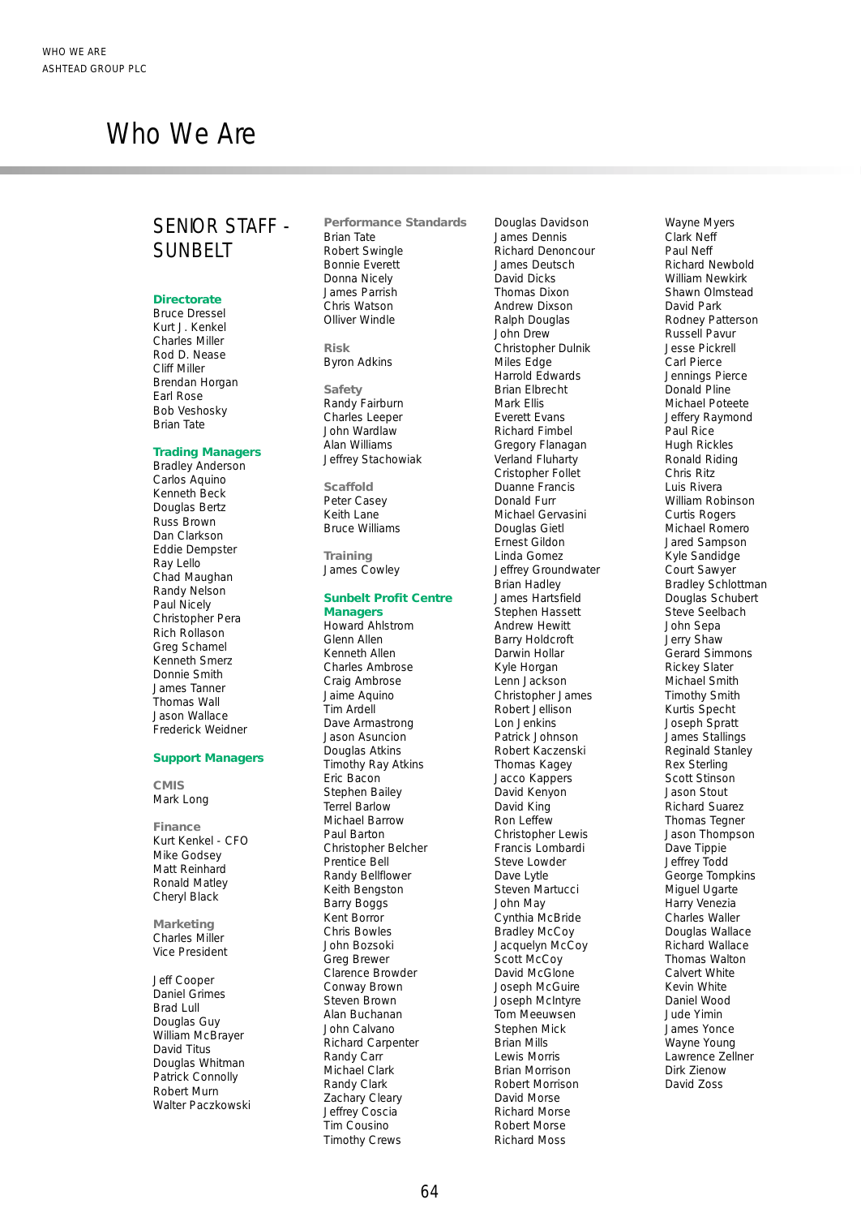# Who We Are

## SENIOR STAFF - SUNBELT

### Directorate

Bruce Dressel
Kurt J. Kenkel
Charles Miller
Rod D. Nease
Cliff Miller
Brendan Horgan
Earl Rose
Bob Veshosky
Brian Tate

### Trading Managers

Bradley Anderson
Carlos Aquino
Kenneth Beck
Douglas Bertz
Russ Brown
Dan Clarkson
Eddie Dempster
Ray Lello
Chad Maughan
Randy Nelson
Paul Nicely
Christopher Pera
Rich Rollason
Greg Schamel
Kenneth Smerz
Donnie Smith
James Tanner
Thomas Wall
Jason Wallace
Frederick Weidner

### Support Managers

**CMIS**
Mark Long

**Finance**
Kurt Kenkel - CFO
Mike Godsey
Matt Reinhard
Ronald Matley
Cheryl Black

**Marketing**
Charles Miller
Vice President

Jeff Cooper
Daniel Grimes
Brad Lull
Douglas Guy
William McBrayer
David Titus
Douglas Whitman
Patrick Connolly
Robert Murn
Walter Paczkowski

**Performance Standards**
Brian Tate
Robert Swingle
Bonnie Everett
Donna Nicely
James Parrish
Chris Watson
Olliver Windle

**Risk**
Byron Adkins

**Safety**
Randy Fairburn
Charles Leeper
John Wardlaw
Alan Williams
Jeffrey Stachowiak

**Scaffold**
Peter Casey
Keith Lane
Bruce Williams

**Training**
James Cowley

### Sunbelt Profit Centre Managers

Howard Ahlstrom
Glenn Allen
Kenneth Allen
Charles Ambrose
Craig Ambrose
Jaime Aquino
Tim Ardell
Dave Armastrong
Jason Asuncion
Douglas Atkins
Timothy Ray Atkins
Eric Bacon
Stephen Bailey
Terrel Barlow
Michael Barrow
Paul Barton
Christopher Belcher
Prentice Bell
Randy Bellflower
Keith Bengston
Barry Boggs
Kent Borror
Chris Bowles
John Bozsoki
Greg Brewer
Clarence Browder
Conway Brown
Steven Brown
Alan Buchanan
John Calvano
Richard Carpenter
Randy Carr
Michael Clark
Randy Clark
Zachary Cleary
Jeffrey Coscia
Tim Cousino
Timothy Crews
Douglas Davidson
James Dennis
Richard Denoncour
James Deutsch
David Dicks
Thomas Dixon
Andrew Dixson
Ralph Douglas
John Drew
Christopher Dulnik
Miles Edge
Harrold Edwards
Brian Elbrecht
Mark Ellis
Everett Evans
Richard Fimbel
Gregory Flanagan
Verland Fluharty
Cristopher Follet
Duanne Francis
Donald Furr
Michael Gervasini
Douglas Gietl
Ernest Gildon
Linda Gomez
Jeffrey Groundwater
Brian Hadley
James Hartsfield
Stephen Hassett
Andrew Hewitt
Barry Holdcroft
Darwin Hollar
Kyle Horgan
Lenn Jackson
Christopher James
Robert Jellison
Lon Jenkins
Patrick Johnson
Robert Kaczenski
Thomas Kagey
Jacco Kappers
David Kenyon
David King
Ron Leffew
Christopher Lewis
Francis Lombardi
Steve Lowder
Dave Lytle
Steven Martucci
John May
Cynthia McBride
Bradley McCoy
Jacquelyn McCoy
Scott McCoy
David McGlone
Joseph McGuire
Joseph McIntyre
Tom Meeuwsen
Stephen Mick
Brian Mills
Lewis Morris
Brian Morrison
Robert Morrison
David Morse
Richard Morse
Robert Morse
Richard Moss
Wayne Myers
Clark Neff
Paul Neff
Richard Newbold
William Newkirk
Shawn Olmstead
David Park
Rodney Patterson
Russell Pavur
Jesse Pickrell
Carl Pierce
Jennings Pierce
Donald Pline
Michael Poteete
Jeffery Raymond
Paul Rice
Hugh Rickles
Ronald Riding
Chris Ritz
Luis Rivera
William Robinson
Curtis Rogers
Michael Romero
Jared Sampson
Kyle Sandidge
Court Sawyer
Bradley Schlottman
Douglas Schubert
Steve Seelbach
John Sepa
Jerry Shaw
Gerard Simmons
Rickey Slater
Michael Smith
Timothy Smith
Kurtis Specht
Joseph Spratt
James Stallings
Reginald Stanley
Rex Sterling
Scott Stinson
Jason Stout
Richard Suarez
Thomas Tegner
Jason Thompson
Dave Tippie
Jeffrey Todd
George Tompkins
Miguel Ugarte
Harry Venezia
Charles Waller
Douglas Wallace
Richard Wallace
Thomas Walton
Calvert White
Kevin White
Daniel Wood
Jude Yimin
James Yonce
Wayne Young
Lawrence Zellner
Dirk Zienow
David Zoss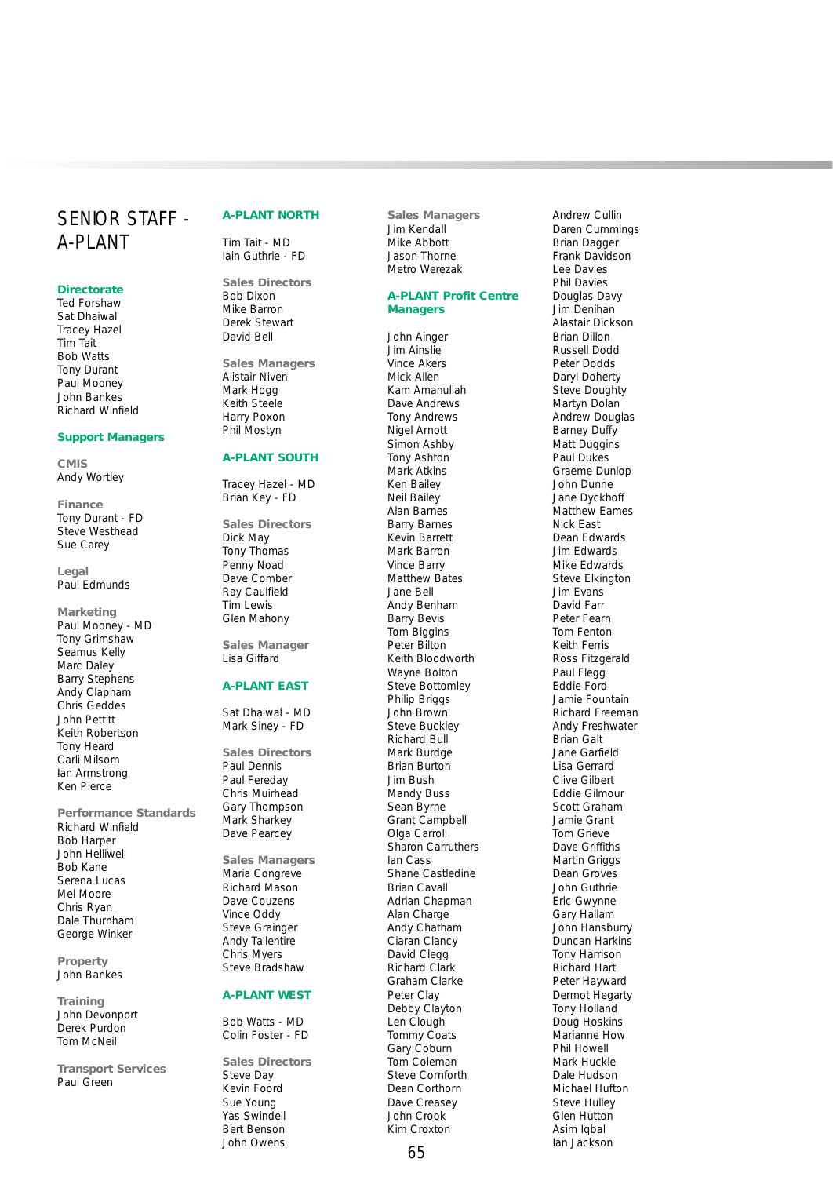# SENIOR STAFF - A-PLANT

## Directorate

Ted Forshaw
Sat Dhaiwal
Tracey Hazel
Tim Tait
Bob Watts
Tony Durant
Paul Mooney
John Bankes
Richard Winfield

## Support Managers

### CMIS

Andy Wortley

### Finance

Tony Durant - FD
Steve Westhead
Sue Carey

### Legal

Paul Edmunds

### Marketing

Paul Mooney - MD
Tony Grimshaw
Seamus Kelly
Marc Daley
Barry Stephens
Andy Clapham
Chris Geddes
John Pettitt
Keith Robertson
Tony Heard
Carli Milsom
Ian Armstrong
Ken Pierce

### Performance Standards

Richard Winfield
Bob Harper
John Helliwell
Bob Kane
Serena Lucas
Mel Moore
Chris Ryan
Dale Thurnham
George Winker

### Property

John Bankes

### Training

John Devonport
Derek Purdon
Tom McNeil

### Transport Services

Paul Green

## A-PLANT NORTH

Tim Tait - MD
Iain Guthrie - FD

### Sales Directors

Bob Dixon
Mike Barron
Derek Stewart
David Bell

### Sales Managers

Alistair Niven
Mark Hogg
Keith Steele
Harry Poxon
Phil Mostyn

## A-PLANT SOUTH

Tracey Hazel - MD
Brian Key - FD

### Sales Directors

Dick May
Tony Thomas
Penny Noad
Dave Comber
Ray Caulfield
Tim Lewis
Glen Mahony

### Sales Manager

Lisa Giffard

## A-PLANT EAST

Sat Dhaiwal - MD
Mark Siney - FD

### Sales Directors

Paul Dennis
Paul Fereday
Chris Muirhead
Gary Thompson
Mark Sharkey
Dave Pearcey

### Sales Managers

Maria Congreve
Richard Mason
Dave Couzens
Vince Oddy
Steve Grainger
Andy Tallentire
Chris Myers
Steve Bradshaw

## A-PLANT WEST

Bob Watts - MD
Colin Foster - FD

### Sales Directors

Steve Day
Kevin Foord
Sue Young
Yas Swindell
Bert Benson
John Owens

### Sales Managers

Jim Kendall
Mike Abbott
Jason Thorne
Metro Werezak

## A-PLANT Profit Centre Managers

John Ainger
Jim Ainslie
Vince Akers
Mick Allen
Kam Amanullah
Dave Andrews
Tony Andrews
Nigel Arnott
Simon Ashby
Tony Ashton
Mark Atkins
Ken Bailey
Neil Bailey
Alan Barnes
Barry Barnes
Kevin Barrett
Mark Barron
Vince Barry
Matthew Bates
Jane Bell
Andy Benham
Barry Bevis
Tom Biggins
Peter Bilton
Keith Bloodworth
Wayne Bolton
Steve Bottomley
Philip Briggs
John Brown
Steve Buckley
Richard Bull
Mark Burdge
Brian Burton
Jim Bush
Mandy Buss
Sean Byrne
Grant Campbell
Olga Carroll
Sharon Carruthers
Ian Cass
Shane Castledine
Brian Cavall
Adrian Chapman
Alan Charge
Andy Chatham
Ciaran Clancy
David Clegg
Richard Clark
Graham Clarke
Peter Clay
Debby Clayton
Len Clough
Tommy Coats
Gary Coburn
Tom Coleman
Steve Cornforth
Dean Corthorn
Dave Creasey
John Crook
Kim Croxton
Andrew Cullin
Daren Cummings
Brian Dagger
Frank Davidson
Lee Davies
Phil Davies
Douglas Davy
Jim Denihan
Alastair Dickson
Brian Dillon
Russell Dodd
Peter Dodds
Daryl Doherty
Steve Doughty
Martyn Dolan
Andrew Douglas
Barney Duffy
Matt Duggins
Paul Dukes
Graeme Dunlop
John Dunne
Jane Dyckhoff
Matthew Eames
Nick East
Dean Edwards
Jim Edwards
Mike Edwards
Steve Elkington
Jim Evans
David Farr
Peter Fearn
Tom Fenton
Keith Ferris
Ross Fitzgerald
Paul Flegg
Eddie Ford
Jamie Fountain
Richard Freeman
Andy Freshwater
Brian Galt
Jane Garfield
Lisa Gerrard
Clive Gilbert
Eddie Gilmour
Scott Graham
Jamie Grant
Tom Grieve
Dave Griffiths
Martin Griggs
Dean Groves
John Guthrie
Eric Gwynne
Gary Hallam
John Hansburry
Duncan Harkins
Tony Harrison
Richard Hart
Peter Hayward
Dermot Hegarty
Tony Holland
Doug Hoskins
Marianne How
Phil Howell
Mark Huckle
Dale Hudson
Michael Hufton
Steve Hulley
Glen Hutton
Asim Iqbal
Ian Jackson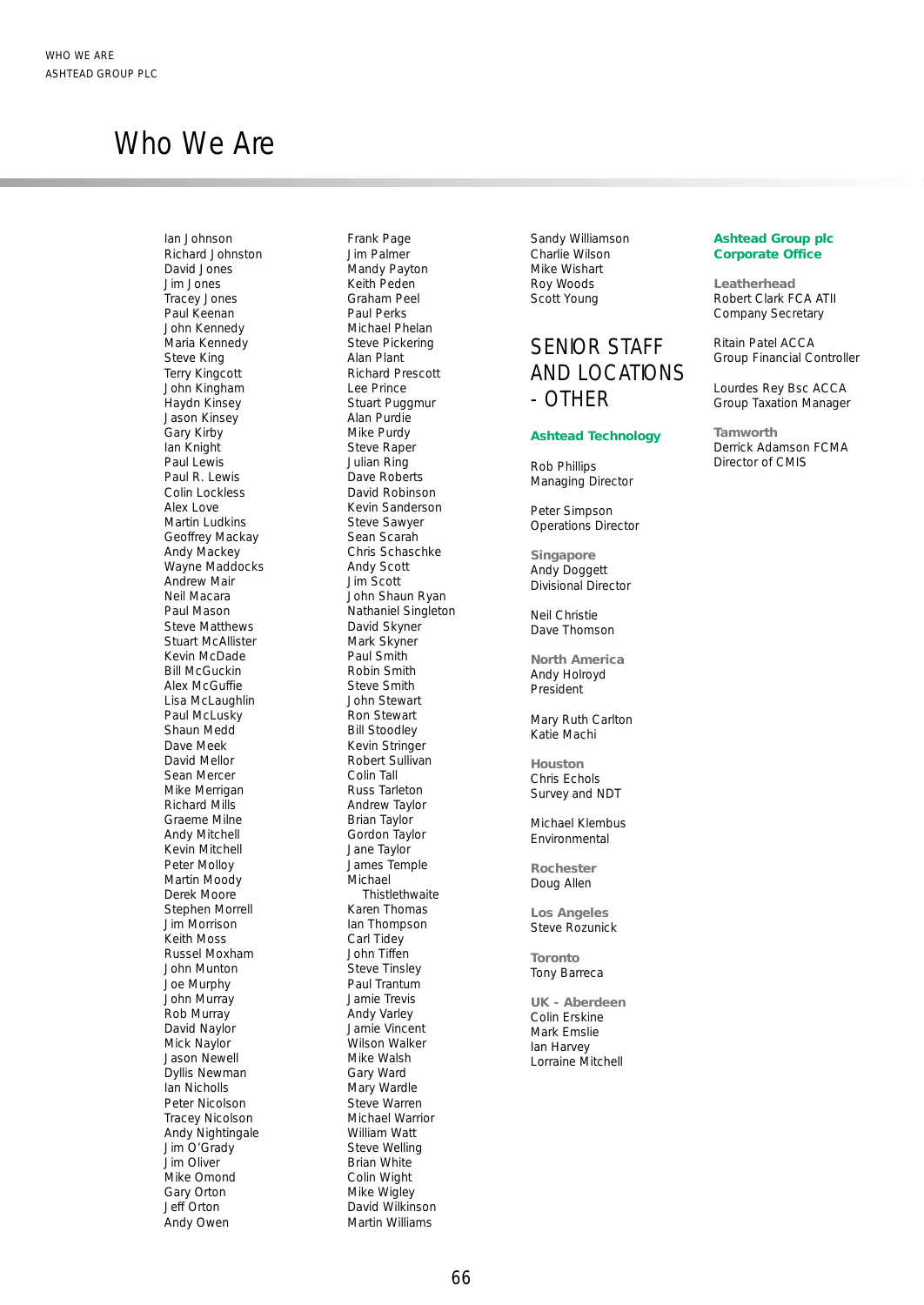# Who We Are

Ian Johnson
Richard Johnston
David Jones
Jim Jones
Tracey Jones
Paul Keenan
John Kennedy
Maria Kennedy
Steve King
Terry Kingcott
John Kingham
Haydn Kinsey
Jason Kinsey
Gary Kirby
Ian Knight
Paul Lewis
Paul R. Lewis
Colin Lockless
Alex Love
Martin Ludkins
Geoffrey Mackay
Andy Mackey
Wayne Maddocks
Andrew Mair
Neil Macara
Paul Mason
Steve Matthews
Stuart McAllister
Kevin McDade
Bill McGuckin
Alex McGuffie
Lisa McLaughlin
Paul McLusky
Shaun Medd
Dave Meek
David Mellor
Sean Mercer
Mike Merrigan
Richard Mills
Graeme Milne
Andy Mitchell
Kevin Mitchell
Peter Molloy
Martin Moody
Derek Moore
Stephen Morrell
Jim Morrison
Keith Moss
Russel Moxham
John Munton
Joe Murphy
John Murray
Rob Murray
David Naylor
Mick Naylor
Jason Newell
Dyllis Newman
Ian Nicholls
Peter Nicolson
Tracey Nicolson
Andy Nightingale
Jim O'Grady
Jim Oliver
Mike Omond
Gary Orton
Jeff Orton
Andy Owen

Frank Page
Jim Palmer
Mandy Payton
Keith Peden
Graham Peel
Paul Perks
Michael Phelan
Steve Pickering
Alan Plant
Richard Prescott
Lee Prince
Stuart Puggmur
Alan Purdie
Mike Purdy
Steve Raper
Julian Ring
Dave Roberts
David Robinson
Kevin Sanderson
Steve Sawyer
Sean Scarah
Chris Schaschke
Andy Scott
Jim Scott
John Shaun Ryan
Nathaniel Singleton
David Skyner
Mark Skyner
Paul Smith
Robin Smith
Steve Smith
John Stewart
Ron Stewart
Bill Stoodley
Kevin Stringer
Robert Sullivan
Colin Tall
Russ Tarleton
Andrew Taylor
Brian Taylor
Gordon Taylor
Jane Taylor
James Temple
Michael Thistlethwaite
Karen Thomas
Ian Thompson
Carl Tidey
John Tiffen
Steve Tinsley
Paul Trantum
Jamie Trevis
Andy Varley
Jamie Vincent
Wilson Walker
Mike Walsh
Gary Ward
Mary Wardle
Steve Warren
Michael Warrior
William Watt
Steve Welling
Brian White
Colin Wight
Mike Wigley
David Wilkinson
Martin Williams

Sandy Williamson
Charlie Wilson
Mike Wishart
Roy Woods
Scott Young

## SENIOR STAFF AND LOCATIONS - OTHER

**Ashtead Technology**

Rob Phillips
Managing Director

Peter Simpson
Operations Director

**Singapore**
Andy Doggett
Divisional Director

Neil Christie
Dave Thomson

**North America**
Andy Holroyd
President

Mary Ruth Carlton
Katie Machi

**Houston**
Chris Echols
Survey and NDT

Michael Klembus
Environmental

**Rochester**
Doug Allen

**Los Angeles**
Steve Rozunick

**Toronto**
Tony Barreca

**UK - Aberdeen**
Colin Erskine
Mark Emslie
Ian Harvey
Lorraine Mitchell

**Ashtead Group plc Corporate Office**

**Leatherhead**
Robert Clark FCA ATII
Company Secretary

Ritain Patel ACCA
Group Financial Controller

Lourdes Rey Bsc ACCA
Group Taxation Manager

**Tamworth**
Derrick Adamson FCMA
Director of CMIS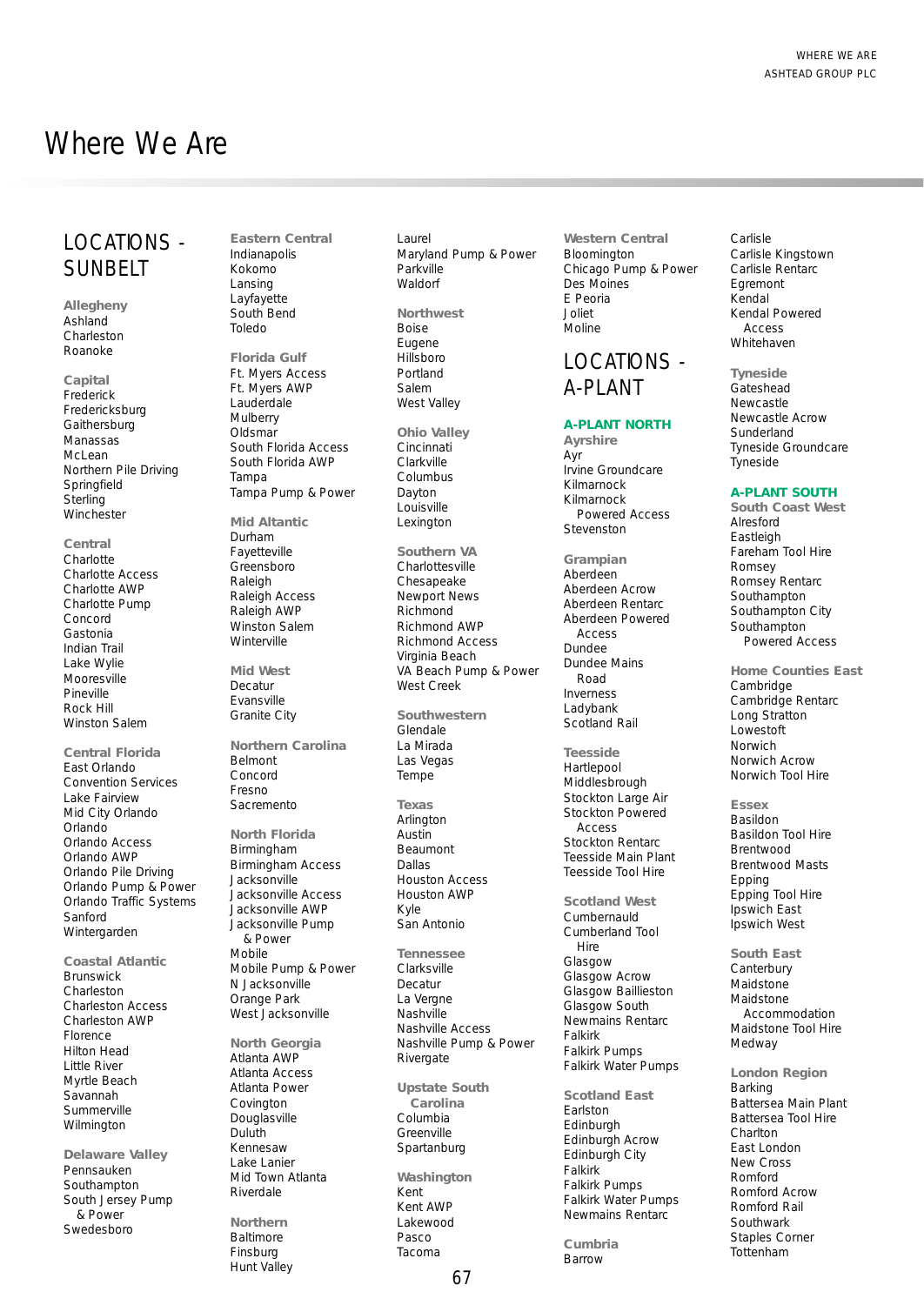# Where We Are

## LOCATIONS - SUNBELT

**Allegheny**
Ashland
Charleston
Roanoke

**Capital**
Frederick
Fredericksburg
Gaithersburg
Manassas
McLean
Northern Pile Driving
Springfield
Sterling
Winchester

**Central**
Charlotte
Charlotte Access
Charlotte AWP
Charlotte Pump
Concord
Gastonia
Indian Trail
Lake Wylie
Mooresville
Pineville
Rock Hill
Winston Salem

**Central Florida**
East Orlando
Convention Services
Lake Fairview
Mid City Orlando
Orlando
Orlando Access
Orlando AWP
Orlando Pile Driving
Orlando Pump & Power
Orlando Traffic Systems
Sanford
Wintergarden

**Coastal Atlantic**
Brunswick
Charleston
Charleston Access
Charleston AWP
Florence
Hilton Head
Little River
Myrtle Beach
Savannah
Summerville
Wilmington

**Delaware Valley**
Pennsauken
Southampton
South Jersey Pump & Power
Swedesboro

**Eastern Central**
Indianapolis
Kokomo
Lansing
Layfayette
South Bend
Toledo

**Florida Gulf**
Ft. Myers Access
Ft. Myers AWP
Lauderdale
Mulberry
Oldsmar
South Florida Access
South Florida AWP
Tampa
Tampa Pump & Power

**Mid Altantic**
Durham
Fayetteville
Greensboro
Raleigh
Raleigh Access
Raleigh AWP
Winston Salem
Winterville

**Mid West**
Decatur
Evansville
Granite City

**Northern Carolina**
Belmont
Concord
Fresno
Sacremento

**North Florida**
Birmingham
Birmingham Access
Jacksonville
Jacksonville Access
Jacksonville AWP
Jacksonville Pump & Power
Mobile
Mobile Pump & Power
N Jacksonville
Orange Park
West Jacksonville

**North Georgia**
Atlanta AWP
Atlanta Access
Atlanta Power
Covington
Douglasville
Duluth
Kennesaw
Lake Lanier
Mid Town Atlanta
Riverdale

**Northern**
Baltimore
Finsburg
Hunt Valley
Laurel
Maryland Pump & Power
Parkville
Waldorf

**Northwest**
Boise
Eugene
Hillsboro
Portland
Salem
West Valley

**Ohio Valley**
Cincinnati
Clarkville
Columbus
Dayton
Louisville
Lexington

**Southern VA**
Charlottesville
Chesapeake
Newport News
Richmond
Richmond AWP
Richmond Access
Virginia Beach
VA Beach Pump & Power
West Creek

**Southwestern**
Glendale
La Mirada
Las Vegas
Tempe

**Texas**
Arlington
Austin
Beaumont
Dallas
Houston Access
Houston AWP
Kyle
San Antonio

**Tennessee**
Clarksville
Decatur
La Vergne
Nashville
Nashville Access
Nashville Pump & Power
Rivergate

**Upstate South Carolina**
Columbia
Greenville
Spartanburg

**Washington**
Kent
Kent AWP
Lakewood
Pasco
Tacoma

**Western Central**
Bloomington
Chicago Pump & Power
Des Moines
E Peoria
Joliet
Moline

## LOCATIONS - A-PLANT

### A-PLANT NORTH

**Ayrshire**
Ayr
Irvine Groundcare
Kilmarnock
Kilmarnock Powered Access
Stevenston

**Grampian**
Aberdeen
Aberdeen Acrow
Aberdeen Rentarc
Aberdeen Powered Access
Dundee
Dundee Mains Road
Inverness
Ladybank
Scotland Rail

**Teesside**
Hartlepool
Middlesbrough
Stockton Large Air
Stockton Powered Access
Stockton Rentarc
Teesside Main Plant
Teesside Tool Hire

**Scotland West**
Cumbernauld
Cumberland Tool Hire
Glasgow
Glasgow Acrow
Glasgow Baillieston
Glasgow South
Newmains Rentarc
Falkirk
Falkirk Pumps
Falkirk Water Pumps

**Scotland East**
Earlston
Edinburgh
Edinburgh Acrow
Edinburgh City
Falkirk
Falkirk Pumps
Falkirk Water Pumps
Newmains Rentarc

**Cumbria**
Barrow
Carlisle
Carlisle Kingstown
Carlisle Rentarc
Egremont
Kendal
Kendal Powered Access
Whitehaven

**Tyneside**
Gateshead
Newcastle
Newcastle Acrow
Sunderland
Tyneside Groundcare
Tyneside

### A-PLANT SOUTH

**South Coast West**
Alresford
Eastleigh
Fareham Tool Hire
Romsey
Romsey Rentarc
Southampton
Southampton City
Southampton Powered Access

**Home Counties East**
Cambridge
Cambridge Rentarc
Long Stratton
Lowestoft
Norwich
Norwich Acrow
Norwich Tool Hire

**Essex**
Basildon
Basildon Tool Hire
Brentwood
Brentwood Masts
Epping
Epping Tool Hire
Ipswich East
Ipswich West

**South East**
Canterbury
Maidstone
Maidstone Accommodation
Maidstone Tool Hire
Medway

**London Region**
Barking
Battersea Main Plant
Battersea Tool Hire
Charlton
East London
New Cross
Romford
Romford Acrow
Romford Rail
Southwark
Staples Corner
Tottenham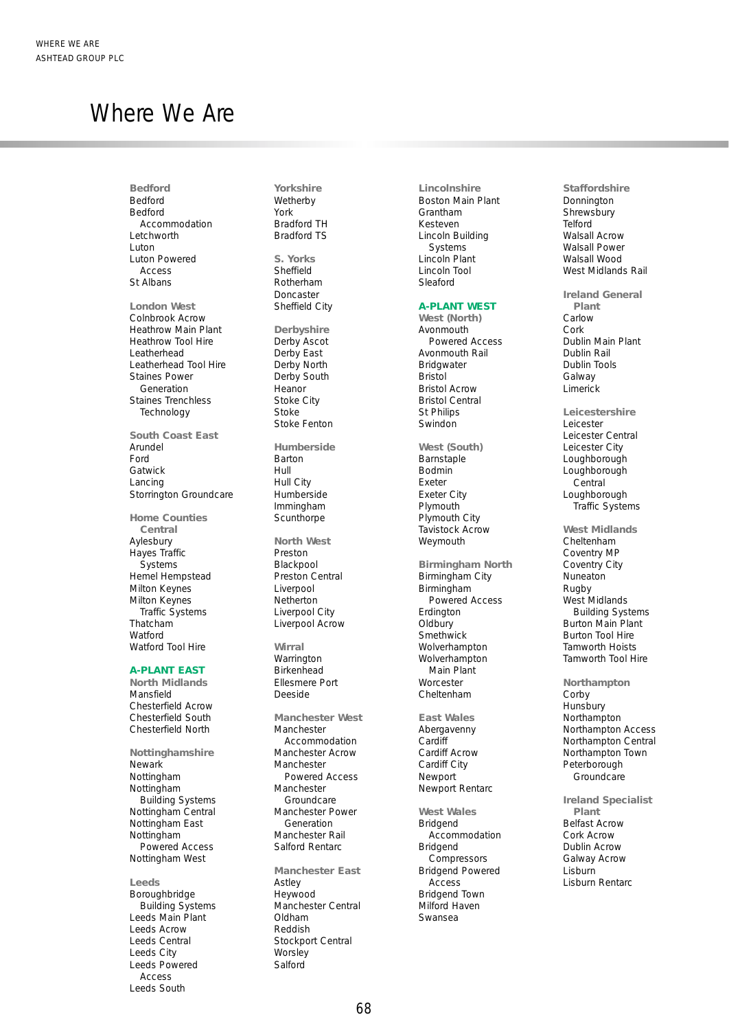# Where We Are

**Bedford**
Bedford
Bedford Accommodation
Letchworth
Luton
Luton Powered Access
St Albans

**London West**
Colnbrook Acrow
Heathrow Main Plant
Heathrow Tool Hire
Leatherhead
Leatherhead Tool Hire
Staines Power Generation
Staines Trenchless Technology

**South Coast East**
Arundel
Ford
Gatwick
Lancing
Storrington Groundcare

**Home Counties Central**
Aylesbury
Hayes Traffic Systems
Hemel Hempstead
Milton Keynes
Milton Keynes Traffic Systems
Thatcham
Watford
Watford Tool Hire

**A-PLANT EAST**

**North Midlands**
Mansfield
Chesterfield Acrow
Chesterfield South
Chesterfield North

**Nottinghamshire**
Newark
Nottingham
Nottingham Building Systems
Nottingham Central
Nottingham East
Nottingham Powered Access
Nottingham West

**Leeds**
Boroughbridge Building Systems
Leeds Main Plant
Leeds Acrow
Leeds Central
Leeds City
Leeds Powered Access
Leeds South

**Yorkshire**
Wetherby
York
Bradford TH
Bradford TS

**S. Yorks**
Sheffield
Rotherham
Doncaster
Sheffield City

**Derbyshire**
Derby Ascot
Derby East
Derby North
Derby South
Heanor
Stoke City
Stoke
Stoke Fenton

**Humberside**
Barton
Hull
Hull City
Humberside
Immingham
Scunthorpe

**North West**
Preston
Blackpool
Preston Central
Liverpool
Netherton
Liverpool City
Liverpool Acrow

**Wirral**
Warrington
Birkenhead
Ellesmere Port
Deeside

**Manchester West**
Manchester Accommodation
Manchester Acrow
Manchester Powered Access
Manchester Groundcare
Manchester Power Generation
Manchester Rail
Salford Rentarc

**Manchester East**
Astley
Heywood
Manchester Central
Oldham
Reddish
Stockport Central
Worsley
Salford

**Lincolnshire**
Boston Main Plant
Grantham
Kesteven
Lincoln Building Systems
Lincoln Plant
Lincoln Tool
Sleaford

**A-PLANT WEST**

**West (North)**
Avonmouth Powered Access
Avonmouth Rail
Bridgwater
Bristol
Bristol Acrow
Bristol Central
St Philips
Swindon

**West (South)**
Barnstaple
Bodmin
Exeter
Exeter City
Plymouth
Plymouth City
Tavistock Acrow
Weymouth

**Birmingham North**
Birmingham City
Birmingham Powered Access
Erdington
Oldbury
Smethwick
Wolverhampton
Wolverhampton Main Plant
Worcester
Cheltenham

**East Wales**
Abergavenny
Cardiff
Cardiff Acrow
Cardiff City
Newport
Newport Rentarc

**West Wales**
Bridgend Accommodation
Bridgend Compressors
Bridgend Powered Access
Bridgend Town
Milford Haven
Swansea

**Staffordshire**
Donnington
Shrewsbury
Telford
Walsall Acrow
Walsall Power
Walsall Wood
West Midlands Rail

**Ireland General Plant**
Carlow
Cork
Dublin Main Plant
Dublin Rail
Dublin Tools
Galway
Limerick

**Leicestershire**
Leicester
Leicester Central
Leicester City
Loughborough
Loughborough Central
Loughborough Traffic Systems

**West Midlands**
Cheltenham
Coventry MP
Coventry City
Nuneaton
Rugby
West Midlands Building Systems
Burton Main Plant
Burton Tool Hire
Tamworth Hoists
Tamworth Tool Hire

**Northampton**
Corby
Hunsbury
Northampton
Northampton Access
Northampton Central
Northampton Town
Peterborough Groundcare

**Ireland Specialist Plant**
Belfast Acrow
Cork Acrow
Dublin Acrow
Galway Acrow
Lisburn
Lisburn Rentarc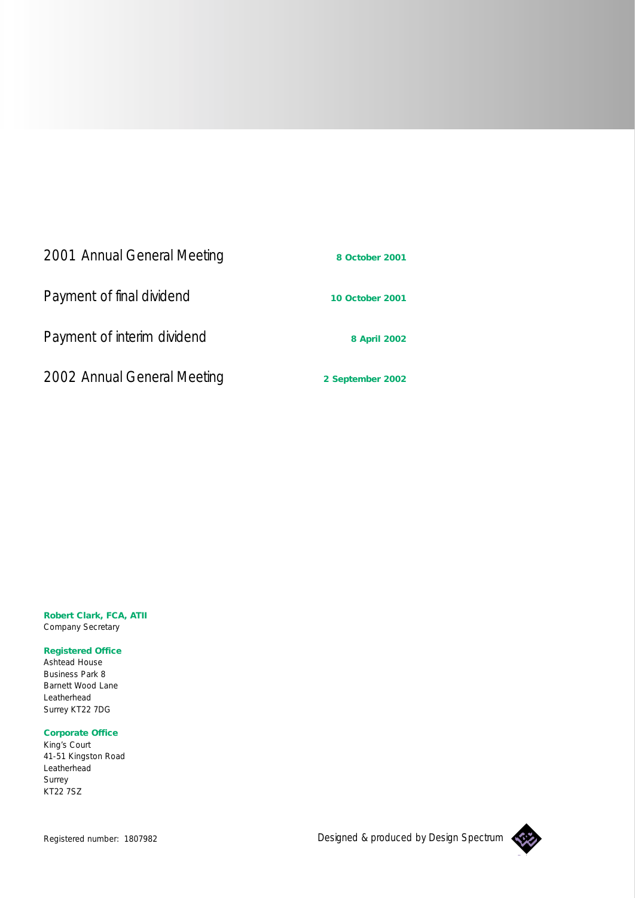| | |
|---|---|
| 2001 Annual General Meeting | **8 October 2001** |
| Payment of final dividend | **10 October 2001** |
| Payment of interim dividend | **8 April 2002** |
| 2002 Annual General Meeting | **2 September 2002** |

**Robert Clark, FCA, ATII**
Company Secretary

**Registered Office**
Ashtead House
Business Park 8
Barnett Wood Lane
Leatherhead
Surrey KT22 7DG

**Corporate Office**
King's Court
41-51 Kingston Road
Leatherhead
Surrey
KT22 7SZ

Registered number: 1807982

Designed & produced by Design Spectrum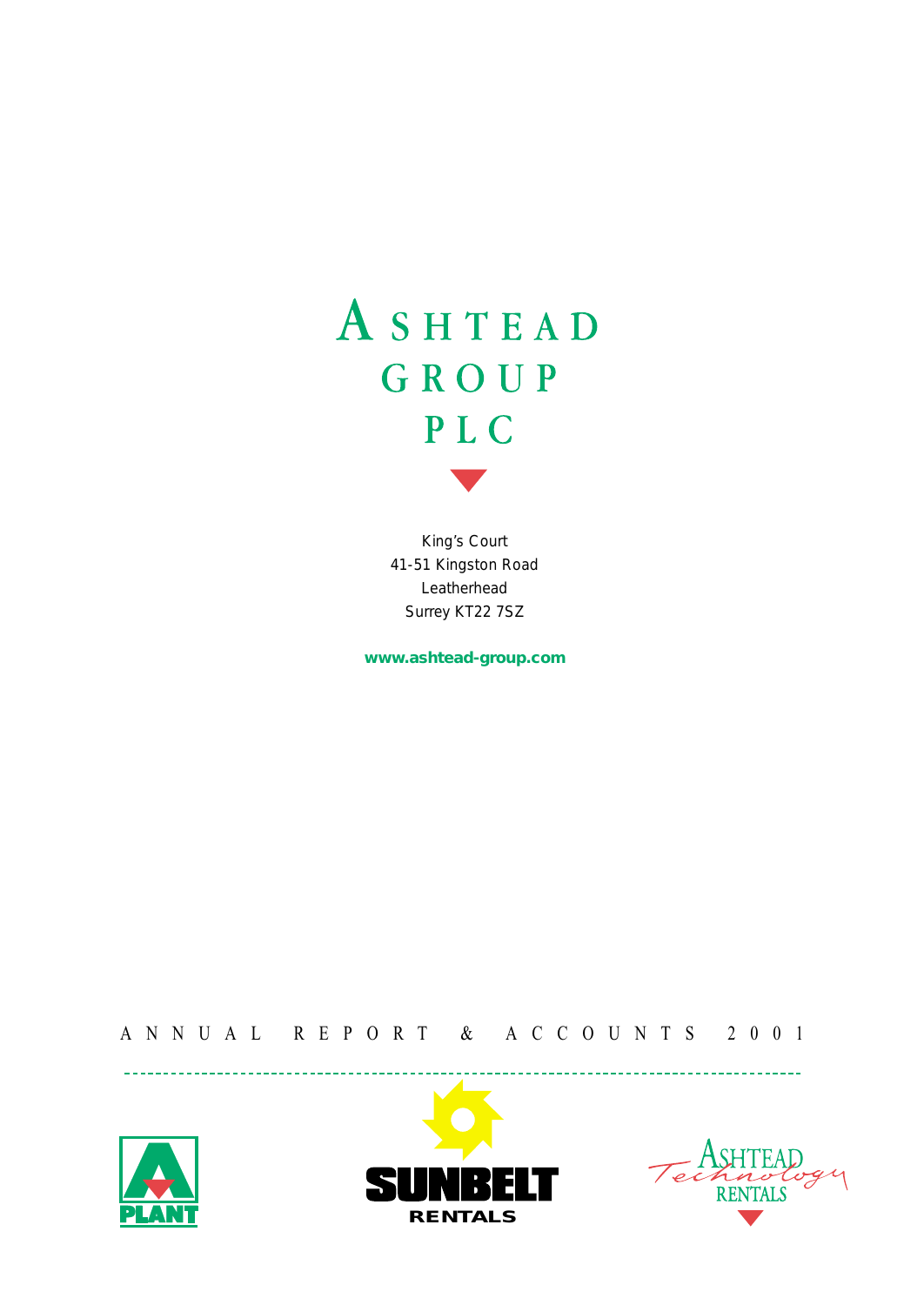# ASHTEAD GROUP PLC

King's Court
41-51 Kingston Road
Leatherhead
Surrey KT22 7SZ

**www.ashtead-group.com**

ANNUAL REPORT & ACCOUNTS 2001

PLANT

SUNBELT RENTALS

ASHTEAD Technology RENTALS